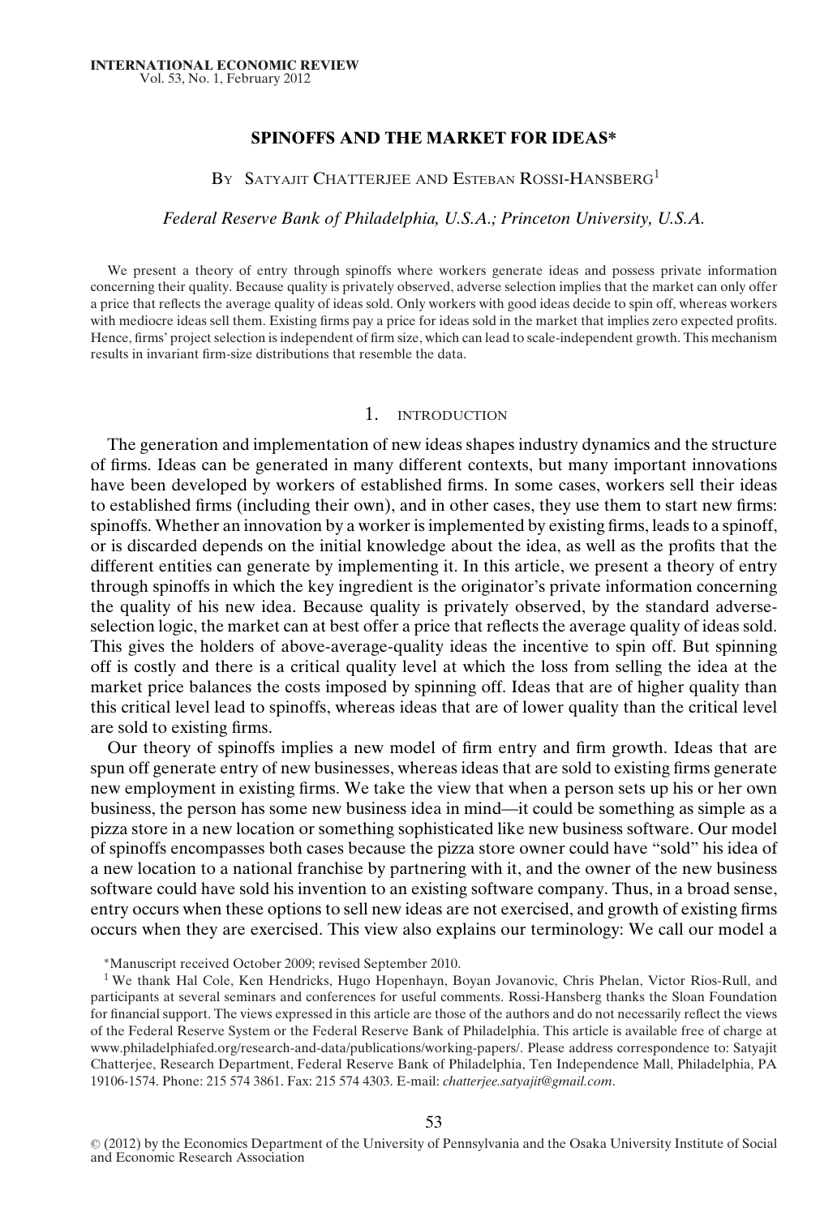# SPINOFFS AND THE MARKET FOR IDEAS*

By Satyajit Chatterjee and Esteban Rossi-Hansberg[1]

*Federal Reserve Bank of Philadelphia, U.S.A.; Princeton University, U.S.A.*

We present a theory of entry through spinoffs where workers generate ideas and possess private information concerning their quality. Because quality is privately observed, adverse selection implies that the market can only offer a price that reflects the average quality of ideas sold. Only workers with good ideas decide to spin off, whereas workers with mediocre ideas sell them. Existing firms pay a price for ideas sold in the market that implies zero expected profits. Hence, firms' project selection is independent of firm size, which can lead to scale-independent growth. This mechanism results in invariant firm-size distributions that resemble the data.

## 1. INTRODUCTION

The generation and implementation of new ideas shapes industry dynamics and the structure of firms. Ideas can be generated in many different contexts, but many important innovations have been developed by workers of established firms. In some cases, workers sell their ideas to established firms (including their own), and in other cases, they use them to start new firms: spinoffs. Whether an innovation by a worker is implemented by existing firms, leads to a spinoff, or is discarded depends on the initial knowledge about the idea, as well as the profits that the different entities can generate by implementing it. In this article, we present a theory of entry through spinoffs in which the key ingredient is the originator's private information concerning the quality of his new idea. Because quality is privately observed, by the standard adverse-selection logic, the market can at best offer a price that reflects the average quality of ideas sold. This gives the holders of above-average-quality ideas the incentive to spin off. But spinning off is costly and there is a critical quality level at which the loss from selling the idea at the market price balances the costs imposed by spinning off. Ideas that are of higher quality than this critical level lead to spinoffs, whereas ideas that are of lower quality than the critical level are sold to existing firms.

Our theory of spinoffs implies a new model of firm entry and firm growth. Ideas that are spun off generate entry of new businesses, whereas ideas that are sold to existing firms generate new employment in existing firms. We take the view that when a person sets up his or her own business, the person has some new business idea in mind—it could be something as simple as a pizza store in a new location or something sophisticated like new business software. Our model of spinoffs encompasses both cases because the pizza store owner could have "sold" his idea of a new location to a national franchise by partnering with it, and the owner of the new business software could have sold his invention to an existing software company. Thus, in a broad sense, entry occurs when these options to sell new ideas are not exercised, and growth of existing firms occurs when they are exercised. This view also explains our terminology: We call our model a

*Manuscript received October 2009; revised September 2010.

[1] We thank Hal Cole, Ken Hendricks, Hugo Hopenhayn, Boyan Jovanovic, Chris Phelan, Victor Rios-Rull, and participants at several seminars and conferences for useful comments. Rossi-Hansberg thanks the Sloan Foundation for financial support. The views expressed in this article are those of the authors and do not necessarily reflect the views of the Federal Reserve System or the Federal Reserve Bank of Philadelphia. This article is available free of charge at www.philadelphiafed.org/research-and-data/publications/working-papers/. Please address correspondence to: Satyajit Chatterjee, Research Department, Federal Reserve Bank of Philadelphia, Ten Independence Mall, Philadelphia, PA 19106-1574. Phone: 215 574 3861. Fax: 215 574 4303. E-mail: *chatterjee.satyajit@gmail.com*.

© (2012) by the Economics Department of the University of Pennsylvania and the Osaka University Institute of Social and Economic Research Association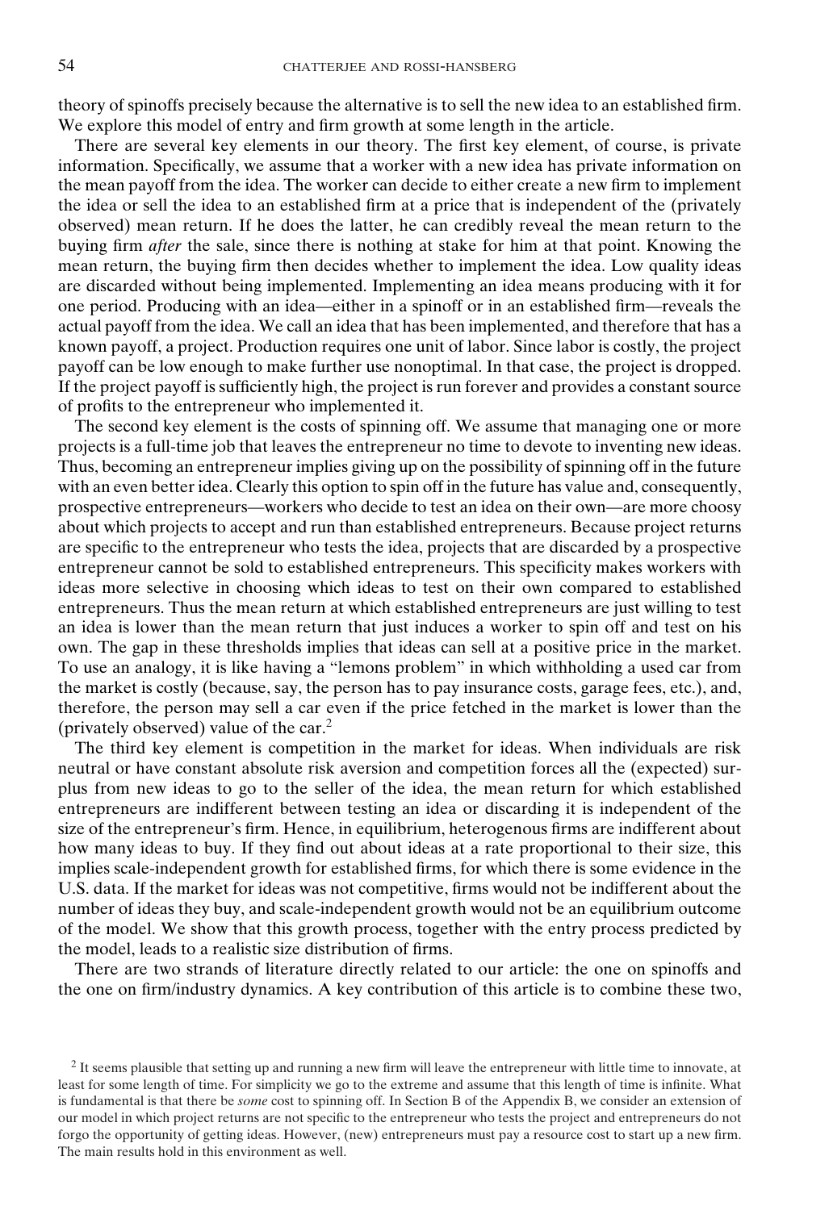theory of spinoffs precisely because the alternative is to sell the new idea to an established firm. We explore this model of entry and firm growth at some length in the article.

There are several key elements in our theory. The first key element, of course, is private information. Specifically, we assume that a worker with a new idea has private information on the mean payoff from the idea. The worker can decide to either create a new firm to implement the idea or sell the idea to an established firm at a price that is independent of the (privately observed) mean return. If he does the latter, he can credibly reveal the mean return to the buying firm *after* the sale, since there is nothing at stake for him at that point. Knowing the mean return, the buying firm then decides whether to implement the idea. Low quality ideas are discarded without being implemented. Implementing an idea means producing with it for one period. Producing with an idea—either in a spinoff or in an established firm—reveals the actual payoff from the idea. We call an idea that has been implemented, and therefore that has a known payoff, a project. Production requires one unit of labor. Since labor is costly, the project payoff can be low enough to make further use nonoptimal. In that case, the project is dropped. If the project payoff is sufficiently high, the project is run forever and provides a constant source of profits to the entrepreneur who implemented it.

The second key element is the costs of spinning off. We assume that managing one or more projects is a full-time job that leaves the entrepreneur no time to devote to inventing new ideas. Thus, becoming an entrepreneur implies giving up on the possibility of spinning off in the future with an even better idea. Clearly this option to spin off in the future has value and, consequently, prospective entrepreneurs—workers who decide to test an idea on their own—are more choosy about which projects to accept and run than established entrepreneurs. Because project returns are specific to the entrepreneur who tests the idea, projects that are discarded by a prospective entrepreneur cannot be sold to established entrepreneurs. This specificity makes workers with ideas more selective in choosing which ideas to test on their own compared to established entrepreneurs. Thus the mean return at which established entrepreneurs are just willing to test an idea is lower than the mean return that just induces a worker to spin off and test on his own. The gap in these thresholds implies that ideas can sell at a positive price in the market. To use an analogy, it is like having a "lemons problem" in which withholding a used car from the market is costly (because, say, the person has to pay insurance costs, garage fees, etc.), and, therefore, the person may sell a car even if the price fetched in the market is lower than the (privately observed) value of the car.[2]

The third key element is competition in the market for ideas. When individuals are risk neutral or have constant absolute risk aversion and competition forces all the (expected) surplus from new ideas to go to the seller of the idea, the mean return for which established entrepreneurs are indifferent between testing an idea or discarding it is independent of the size of the entrepreneur's firm. Hence, in equilibrium, heterogenous firms are indifferent about how many ideas to buy. If they find out about ideas at a rate proportional to their size, this implies scale-independent growth for established firms, for which there is some evidence in the U.S. data. If the market for ideas was not competitive, firms would not be indifferent about the number of ideas they buy, and scale-independent growth would not be an equilibrium outcome of the model. We show that this growth process, together with the entry process predicted by the model, leads to a realistic size distribution of firms.

There are two strands of literature directly related to our article: the one on spinoffs and the one on firm/industry dynamics. A key contribution of this article is to combine these two,

[2] It seems plausible that setting up and running a new firm will leave the entrepreneur with little time to innovate, at least for some length of time. For simplicity we go to the extreme and assume that this length of time is infinite. What is fundamental is that there be *some* cost to spinning off. In Section B of the Appendix B, we consider an extension of our model in which project returns are not specific to the entrepreneur who tests the project and entrepreneurs do not forgo the opportunity of getting ideas. However, (new) entrepreneurs must pay a resource cost to start up a new firm. The main results hold in this environment as well.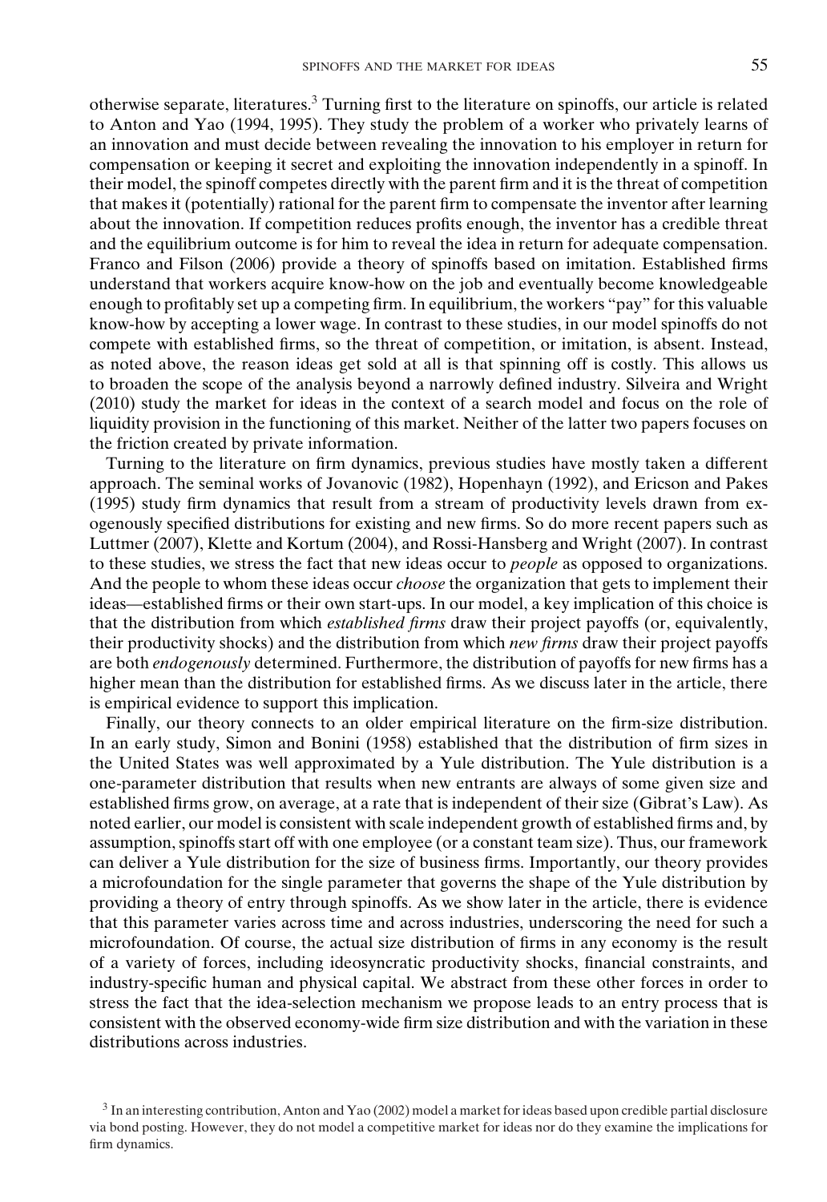otherwise separate, literatures.[3] Turning first to the literature on spinoffs, our article is related to Anton and Yao (1994, 1995). They study the problem of a worker who privately learns of an innovation and must decide between revealing the innovation to his employer in return for compensation or keeping it secret and exploiting the innovation independently in a spinoff. In their model, the spinoff competes directly with the parent firm and it is the threat of competition that makes it (potentially) rational for the parent firm to compensate the inventor after learning about the innovation. If competition reduces profits enough, the inventor has a credible threat and the equilibrium outcome is for him to reveal the idea in return for adequate compensation. Franco and Filson (2006) provide a theory of spinoffs based on imitation. Established firms understand that workers acquire know-how on the job and eventually become knowledgeable enough to profitably set up a competing firm. In equilibrium, the workers "pay" for this valuable know-how by accepting a lower wage. In contrast to these studies, in our model spinoffs do not compete with established firms, so the threat of competition, or imitation, is absent. Instead, as noted above, the reason ideas get sold at all is that spinning off is costly. This allows us to broaden the scope of the analysis beyond a narrowly defined industry. Silveira and Wright (2010) study the market for ideas in the context of a search model and focus on the role of liquidity provision in the functioning of this market. Neither of the latter two papers focuses on the friction created by private information.

Turning to the literature on firm dynamics, previous studies have mostly taken a different approach. The seminal works of Jovanovic (1982), Hopenhayn (1992), and Ericson and Pakes (1995) study firm dynamics that result from a stream of productivity levels drawn from exogenously specified distributions for existing and new firms. So do more recent papers such as Luttmer (2007), Klette and Kortum (2004), and Rossi-Hansberg and Wright (2007). In contrast to these studies, we stress the fact that new ideas occur to *people* as opposed to organizations. And the people to whom these ideas occur *choose* the organization that gets to implement their ideas—established firms or their own start-ups. In our model, a key implication of this choice is that the distribution from which *established firms* draw their project payoffs (or, equivalently, their productivity shocks) and the distribution from which *new firms* draw their project payoffs are both *endogenously* determined. Furthermore, the distribution of payoffs for new firms has a higher mean than the distribution for established firms. As we discuss later in the article, there is empirical evidence to support this implication.

Finally, our theory connects to an older empirical literature on the firm-size distribution. In an early study, Simon and Bonini (1958) established that the distribution of firm sizes in the United States was well approximated by a Yule distribution. The Yule distribution is a one-parameter distribution that results when new entrants are always of some given size and established firms grow, on average, at a rate that is independent of their size (Gibrat's Law). As noted earlier, our model is consistent with scale independent growth of established firms and, by assumption, spinoffs start off with one employee (or a constant team size). Thus, our framework can deliver a Yule distribution for the size of business firms. Importantly, our theory provides a microfoundation for the single parameter that governs the shape of the Yule distribution by providing a theory of entry through spinoffs. As we show later in the article, there is evidence that this parameter varies across time and across industries, underscoring the need for such a microfoundation. Of course, the actual size distribution of firms in any economy is the result of a variety of forces, including ideosyncratic productivity shocks, financial constraints, and industry-specific human and physical capital. We abstract from these other forces in order to stress the fact that the idea-selection mechanism we propose leads to an entry process that is consistent with the observed economy-wide firm size distribution and with the variation in these distributions across industries.

[3] In an interesting contribution, Anton and Yao (2002) model a market for ideas based upon credible partial disclosure via bond posting. However, they do not model a competitive market for ideas nor do they examine the implications for firm dynamics.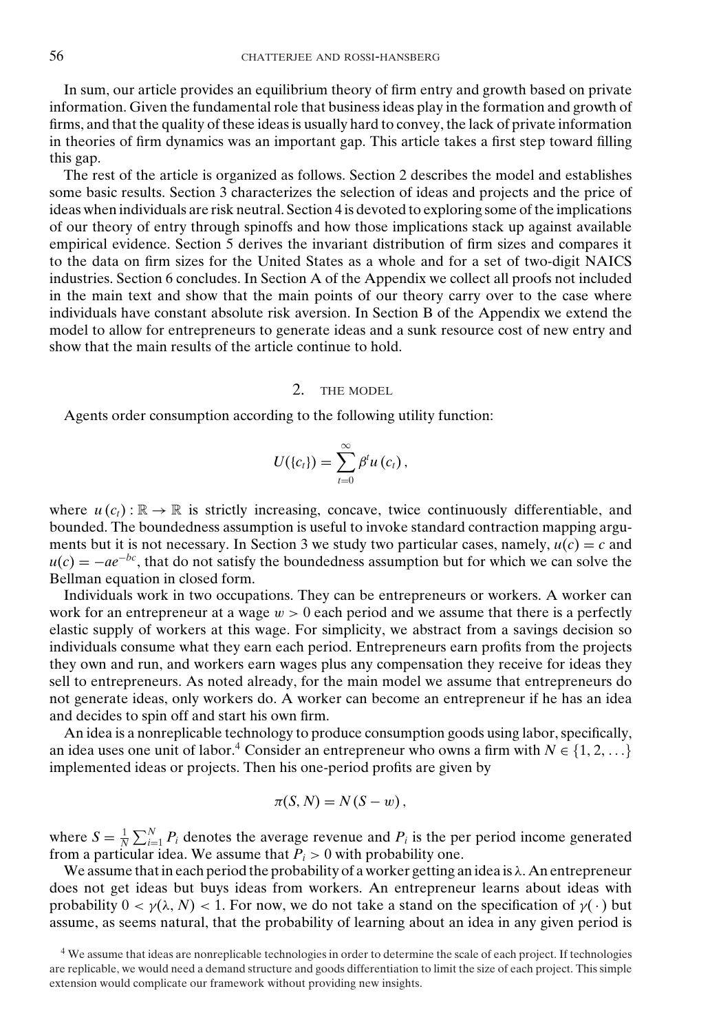In sum, our article provides an equilibrium theory of firm entry and growth based on private information. Given the fundamental role that business ideas play in the formation and growth of firms, and that the quality of these ideas is usually hard to convey, the lack of private information in theories of firm dynamics was an important gap. This article takes a first step toward filling this gap.

The rest of the article is organized as follows. Section 2 describes the model and establishes some basic results. Section 3 characterizes the selection of ideas and projects and the price of ideas when individuals are risk neutral. Section 4 is devoted to exploring some of the implications of our theory of entry through spinoffs and how those implications stack up against available empirical evidence. Section 5 derives the invariant distribution of firm sizes and compares it to the data on firm sizes for the United States as a whole and for a set of two-digit NAICS industries. Section 6 concludes. In Section A of the Appendix we collect all proofs not included in the main text and show that the main points of our theory carry over to the case where individuals have constant absolute risk aversion. In Section B of the Appendix we extend the model to allow for entrepreneurs to generate ideas and a sunk resource cost of new entry and show that the main results of the article continue to hold.

## 2. THE MODEL

Agents order consumption according to the following utility function:

$$U(\{c_t\}) = \sum_{t=0}^{\infty} \beta^t u(c_t),$$

where $u(c_t) : \mathbb{R} \to \mathbb{R}$ is strictly increasing, concave, twice continuously differentiable, and bounded. The boundedness assumption is useful to invoke standard contraction mapping arguments but it is not necessary. In Section 3 we study two particular cases, namely, $u(c) = c$ and $u(c) = -ae^{-bc}$, that do not satisfy the boundedness assumption but for which we can solve the Bellman equation in closed form.

Individuals work in two occupations. They can be entrepreneurs or workers. A worker can work for an entrepreneur at a wage $w > 0$ each period and we assume that there is a perfectly elastic supply of workers at this wage. For simplicity, we abstract from a savings decision so individuals consume what they earn each period. Entrepreneurs earn profits from the projects they own and run, and workers earn wages plus any compensation they receive for ideas they sell to entrepreneurs. As noted already, for the main model we assume that entrepreneurs do not generate ideas, only workers do. A worker can become an entrepreneur if he has an idea and decides to spin off and start his own firm.

An idea is a nonreplicable technology to produce consumption goods using labor, specifically, an idea uses one unit of labor.[4] Consider an entrepreneur who owns a firm with $N \in \{1, 2, \ldots\}$ implemented ideas or projects. Then his one-period profits are given by

$$\pi(S, N) = N(S - w),$$

where $S = \frac{1}{N}\sum_{i=1}^{N} P_i$ denotes the average revenue and $P_i$ is the per period income generated from a particular idea. We assume that $P_i > 0$ with probability one.

We assume that in each period the probability of a worker getting an idea is $\lambda$. An entrepreneur does not get ideas but buys ideas from workers. An entrepreneur learns about ideas with probability $0 < \gamma(\lambda, N) < 1$. For now, we do not take a stand on the specification of $\gamma(\cdot)$ but assume, as seems natural, that the probability of learning about an idea in any given period is

[4] We assume that ideas are nonreplicable technologies in order to determine the scale of each project. If technologies are replicable, we would need a demand structure and goods differentiation to limit the size of each project. This simple extension would complicate our framework without providing new insights.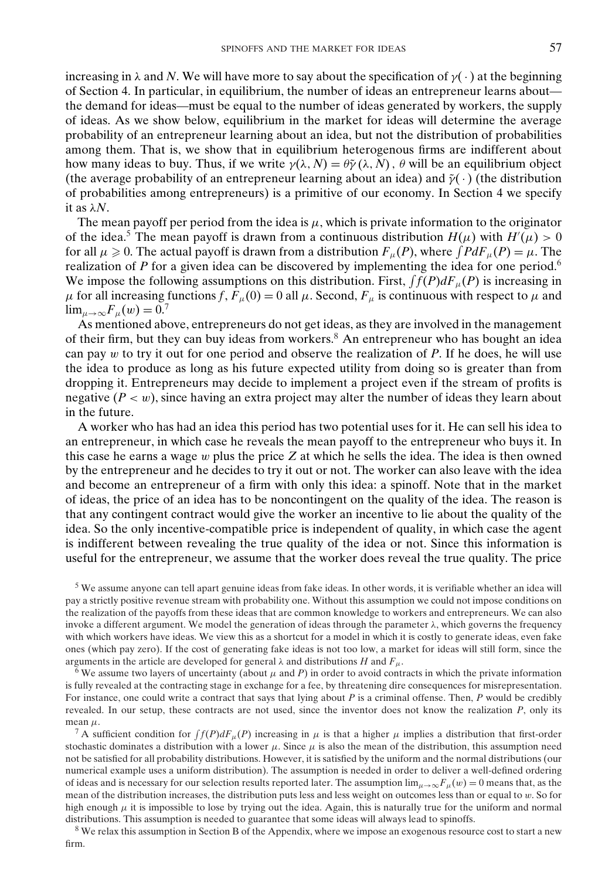increasing in $\lambda$ and $N$. We will have more to say about the specification of $\gamma(\cdot)$ at the beginning of Section 4. In particular, in equilibrium, the number of ideas an entrepreneur learns about—the demand for ideas—must be equal to the number of ideas generated by workers, the supply of ideas. As we show below, equilibrium in the market for ideas will determine the average probability of an entrepreneur learning about an idea, but not the distribution of probabilities among them. That is, we show that in equilibrium heterogenous firms are indifferent about how many ideas to buy. Thus, if we write $\gamma(\lambda, N) = \theta\tilde{\gamma}(\lambda, N)$, $\theta$ will be an equilibrium object (the average probability of an entrepreneur learning about an idea) and $\tilde{\gamma}(\cdot)$ (the distribution of probabilities among entrepreneurs) is a primitive of our economy. In Section 4 we specify it as $\lambda N$.

The mean payoff per period from the idea is $\mu$, which is private information to the originator of the idea.[5] The mean payoff is drawn from a continuous distribution $H(\mu)$ with $H'(\mu) > 0$ for all $\mu \geqslant 0$. The actual payoff is drawn from a distribution $F_\mu(P)$, where $\int P dF_\mu(P) = \mu$. The realization of $P$ for a given idea can be discovered by implementing the idea for one period.[6] We impose the following assumptions on this distribution. First, $\int f(P) dF_\mu(P)$ is increasing in $\mu$ for all increasing functions $f$, $F_\mu(0) = 0$ all $\mu$. Second, $F_\mu$ is continuous with respect to $\mu$ and $\lim_{\mu \to \infty} F_\mu(w) = 0$.[7]

As mentioned above, entrepreneurs do not get ideas, as they are involved in the management of their firm, but they can buy ideas from workers.[8] An entrepreneur who has bought an idea can pay $w$ to try it out for one period and observe the realization of $P$. If he does, he will use the idea to produce as long as his future expected utility from doing so is greater than from dropping it. Entrepreneurs may decide to implement a project even if the stream of profits is negative ($P < w$), since having an extra project may alter the number of ideas they learn about in the future.

A worker who has had an idea this period has two potential uses for it. He can sell his idea to an entrepreneur, in which case he reveals the mean payoff to the entrepreneur who buys it. In this case he earns a wage $w$ plus the price $Z$ at which he sells the idea. The idea is then owned by the entrepreneur and he decides to try it out or not. The worker can also leave with the idea and become an entrepreneur of a firm with only this idea: a spinoff. Note that in the market of ideas, the price of an idea has to be noncontingent on the quality of the idea. The reason is that any contingent contract would give the worker an incentive to lie about the quality of the idea. So the only incentive-compatible price is independent of quality, in which case the agent is indifferent between revealing the true quality of the idea or not. Since this information is useful for the entrepreneur, we assume that the worker does reveal the true quality. The price

[5] We assume anyone can tell apart genuine ideas from fake ideas. In other words, it is verifiable whether an idea will pay a strictly positive revenue stream with probability one. Without this assumption we could not impose conditions on the realization of the payoffs from these ideas that are common knowledge to workers and entrepreneurs. We can also invoke a different argument. We model the generation of ideas through the parameter $\lambda$, which governs the frequency with which workers have ideas. We view this as a shortcut for a model in which it is costly to generate ideas, even fake ones (which pay zero). If the cost of generating fake ideas is not too low, a market for ideas will still form, since the arguments in the article are developed for general $\lambda$ and distributions $H$ and $F_\mu$.

[6] We assume two layers of uncertainty (about $\mu$ and $P$) in order to avoid contracts in which the private information is fully revealed at the contracting stage in exchange for a fee, by threatening dire consequences for misrepresentation. For instance, one could write a contract that says that lying about $P$ is a criminal offense. Then, $P$ would be credibly revealed. In our setup, these contracts are not used, since the inventor does not know the realization $P$, only its mean $\mu$.

[7] A sufficient condition for $\int f(P) dF_\mu(P)$ increasing in $\mu$ is that a higher $\mu$ implies a distribution that first-order stochastic dominates a distribution with a lower $\mu$. Since $\mu$ is also the mean of the distribution, this assumption need not be satisfied for all probability distributions. However, it is satisfied by the uniform and the normal distributions (our numerical example uses a uniform distribution). The assumption is needed in order to deliver a well-defined ordering of ideas and is necessary for our selection results reported later. The assumption $\lim_{\mu \to \infty} F_\mu(w) = 0$ means that, as the mean of the distribution increases, the distribution puts less and less weight on outcomes less than or equal to $w$. So for high enough $\mu$ it is impossible to lose by trying out the idea. Again, this is naturally true for the uniform and normal distributions. This assumption is needed to guarantee that some ideas will always lead to spinoffs.

[8] We relax this assumption in Section B of the Appendix, where we impose an exogenous resource cost to start a new firm.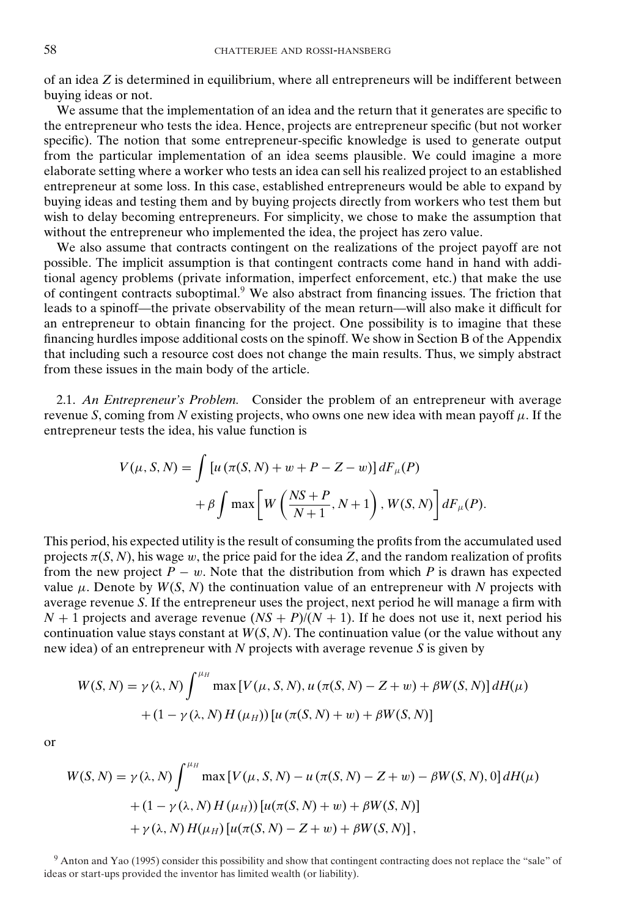of an idea $Z$ is determined in equilibrium, where all entrepreneurs will be indifferent between buying ideas or not.

We assume that the implementation of an idea and the return that it generates are specific to the entrepreneur who tests the idea. Hence, projects are entrepreneur specific (but not worker specific). The notion that some entrepreneur-specific knowledge is used to generate output from the particular implementation of an idea seems plausible. We could imagine a more elaborate setting where a worker who tests an idea can sell his realized project to an established entrepreneur at some loss. In this case, established entrepreneurs would be able to expand by buying ideas and testing them and by buying projects directly from workers who test them but wish to delay becoming entrepreneurs. For simplicity, we chose to make the assumption that without the entrepreneur who implemented the idea, the project has zero value.

We also assume that contracts contingent on the realizations of the project payoff are not possible. The implicit assumption is that contingent contracts come hand in hand with additional agency problems (private information, imperfect enforcement, etc.) that make the use of contingent contracts suboptimal.[9] We also abstract from financing issues. The friction that leads to a spinoff—the private observability of the mean return—will also make it difficult for an entrepreneur to obtain financing for the project. One possibility is to imagine that these financing hurdles impose additional costs on the spinoff. We show in Section B of the Appendix that including such a resource cost does not change the main results. Thus, we simply abstract from these issues in the main body of the article.

2.1. *An Entrepreneur's Problem.* Consider the problem of an entrepreneur with average revenue $S$, coming from $N$ existing projects, who owns one new idea with mean payoff $\mu$. If the entrepreneur tests the idea, his value function is

$$V(\mu, S, N) = \int \left[u\left(\pi(S, N) + w + P - Z - w\right)\right] dF_{\mu}(P)$$
$$+ \beta \int \max\left[W\left(\frac{NS + P}{N+1}, N+1\right), W(S, N)\right] dF_{\mu}(P).$$

This period, his expected utility is the result of consuming the profits from the accumulated used projects $\pi(S, N)$, his wage $w$, the price paid for the idea $Z$, and the random realization of profits from the new project $P - w$. Note that the distribution from which $P$ is drawn has expected value $\mu$. Denote by $W(S, N)$ the continuation value of an entrepreneur with $N$ projects with average revenue $S$. If the entrepreneur uses the project, next period he will manage a firm with $N + 1$ projects and average revenue $(NS + P)/(N + 1)$. If he does not use it, next period his continuation value stays constant at $W(S, N)$. The continuation value (or the value without any new idea) of an entrepreneur with $N$ projects with average revenue $S$ is given by

$$W(S, N) = \gamma(\lambda, N) \int^{\mu_H} \max\left[V(\mu, S, N), u\left(\pi(S, N) - Z + w\right) + \beta W(S, N)\right] dH(\mu)$$
$$+ \left(1 - \gamma(\lambda, N) H(\mu_H)\right)\left[u\left(\pi(S, N) + w\right) + \beta W(S, N)\right]$$

or

$$W(S, N) = \gamma(\lambda, N) \int^{\mu_H} \max\left[V(\mu, S, N) - u\left(\pi(S, N) - Z + w\right) - \beta W(S, N), 0\right] dH(\mu)$$
$$+ \left(1 - \gamma(\lambda, N) H(\mu_H)\right)\left[u(\pi(S, N) + w) + \beta W(S, N)\right]$$
$$+ \gamma(\lambda, N) H(\mu_H)\left[u(\pi(S, N) - Z + w) + \beta W(S, N)\right],$$

[9] Anton and Yao (1995) consider this possibility and show that contingent contracting does not replace the "sale" of ideas or start-ups provided the inventor has limited wealth (or liability).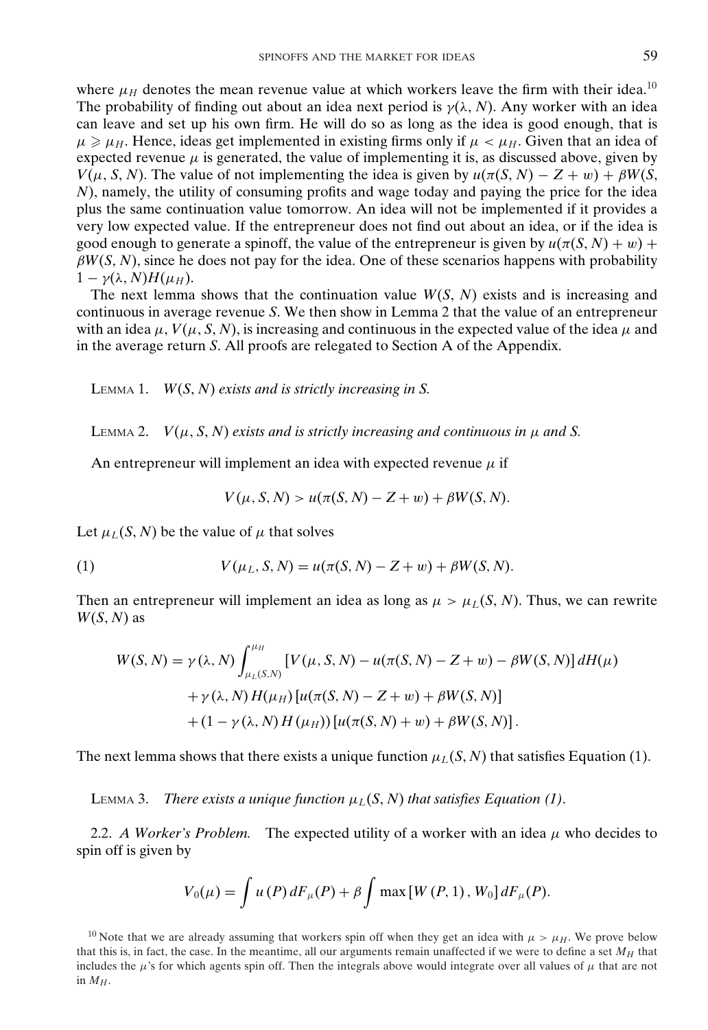where $\mu_H$ denotes the mean revenue value at which workers leave the firm with their idea.[10] The probability of finding out about an idea next period is $\gamma(\lambda, N)$. Any worker with an idea can leave and set up his own firm. He will do so as long as the idea is good enough, that is $\mu \geqslant \mu_H$. Hence, ideas get implemented in existing firms only if $\mu < \mu_H$. Given that an idea of expected revenue $\mu$ is generated, the value of implementing it is, as discussed above, given by $V(\mu, S, N)$. The value of not implementing the idea is given by $u(\pi(S, N) - Z + w) + \beta W(S, N)$, namely, the utility of consuming profits and wage today and paying the price for the idea plus the same continuation value tomorrow. An idea will not be implemented if it provides a very low expected value. If the entrepreneur does not find out about an idea, or if the idea is good enough to generate a spinoff, the value of the entrepreneur is given by $u(\pi(S, N) + w) + \beta W(S, N)$, since he does not pay for the idea. One of these scenarios happens with probability $1 - \gamma(\lambda, N)H(\mu_H)$.

The next lemma shows that the continuation value $W(S, N)$ exists and is increasing and continuous in average revenue $S$. We then show in Lemma 2 that the value of an entrepreneur with an idea $\mu$, $V(\mu, S, N)$, is increasing and continuous in the expected value of the idea $\mu$ and in the average return $S$. All proofs are relegated to Section A of the Appendix.

LEMMA 1. *$W(S, N)$ exists and is strictly increasing in $S$.*

LEMMA 2. *$V(\mu, S, N)$ exists and is strictly increasing and continuous in $\mu$ and $S$.*

An entrepreneur will implement an idea with expected revenue $\mu$ if

$$V(\mu, S, N) > u(\pi(S, N) - Z + w) + \beta W(S, N).$$

Let $\mu_L(S, N)$ be the value of $\mu$ that solves

$$V(\mu_L, S, N) = u(\pi(S, N) - Z + w) + \beta W(S, N). \tag{1}$$

Then an entrepreneur will implement an idea as long as $\mu > \mu_L(S, N)$. Thus, we can rewrite $W(S, N)$ as

$$\begin{aligned} W(S, N) = \gamma(\lambda, N) &\int_{\mu_L(S,N)}^{\mu_H} [V(\mu, S, N) - u(\pi(S, N) - Z + w) - \beta W(S, N)]\, dH(\mu) \\ &+ \gamma(\lambda, N) H(\mu_H) [u(\pi(S, N) - Z + w) + \beta W(S, N)] \\ &+ (1 - \gamma(\lambda, N) H(\mu_H)) [u(\pi(S, N) + w) + \beta W(S, N)]. \end{aligned}$$

The next lemma shows that there exists a unique function $\mu_L(S, N)$ that satisfies Equation (1).

LEMMA 3. *There exists a unique function $\mu_L(S, N)$ that satisfies Equation (1).*

2.2. *A Worker's Problem.* The expected utility of a worker with an idea $\mu$ who decides to spin off is given by

$$V_0(\mu) = \int u(P)\, dF_\mu(P) + \beta \int \max[W(P, 1), W_0]\, dF_\mu(P).$$

[10] Note that we are already assuming that workers spin off when they get an idea with $\mu > \mu_H$. We prove below that this is, in fact, the case. In the meantime, all our arguments remain unaffected if we were to define a set $M_H$ that includes the $\mu$'s for which agents spin off. Then the integrals above would integrate over all values of $\mu$ that are not in $M_H$.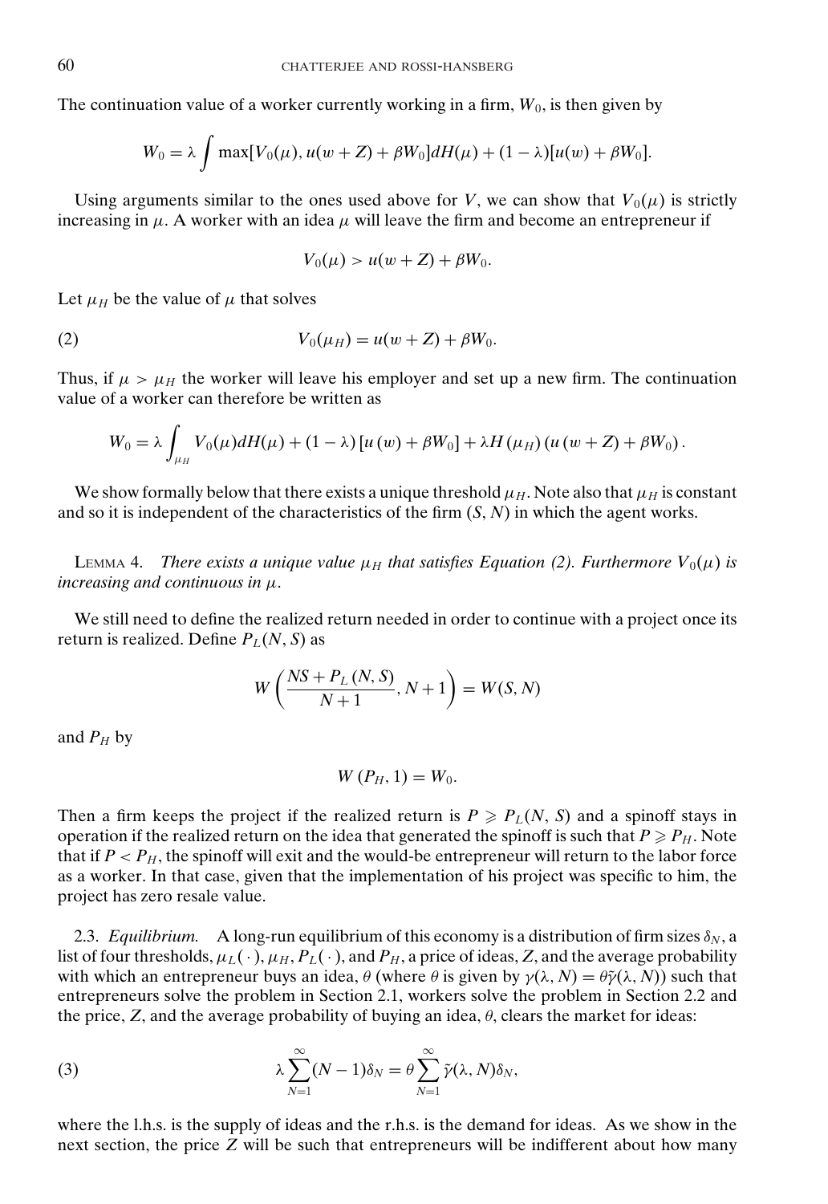The continuation value of a worker currently working in a firm, $W_0$, is then given by

$$W_0 = \lambda \int \max[V_0(\mu), u(w+Z) + \beta W_0] dH(\mu) + (1-\lambda)[u(w) + \beta W_0].$$

Using arguments similar to the ones used above for $V$, we can show that $V_0(\mu)$ is strictly increasing in $\mu$. A worker with an idea $\mu$ will leave the firm and become an entrepreneur if

$$V_0(\mu) > u(w+Z) + \beta W_0.$$

Let $\mu_H$ be the value of $\mu$ that solves

$$V_0(\mu_H) = u(w+Z) + \beta W_0. \tag{2}$$

Thus, if $\mu > \mu_H$ the worker will leave his employer and set up a new firm. The continuation value of a worker can therefore be written as

$$W_0 = \lambda \int_{\mu_H} V_0(\mu) dH(\mu) + (1-\lambda)[u(w) + \beta W_0] + \lambda H(\mu_H)(u(w+Z) + \beta W_0).$$

We show formally below that there exists a unique threshold $\mu_H$. Note also that $\mu_H$ is constant and so it is independent of the characteristics of the firm $(S, N)$ in which the agent works.

Lemma 4. *There exists a unique value $\mu_H$ that satisfies Equation (2). Furthermore $V_0(\mu)$ is increasing and continuous in $\mu$.*

We still need to define the realized return needed in order to continue with a project once its return is realized. Define $P_L(N, S)$ as

$$W\left(\frac{NS + P_L(N, S)}{N+1}, N+1\right) = W(S, N)$$

and $P_H$ by

$$W(P_H, 1) = W_0.$$

Then a firm keeps the project if the realized return is $P \geqslant P_L(N, S)$ and a spinoff stays in operation if the realized return on the idea that generated the spinoff is such that $P \geqslant P_H$. Note that if $P < P_H$, the spinoff will exit and the would-be entrepreneur will return to the labor force as a worker. In that case, given that the implementation of his project was specific to him, the project has zero resale value.

2.3. *Equilibrium.* A long-run equilibrium of this economy is a distribution of firm sizes $\delta_N$, a list of four thresholds, $\mu_L(\cdot)$, $\mu_H$, $P_L(\cdot)$, and $P_H$, a price of ideas, $Z$, and the average probability with which an entrepreneur buys an idea, $\theta$ (where $\theta$ is given by $\gamma(\lambda, N) = \theta\tilde{\gamma}(\lambda, N)$) such that entrepreneurs solve the problem in Section 2.1, workers solve the problem in Section 2.2 and the price, $Z$, and the average probability of buying an idea, $\theta$, clears the market for ideas:

$$\lambda \sum_{N=1}^{\infty} (N-1)\delta_N = \theta \sum_{N=1}^{\infty} \tilde{\gamma}(\lambda, N)\delta_N, \tag{3}$$

where the l.h.s. is the supply of ideas and the r.h.s. is the demand for ideas. As we show in the next section, the price $Z$ will be such that entrepreneurs will be indifferent about how many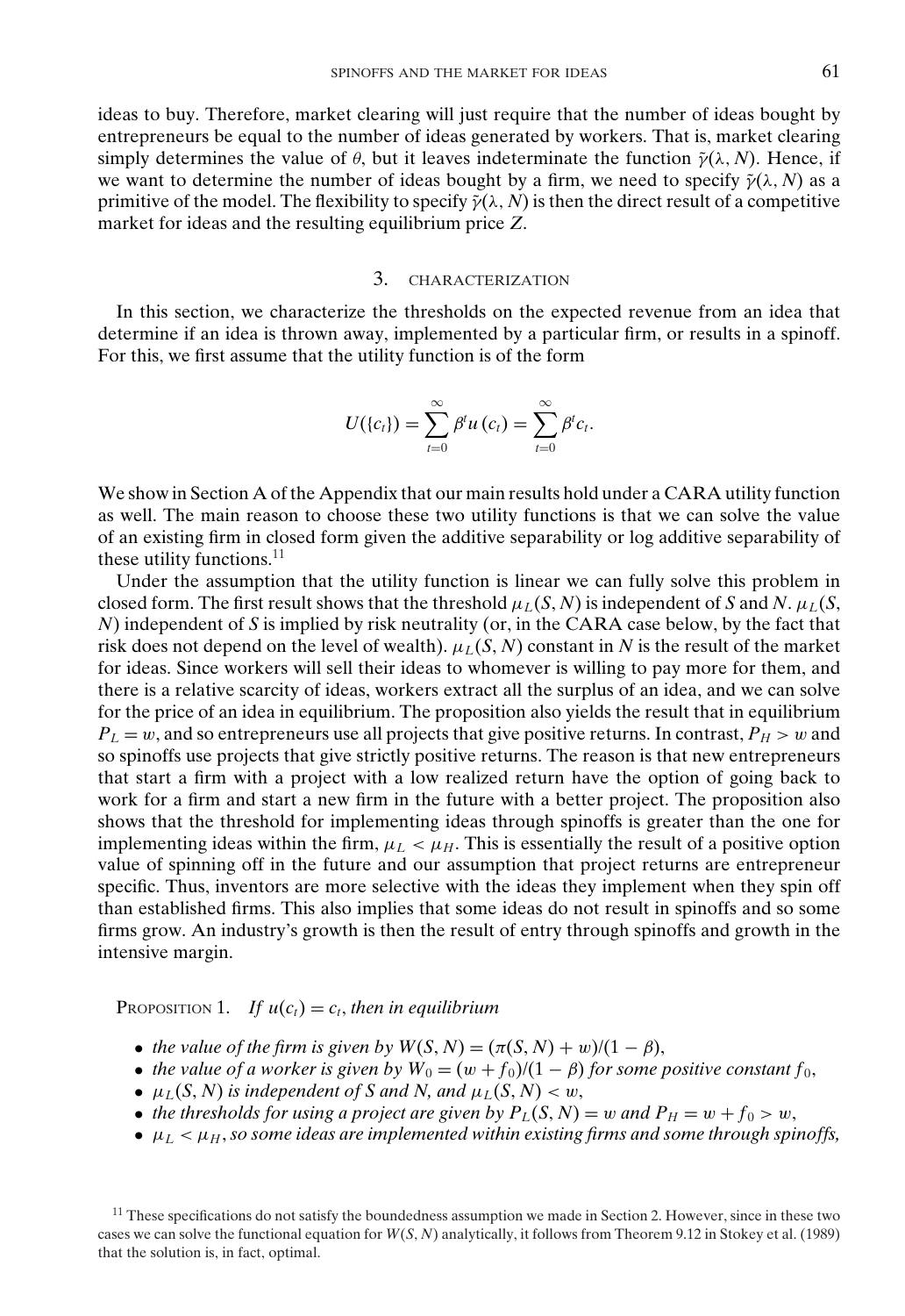ideas to buy. Therefore, market clearing will just require that the number of ideas bought by entrepreneurs be equal to the number of ideas generated by workers. That is, market clearing simply determines the value of $\theta$, but it leaves indeterminate the function $\tilde{\gamma}(\lambda, N)$. Hence, if we want to determine the number of ideas bought by a firm, we need to specify $\tilde{\gamma}(\lambda, N)$ as a primitive of the model. The flexibility to specify $\tilde{\gamma}(\lambda, N)$ is then the direct result of a competitive market for ideas and the resulting equilibrium price $Z$.

## 3. CHARACTERIZATION

In this section, we characterize the thresholds on the expected revenue from an idea that determine if an idea is thrown away, implemented by a particular firm, or results in a spinoff. For this, we first assume that the utility function is of the form

$$U(\{c_t\}) = \sum_{t=0}^{\infty} \beta^t u(c_t) = \sum_{t=0}^{\infty} \beta^t c_t.$$

We show in Section A of the Appendix that our main results hold under a CARA utility function as well. The main reason to choose these two utility functions is that we can solve the value of an existing firm in closed form given the additive separability or log additive separability of these utility functions.[11]

Under the assumption that the utility function is linear we can fully solve this problem in closed form. The first result shows that the threshold $\mu_L(S, N)$ is independent of $S$ and $N$. $\mu_L(S, N)$ independent of $S$ is implied by risk neutrality (or, in the CARA case below, by the fact that risk does not depend on the level of wealth). $\mu_L(S, N)$ constant in $N$ is the result of the market for ideas. Since workers will sell their ideas to whomever is willing to pay more for them, and there is a relative scarcity of ideas, workers extract all the surplus of an idea, and we can solve for the price of an idea in equilibrium. The proposition also yields the result that in equilibrium $P_L = w$, and so entrepreneurs use all projects that give positive returns. In contrast, $P_H > w$ and so spinoffs use projects that give strictly positive returns. The reason is that new entrepreneurs that start a firm with a project with a low realized return have the option of going back to work for a firm and start a new firm in the future with a better project. The proposition also shows that the threshold for implementing ideas through spinoffs is greater than the one for implementing ideas within the firm, $\mu_L < \mu_H$. This is essentially the result of a positive option value of spinning off in the future and our assumption that project returns are entrepreneur specific. Thus, inventors are more selective with the ideas they implement when they spin off than established firms. This also implies that some ideas do not result in spinoffs and so some firms grow. An industry's growth is then the result of entry through spinoffs and growth in the intensive margin.

PROPOSITION 1. *If $u(c_t) = c_t$, then in equilibrium*

- *the value of the firm is given by $W(S, N) = (\pi(S, N) + w)/(1 - \beta)$,*
- *the value of a worker is given by $W_0 = (w + f_0)/(1 - \beta)$ for some positive constant $f_0$,*
- *$\mu_L(S, N)$ is independent of $S$ and $N$, and $\mu_L(S, N) < w$,*
- *the thresholds for using a project are given by $P_L(S, N) = w$ and $P_H = w + f_0 > w$,*
- *$\mu_L < \mu_H$, so some ideas are implemented within existing firms and some through spinoffs,*

[11] These specifications do not satisfy the boundedness assumption we made in Section 2. However, since in these two cases we can solve the functional equation for $W(S, N)$ analytically, it follows from Theorem 9.12 in Stokey et al. (1989) that the solution is, in fact, optimal.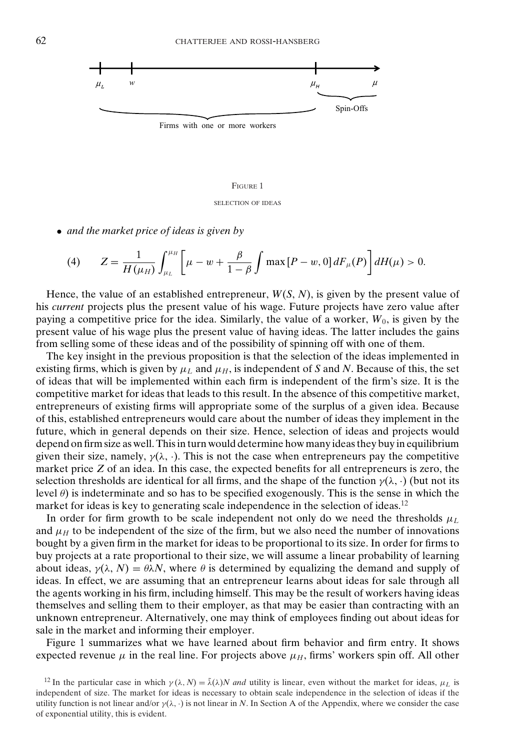Figure 1

SELECTION OF IDEAS

- *and the market price of ideas is given by*

$$Z = \frac{1}{H(\mu_H)} \int_{\mu_L}^{\mu_H} \left[ \mu - w + \frac{\beta}{1-\beta} \int \max\left[P - w, 0\right] dF_\mu(P) \right] dH(\mu) > 0. \tag{4}$$

Hence, the value of an established entrepreneur, $W(S, N)$, is given by the present value of his *current* projects plus the present value of his wage. Future projects have zero value after paying a competitive price for the idea. Similarly, the value of a worker, $W_0$, is given by the present value of his wage plus the present value of having ideas. The latter includes the gains from selling some of these ideas and of the possibility of spinning off with one of them.

The key insight in the previous proposition is that the selection of the ideas implemented in existing firms, which is given by $\mu_L$ and $\mu_H$, is independent of $S$ and $N$. Because of this, the set of ideas that will be implemented within each firm is independent of the firm's size. It is the competitive market for ideas that leads to this result. In the absence of this competitive market, entrepreneurs of existing firms will appropriate some of the surplus of a given idea. Because of this, established entrepreneurs would care about the number of ideas they implement in the future, which in general depends on their size. Hence, selection of ideas and projects would depend on firm size as well. This in turn would determine how many ideas they buy in equilibrium given their size, namely, $\gamma(\lambda, \cdot)$. This is not the case when entrepreneurs pay the competitive market price $Z$ of an idea. In this case, the expected benefits for all entrepreneurs is zero, the selection thresholds are identical for all firms, and the shape of the function $\gamma(\lambda, \cdot)$ (but not its level $\theta$) is indeterminate and so has to be specified exogenously. This is the sense in which the market for ideas is key to generating scale independence in the selection of ideas.[12]

In order for firm growth to be scale independent not only do we need the thresholds $\mu_L$ and $\mu_H$ to be independent of the size of the firm, but we also need the number of innovations bought by a given firm in the market for ideas to be proportional to its size. In order for firms to buy projects at a rate proportional to their size, we will assume a linear probability of learning about ideas, $\gamma(\lambda, N) = \theta\lambda N$, where $\theta$ is determined by equalizing the demand and supply of ideas. In effect, we are assuming that an entrepreneur learns about ideas for sale through all the agents working in his firm, including himself. This may be the result of workers having ideas themselves and selling them to their employer, as that may be easier than contracting with an unknown entrepreneur. Alternatively, one may think of employees finding out about ideas for sale in the market and informing their employer.

Figure 1 summarizes what we have learned about firm behavior and firm entry. It shows expected revenue $\mu$ in the real line. For projects above $\mu_H$, firms' workers spin off. All other

[12] In the particular case in which $\gamma(\lambda, N) = \tilde{\lambda}(\lambda)N$ *and* utility is linear, even without the market for ideas, $\mu_L$ is independent of size. The market for ideas is necessary to obtain scale independence in the selection of ideas if the utility function is not linear and/or $\gamma(\lambda, \cdot)$ is not linear in $N$. In Section A of the Appendix, where we consider the case of exponential utility, this is evident.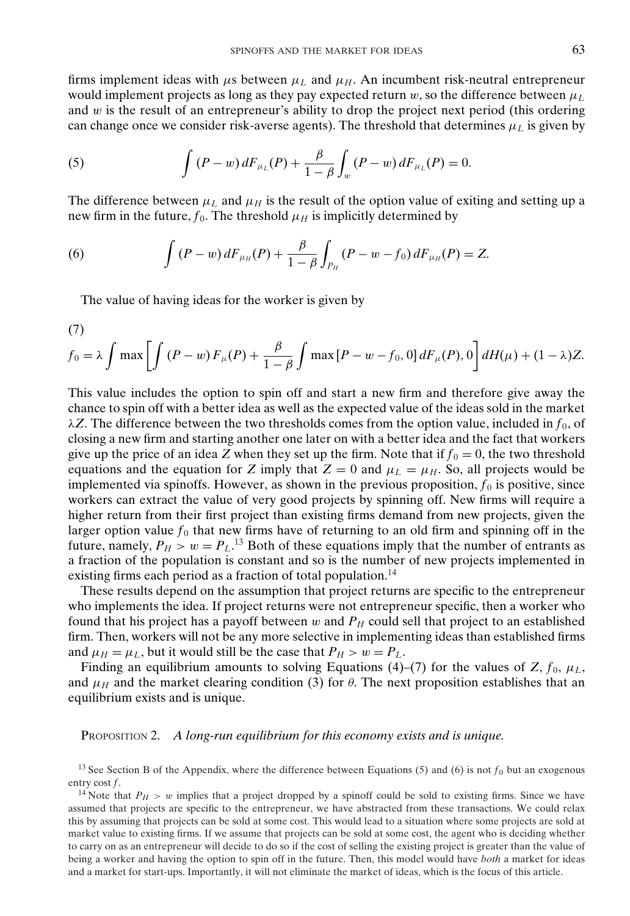firms implement ideas with $\mu$s between $\mu_L$ and $\mu_H$. An incumbent risk-neutral entrepreneur would implement projects as long as they pay expected return $w$, so the difference between $\mu_L$ and $w$ is the result of an entrepreneur's ability to drop the project next period (this ordering can change once we consider risk-averse agents). The threshold that determines $\mu_L$ is given by

$$\int (P - w)\, dF_{\mu_L}(P) + \frac{\beta}{1-\beta} \int_w (P - w)\, dF_{\mu_L}(P) = 0. \tag{5}$$

The difference between $\mu_L$ and $\mu_H$ is the result of the option value of exiting and setting up a new firm in the future, $f_0$. The threshold $\mu_H$ is implicitly determined by

$$\int (P - w)\, dF_{\mu_H}(P) + \frac{\beta}{1-\beta} \int_{P_H} (P - w - f_0)\, dF_{\mu_H}(P) = Z. \tag{6}$$

The value of having ideas for the worker is given by

$$f_0 = \lambda \int \max\left[\int (P - w)\, F_\mu(P) + \frac{\beta}{1-\beta} \int \max\left[P - w - f_0, 0\right] dF_\mu(P), 0\right] dH(\mu) + (1-\lambda) Z. \tag{7}$$

This value includes the option to spin off and start a new firm and therefore give away the chance to spin off with a better idea as well as the expected value of the ideas sold in the market $\lambda Z$. The difference between the two thresholds comes from the option value, included in $f_0$, of closing a new firm and starting another one later on with a better idea and the fact that workers give up the price of an idea $Z$ when they set up the firm. Note that if $f_0 = 0$, the two threshold equations and the equation for $Z$ imply that $Z = 0$ and $\mu_L = \mu_H$. So, all projects would be implemented via spinoffs. However, as shown in the previous proposition, $f_0$ is positive, since workers can extract the value of very good projects by spinning off. New firms will require a higher return from their first project than existing firms demand from new projects, given the larger option value $f_0$ that new firms have of returning to an old firm and spinning off in the future, namely, $P_H > w = P_L$.[13] Both of these equations imply that the number of entrants as a fraction of the population is constant and so is the number of new projects implemented in existing firms each period as a fraction of total population.[14]

These results depend on the assumption that project returns are specific to the entrepreneur who implements the idea. If project returns were not entrepreneur specific, then a worker who found that his project has a payoff between $w$ and $P_H$ could sell that project to an established firm. Then, workers will not be any more selective in implementing ideas than established firms and $\mu_H = \mu_L$, but it would still be the case that $P_H > w = P_L$.

Finding an equilibrium amounts to solving Equations (4)–(7) for the values of $Z$, $f_0$, $\mu_L$, and $\mu_H$ and the market clearing condition (3) for $\theta$. The next proposition establishes that an equilibrium exists and is unique.

PROPOSITION 2. *A long-run equilibrium for this economy exists and is unique.*

[13] See Section B of the Appendix, where the difference between Equations (5) and (6) is not $f_0$ but an exogenous entry cost $f$.

[14] Note that $P_H > w$ implies that a project dropped by a spinoff could be sold to existing firms. Since we have assumed that projects are specific to the entrepreneur, we have abstracted from these transactions. We could relax this by assuming that projects can be sold at some cost. This would lead to a situation where some projects are sold at market value to existing firms. If we assume that projects can be sold at some cost, the agent who is deciding whether to carry on as an entrepreneur will decide to do so if the cost of selling the existing project is greater than the value of being a worker and having the option to spin off in the future. Then, this model would have *both* a market for ideas and a market for start-ups. Importantly, it will not eliminate the market of ideas, which is the focus of this article.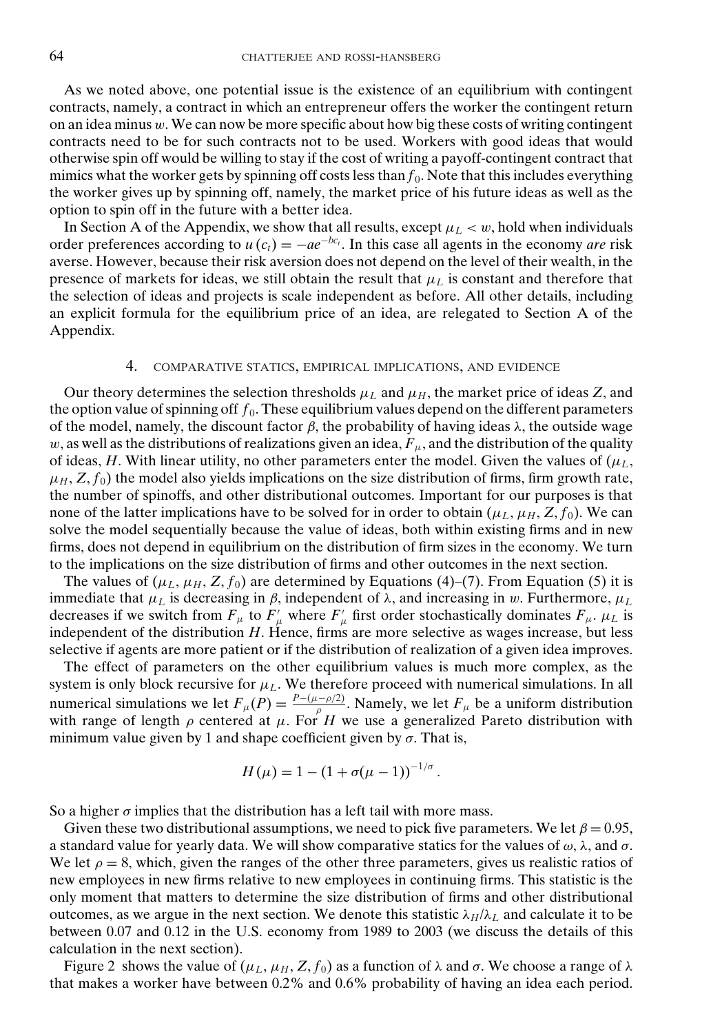As we noted above, one potential issue is the existence of an equilibrium with contingent contracts, namely, a contract in which an entrepreneur offers the worker the contingent return on an idea minus $w$. We can now be more specific about how big these costs of writing contingent contracts need to be for such contracts not to be used. Workers with good ideas that would otherwise spin off would be willing to stay if the cost of writing a payoff-contingent contract that mimics what the worker gets by spinning off costs less than $f_0$. Note that this includes everything the worker gives up by spinning off, namely, the market price of his future ideas as well as the option to spin off in the future with a better idea.

In Section A of the Appendix, we show that all results, except $\mu_L < w$, hold when individuals order preferences according to $u(c_t) = -ae^{-bc_t}$. In this case all agents in the economy *are* risk averse. However, because their risk aversion does not depend on the level of their wealth, in the presence of markets for ideas, we still obtain the result that $\mu_L$ is constant and therefore that the selection of ideas and projects is scale independent as before. All other details, including an explicit formula for the equilibrium price of an idea, are relegated to Section A of the Appendix.

## 4. COMPARATIVE STATICS, EMPIRICAL IMPLICATIONS, AND EVIDENCE

Our theory determines the selection thresholds $\mu_L$ and $\mu_H$, the market price of ideas $Z$, and the option value of spinning off $f_0$. These equilibrium values depend on the different parameters of the model, namely, the discount factor $\beta$, the probability of having ideas $\lambda$, the outside wage $w$, as well as the distributions of realizations given an idea, $F_\mu$, and the distribution of the quality of ideas, $H$. With linear utility, no other parameters enter the model. Given the values of $(\mu_L, \mu_H, Z, f_0)$ the model also yields implications on the size distribution of firms, firm growth rate, the number of spinoffs, and other distributional outcomes. Important for our purposes is that none of the latter implications have to be solved for in order to obtain $(\mu_L, \mu_H, Z, f_0)$. We can solve the model sequentially because the value of ideas, both within existing firms and in new firms, does not depend in equilibrium on the distribution of firm sizes in the economy. We turn to the implications on the size distribution of firms and other outcomes in the next section.

The values of $(\mu_L, \mu_H, Z, f_0)$ are determined by Equations (4)–(7). From Equation (5) it is immediate that $\mu_L$ is decreasing in $\beta$, independent of $\lambda$, and increasing in $w$. Furthermore, $\mu_L$ decreases if we switch from $F_\mu$ to $F'_\mu$ where $F'_\mu$ first order stochastically dominates $F_\mu$. $\mu_L$ is independent of the distribution $H$. Hence, firms are more selective as wages increase, but less selective if agents are more patient or if the distribution of realization of a given idea improves.

The effect of parameters on the other equilibrium values is much more complex, as the system is only block recursive for $\mu_L$. We therefore proceed with numerical simulations. In all numerical simulations we let $F_\mu(P) = \frac{P-(\mu-\rho/2)}{\rho}$. Namely, we let $F_\mu$ be a uniform distribution with range of length $\rho$ centered at $\mu$. For $H$ we use a generalized Pareto distribution with minimum value given by 1 and shape coefficient given by $\sigma$. That is,

$$H(\mu) = 1 - (1 + \sigma(\mu - 1))^{-1/\sigma}.$$

So a higher $\sigma$ implies that the distribution has a left tail with more mass.

Given these two distributional assumptions, we need to pick five parameters. We let $\beta = 0.95$, a standard value for yearly data. We will show comparative statics for the values of $\omega$, $\lambda$, and $\sigma$. We let $\rho = 8$, which, given the ranges of the other three parameters, gives us realistic ratios of new employees in new firms relative to new employees in continuing firms. This statistic is the only moment that matters to determine the size distribution of firms and other distributional outcomes, as we argue in the next section. We denote this statistic $\lambda_H/\lambda_L$ and calculate it to be between 0.07 and 0.12 in the U.S. economy from 1989 to 2003 (we discuss the details of this calculation in the next section).

Figure 2 shows the value of $(\mu_L, \mu_H, Z, f_0)$ as a function of $\lambda$ and $\sigma$. We choose a range of $\lambda$ that makes a worker have between 0.2% and 0.6% probability of having an idea each period.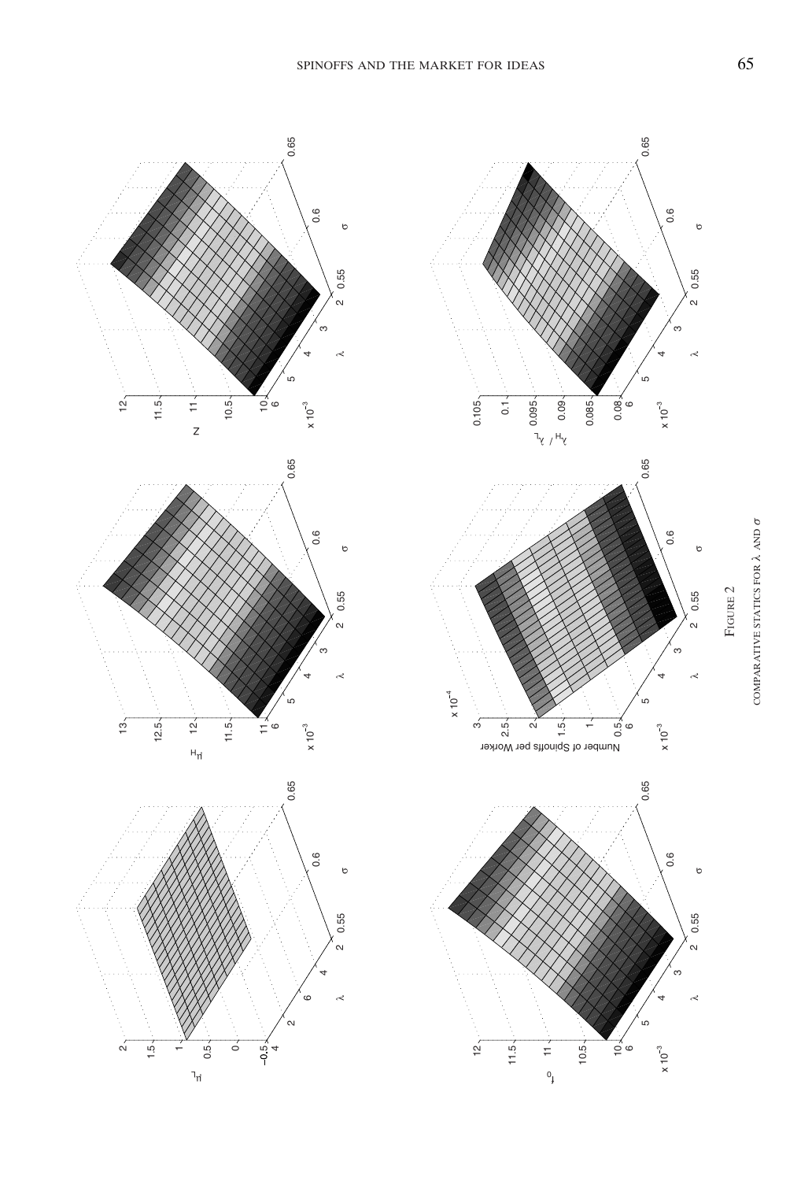Figure 2

COMPARATIVE STATICS FOR $\lambda$ AND $\sigma$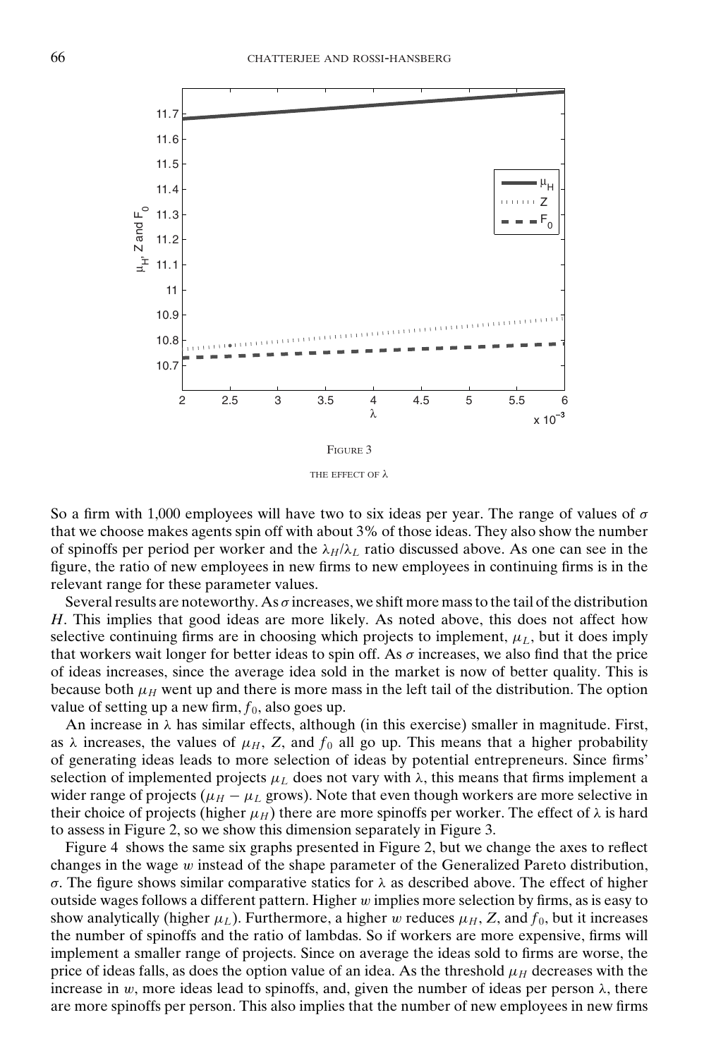FIGURE 3

THE EFFECT OF $\lambda$

So a firm with 1,000 employees will have two to six ideas per year. The range of values of $\sigma$ that we choose makes agents spin off with about 3% of those ideas. They also show the number of spinoffs per period per worker and the $\lambda_H/\lambda_L$ ratio discussed above. As one can see in the figure, the ratio of new employees in new firms to new employees in continuing firms is in the relevant range for these parameter values.

Several results are noteworthy. As $\sigma$ increases, we shift more mass to the tail of the distribution $H$. This implies that good ideas are more likely. As noted above, this does not affect how selective continuing firms are in choosing which projects to implement, $\mu_L$, but it does imply that workers wait longer for better ideas to spin off. As $\sigma$ increases, we also find that the price of ideas increases, since the average idea sold in the market is now of better quality. This is because both $\mu_H$ went up and there is more mass in the left tail of the distribution. The option value of setting up a new firm, $f_0$, also goes up.

An increase in $\lambda$ has similar effects, although (in this exercise) smaller in magnitude. First, as $\lambda$ increases, the values of $\mu_H$, $Z$, and $f_0$ all go up. This means that a higher probability of generating ideas leads to more selection of ideas by potential entrepreneurs. Since firms' selection of implemented projects $\mu_L$ does not vary with $\lambda$, this means that firms implement a wider range of projects ($\mu_H - \mu_L$ grows). Note that even though workers are more selective in their choice of projects (higher $\mu_H$) there are more spinoffs per worker. The effect of $\lambda$ is hard to assess in Figure 2, so we show this dimension separately in Figure 3.

Figure 4 shows the same six graphs presented in Figure 2, but we change the axes to reflect changes in the wage $w$ instead of the shape parameter of the Generalized Pareto distribution, $\sigma$. The figure shows similar comparative statics for $\lambda$ as described above. The effect of higher outside wages follows a different pattern. Higher $w$ implies more selection by firms, as is easy to show analytically (higher $\mu_L$). Furthermore, a higher $w$ reduces $\mu_H$, $Z$, and $f_0$, but it increases the number of spinoffs and the ratio of lambdas. So if workers are more expensive, firms will implement a smaller range of projects. Since on average the ideas sold to firms are worse, the price of ideas falls, as does the option value of an idea. As the threshold $\mu_H$ decreases with the increase in $w$, more ideas lead to spinoffs, and, given the number of ideas per person $\lambda$, there are more spinoffs per person. This also implies that the number of new employees in new firms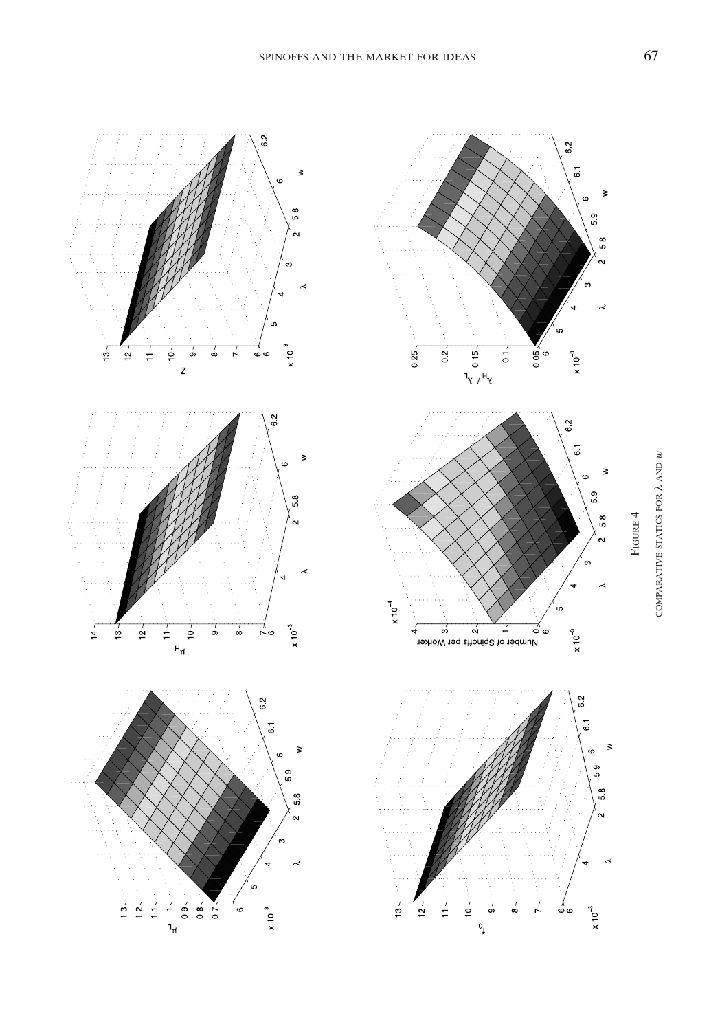FIGURE 4

COMPARATIVE STATICS FOR $\lambda$ AND $w$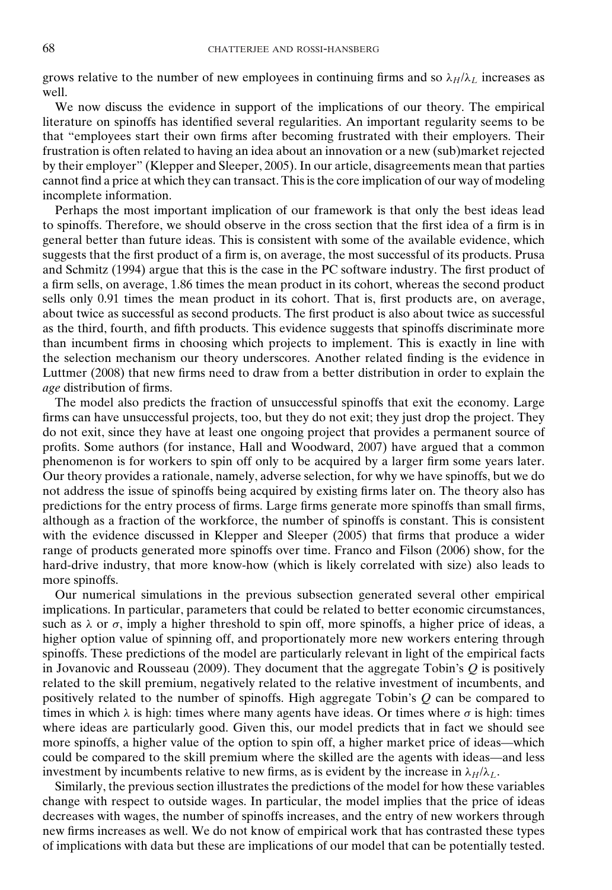grows relative to the number of new employees in continuing firms and so $\lambda_H/\lambda_L$ increases as well.

We now discuss the evidence in support of the implications of our theory. The empirical literature on spinoffs has identified several regularities. An important regularity seems to be that "employees start their own firms after becoming frustrated with their employers. Their frustration is often related to having an idea about an innovation or a new (sub)market rejected by their employer" (Klepper and Sleeper, 2005). In our article, disagreements mean that parties cannot find a price at which they can transact. This is the core implication of our way of modeling incomplete information.

Perhaps the most important implication of our framework is that only the best ideas lead to spinoffs. Therefore, we should observe in the cross section that the first idea of a firm is in general better than future ideas. This is consistent with some of the available evidence, which suggests that the first product of a firm is, on average, the most successful of its products. Prusa and Schmitz (1994) argue that this is the case in the PC software industry. The first product of a firm sells, on average, 1.86 times the mean product in its cohort, whereas the second product sells only 0.91 times the mean product in its cohort. That is, first products are, on average, about twice as successful as second products. The first product is also about twice as successful as the third, fourth, and fifth products. This evidence suggests that spinoffs discriminate more than incumbent firms in choosing which projects to implement. This is exactly in line with the selection mechanism our theory underscores. Another related finding is the evidence in Luttmer (2008) that new firms need to draw from a better distribution in order to explain the *age* distribution of firms.

The model also predicts the fraction of unsuccessful spinoffs that exit the economy. Large firms can have unsuccessful projects, too, but they do not exit; they just drop the project. They do not exit, since they have at least one ongoing project that provides a permanent source of profits. Some authors (for instance, Hall and Woodward, 2007) have argued that a common phenomenon is for workers to spin off only to be acquired by a larger firm some years later. Our theory provides a rationale, namely, adverse selection, for why we have spinoffs, but we do not address the issue of spinoffs being acquired by existing firms later on. The theory also has predictions for the entry process of firms. Large firms generate more spinoffs than small firms, although as a fraction of the workforce, the number of spinoffs is constant. This is consistent with the evidence discussed in Klepper and Sleeper (2005) that firms that produce a wider range of products generated more spinoffs over time. Franco and Filson (2006) show, for the hard-drive industry, that more know-how (which is likely correlated with size) also leads to more spinoffs.

Our numerical simulations in the previous subsection generated several other empirical implications. In particular, parameters that could be related to better economic circumstances, such as $\lambda$ or $\sigma$, imply a higher threshold to spin off, more spinoffs, a higher price of ideas, a higher option value of spinning off, and proportionately more new workers entering through spinoffs. These predictions of the model are particularly relevant in light of the empirical facts in Jovanovic and Rousseau (2009). They document that the aggregate Tobin's $Q$ is positively related to the skill premium, negatively related to the relative investment of incumbents, and positively related to the number of spinoffs. High aggregate Tobin's $Q$ can be compared to times in which $\lambda$ is high: times where many agents have ideas. Or times where $\sigma$ is high: times where ideas are particularly good. Given this, our model predicts that in fact we should see more spinoffs, a higher value of the option to spin off, a higher market price of ideas—which could be compared to the skill premium where the skilled are the agents with ideas—and less investment by incumbents relative to new firms, as is evident by the increase in $\lambda_H/\lambda_L$.

Similarly, the previous section illustrates the predictions of the model for how these variables change with respect to outside wages. In particular, the model implies that the price of ideas decreases with wages, the number of spinoffs increases, and the entry of new workers through new firms increases as well. We do not know of empirical work that has contrasted these types of implications with data but these are implications of our model that can be potentially tested.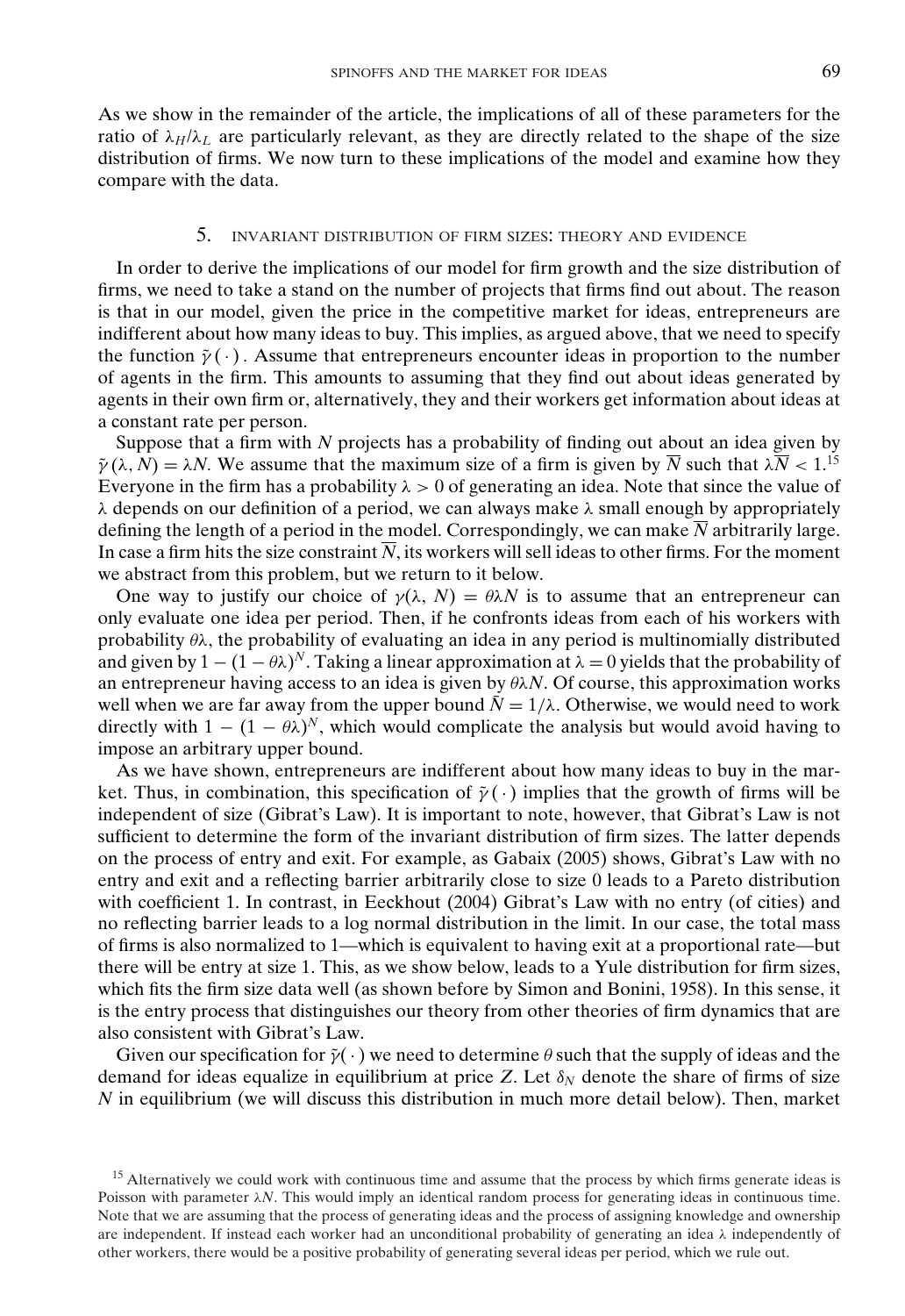As we show in the remainder of the article, the implications of all of these parameters for the ratio of $\lambda_H/\lambda_L$ are particularly relevant, as they are directly related to the shape of the size distribution of firms. We now turn to these implications of the model and examine how they compare with the data.

## 5. INVARIANT DISTRIBUTION OF FIRM SIZES: THEORY AND EVIDENCE

In order to derive the implications of our model for firm growth and the size distribution of firms, we need to take a stand on the number of projects that firms find out about. The reason is that in our model, given the price in the competitive market for ideas, entrepreneurs are indifferent about how many ideas to buy. This implies, as argued above, that we need to specify the function $\tilde{\gamma}(\cdot)$. Assume that entrepreneurs encounter ideas in proportion to the number of agents in the firm. This amounts to assuming that they find out about ideas generated by agents in their own firm or, alternatively, they and their workers get information about ideas at a constant rate per person.

Suppose that a firm with $N$ projects has a probability of finding out about an idea given by $\tilde{\gamma}(\lambda, N) = \lambda N$. We assume that the maximum size of a firm is given by $\overline{N}$ such that $\lambda\overline{N} < 1$.[15] Everyone in the firm has a probability $\lambda > 0$ of generating an idea. Note that since the value of $\lambda$ depends on our definition of a period, we can always make $\lambda$ small enough by appropriately defining the length of a period in the model. Correspondingly, we can make $\overline{N}$ arbitrarily large. In case a firm hits the size constraint $\overline{N}$, its workers will sell ideas to other firms. For the moment we abstract from this problem, but we return to it below.

One way to justify our choice of $\gamma(\lambda, N) = \theta\lambda N$ is to assume that an entrepreneur can only evaluate one idea per period. Then, if he confronts ideas from each of his workers with probability $\theta\lambda$, the probability of evaluating an idea in any period is multinomially distributed and given by $1 - (1 - \theta\lambda)^N$. Taking a linear approximation at $\lambda = 0$ yields that the probability of an entrepreneur having access to an idea is given by $\theta\lambda N$. Of course, this approximation works well when we are far away from the upper bound $\overline{N} = 1/\lambda$. Otherwise, we would need to work directly with $1 - (1 - \theta\lambda)^N$, which would complicate the analysis but would avoid having to impose an arbitrary upper bound.

As we have shown, entrepreneurs are indifferent about how many ideas to buy in the market. Thus, in combination, this specification of $\tilde{\gamma}(\cdot)$ implies that the growth of firms will be independent of size (Gibrat's Law). It is important to note, however, that Gibrat's Law is not sufficient to determine the form of the invariant distribution of firm sizes. The latter depends on the process of entry and exit. For example, as Gabaix (2005) shows, Gibrat's Law with no entry and exit and a reflecting barrier arbitrarily close to size 0 leads to a Pareto distribution with coefficient 1. In contrast, in Eeckhout (2004) Gibrat's Law with no entry (of cities) and no reflecting barrier leads to a log normal distribution in the limit. In our case, the total mass of firms is also normalized to 1—which is equivalent to having exit at a proportional rate—but there will be entry at size 1. This, as we show below, leads to a Yule distribution for firm sizes, which fits the firm size data well (as shown before by Simon and Bonini, 1958). In this sense, it is the entry process that distinguishes our theory from other theories of firm dynamics that are also consistent with Gibrat's Law.

Given our specification for $\tilde{\gamma}(\cdot)$ we need to determine $\theta$ such that the supply of ideas and the demand for ideas equalize in equilibrium at price $Z$. Let $\delta_N$ denote the share of firms of size $N$ in equilibrium (we will discuss this distribution in much more detail below). Then, market

[15] Alternatively we could work with continuous time and assume that the process by which firms generate ideas is Poisson with parameter $\lambda N$. This would imply an identical random process for generating ideas in continuous time. Note that we are assuming that the process of generating ideas and the process of assigning knowledge and ownership are independent. If instead each worker had an unconditional probability of generating an idea $\lambda$ independently of other workers, there would be a positive probability of generating several ideas per period, which we rule out.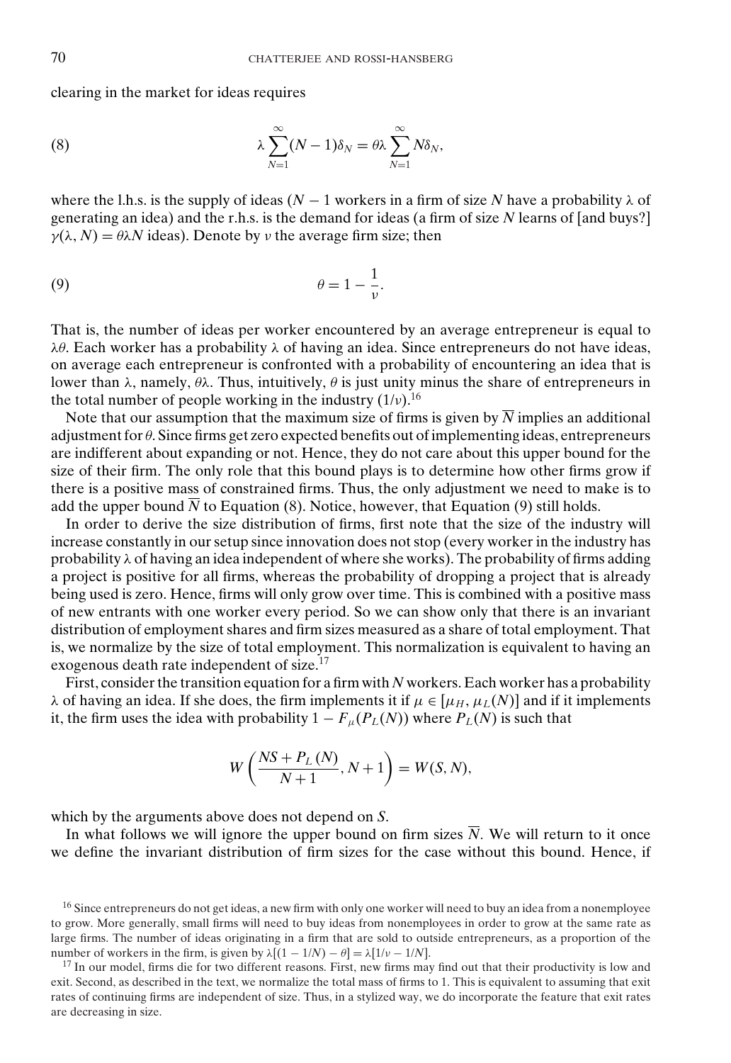clearing in the market for ideas requires

$$\lambda \sum_{N=1}^{\infty}(N-1)\delta_N = \theta\lambda \sum_{N=1}^{\infty} N\delta_N, \tag{8}$$

where the l.h.s. is the supply of ideas ($N-1$ workers in a firm of size $N$ have a probability $\lambda$ of generating an idea) and the r.h.s. is the demand for ideas (a firm of size $N$ learns of [and buys?] $\gamma(\lambda, N) = \theta\lambda N$ ideas). Denote by $\nu$ the average firm size; then

$$\theta = 1 - \frac{1}{\nu}. \tag{9}$$

That is, the number of ideas per worker encountered by an average entrepreneur is equal to $\lambda\theta$. Each worker has a probability $\lambda$ of having an idea. Since entrepreneurs do not have ideas, on average each entrepreneur is confronted with a probability of encountering an idea that is lower than $\lambda$, namely, $\theta\lambda$. Thus, intuitively, $\theta$ is just unity minus the share of entrepreneurs in the total number of people working in the industry ($1/\nu$).[16]

Note that our assumption that the maximum size of firms is given by $\overline{N}$ implies an additional adjustment for $\theta$. Since firms get zero expected benefits out of implementing ideas, entrepreneurs are indifferent about expanding or not. Hence, they do not care about this upper bound for the size of their firm. The only role that this bound plays is to determine how other firms grow if there is a positive mass of constrained firms. Thus, the only adjustment we need to make is to add the upper bound $\overline{N}$ to Equation (8). Notice, however, that Equation (9) still holds.

In order to derive the size distribution of firms, first note that the size of the industry will increase constantly in our setup since innovation does not stop (every worker in the industry has probability $\lambda$ of having an idea independent of where she works). The probability of firms adding a project is positive for all firms, whereas the probability of dropping a project that is already being used is zero. Hence, firms will only grow over time. This is combined with a positive mass of new entrants with one worker every period. So we can show only that there is an invariant distribution of employment shares and firm sizes measured as a share of total employment. That is, we normalize by the size of total employment. This normalization is equivalent to having an exogenous death rate independent of size.[17]

First, consider the transition equation for a firm with $N$ workers. Each worker has a probability $\lambda$ of having an idea. If she does, the firm implements it if $\mu \in [\mu_H, \mu_L(N)]$ and if it implements it, the firm uses the idea with probability $1 - F_\mu(P_L(N))$ where $P_L(N)$ is such that

$$W\left(\frac{NS + P_L(N)}{N+1}, N+1\right) = W(S, N),$$

which by the arguments above does not depend on $S$.

In what follows we will ignore the upper bound on firm sizes $\overline{N}$. We will return to it once we define the invariant distribution of firm sizes for the case without this bound. Hence, if

[16] Since entrepreneurs do not get ideas, a new firm with only one worker will need to buy an idea from a nonemployee to grow. More generally, small firms will need to buy ideas from nonemployees in order to grow at the same rate as large firms. The number of ideas originating in a firm that are sold to outside entrepreneurs, as a proportion of the number of workers in the firm, is given by $\lambda[(1 - 1/N) - \theta] = \lambda[1/\nu - 1/N]$.

[17] In our model, firms die for two different reasons. First, new firms may find out that their productivity is low and exit. Second, as described in the text, we normalize the total mass of firms to 1. This is equivalent to assuming that exit rates of continuing firms are independent of size. Thus, in a stylized way, we do incorporate the feature that exit rates are decreasing in size.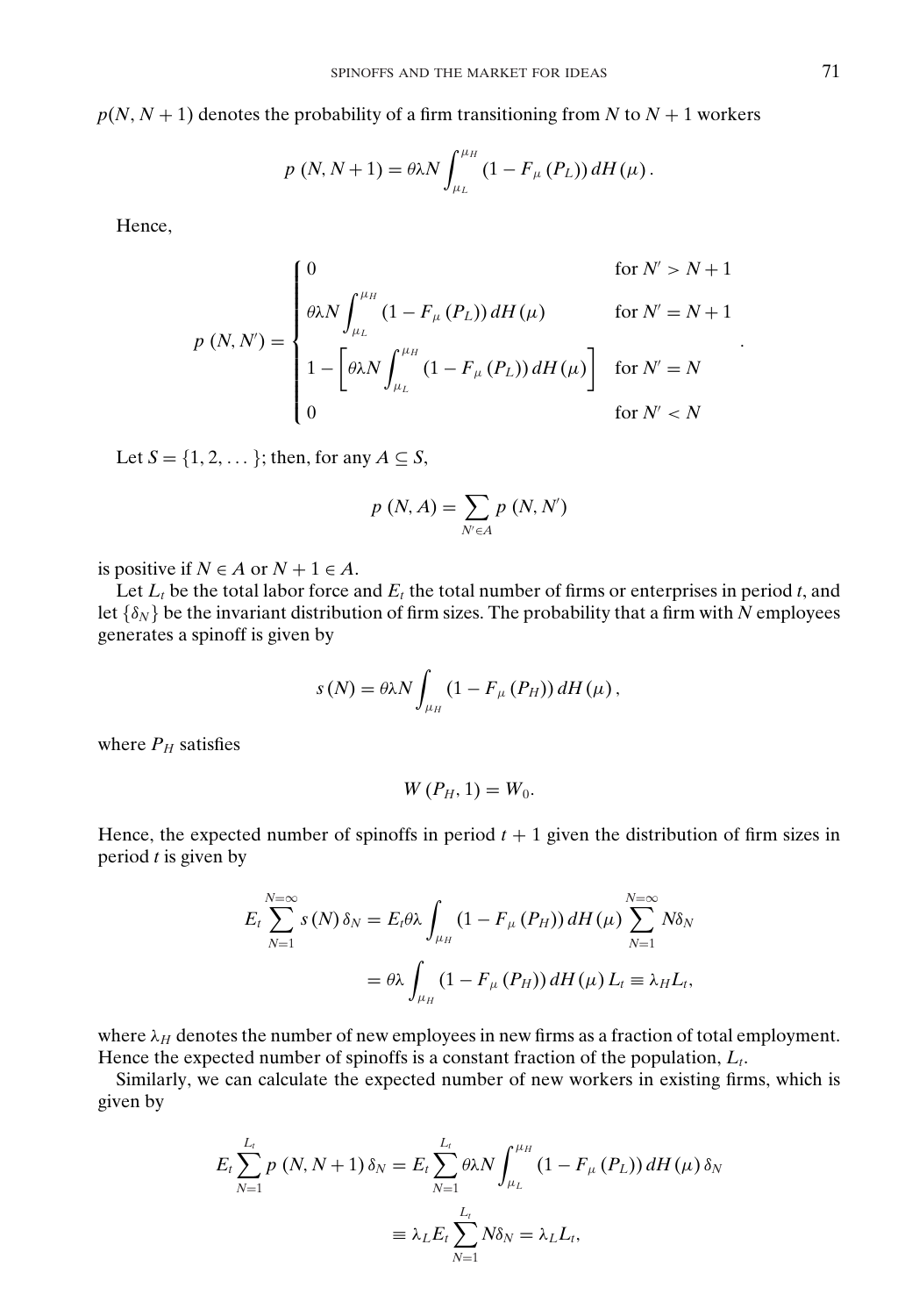$p(N, N+1)$ denotes the probability of a firm transitioning from $N$ to $N+1$ workers

$$p\,(N, N+1) = \theta\lambda N \int_{\mu_L}^{\mu_H} (1 - F_\mu\,(P_L))\, dH\,(\mu)\,.$$

Hence,

$$p\,(N, N') = \begin{cases} 0 & \text{for } N' > N+1 \\ \theta\lambda N \displaystyle\int_{\mu_L}^{\mu_H} (1 - F_\mu\,(P_L))\, dH\,(\mu) & \text{for } N' = N+1 \\ 1 - \left[\theta\lambda N \displaystyle\int_{\mu_L}^{\mu_H} (1 - F_\mu\,(P_L))\, dH\,(\mu)\right] & \text{for } N' = N \\ 0 & \text{for } N' < N \end{cases}.$$

Let $S = \{1, 2, \dots\}$; then, for any $A \subseteq S$,

$$p\,(N, A) = \sum_{N' \in A} p\,(N, N')$$

is positive if $N \in A$ or $N+1 \in A$.

Let $L_t$ be the total labor force and $E_t$ the total number of firms or enterprises in period $t$, and let $\{\delta_N\}$ be the invariant distribution of firm sizes. The probability that a firm with $N$ employees generates a spinoff is given by

$$s\,(N) = \theta\lambda N \int_{\mu_H} (1 - F_\mu\,(P_H))\, dH\,(\mu)\,,$$

where $P_H$ satisfies

$$W\,(P_H, 1) = W_0.$$

Hence, the expected number of spinoffs in period $t+1$ given the distribution of firm sizes in period $t$ is given by

$$\begin{aligned} E_t \sum_{N=1}^{N=\infty} s\,(N)\,\delta_N &= E_t \theta\lambda \int_{\mu_H} (1 - F_\mu\,(P_H))\, dH\,(\mu) \sum_{N=1}^{N=\infty} N\delta_N \\ &= \theta\lambda \int_{\mu_H} (1 - F_\mu\,(P_H))\, dH\,(\mu)\, L_t \equiv \lambda_H L_t, \end{aligned}$$

where $\lambda_H$ denotes the number of new employees in new firms as a fraction of total employment. Hence the expected number of spinoffs is a constant fraction of the population, $L_t$.

Similarly, we can calculate the expected number of new workers in existing firms, which is given by

$$\begin{aligned} E_t \sum_{N=1}^{L_t} p\,(N, N+1)\,\delta_N &= E_t \sum_{N=1}^{L_t} \theta\lambda N \int_{\mu_L}^{\mu_H} (1 - F_\mu\,(P_L))\, dH\,(\mu)\,\delta_N \\ &\equiv \lambda_L E_t \sum_{N=1}^{L_t} N\delta_N = \lambda_L L_t, \end{aligned}$$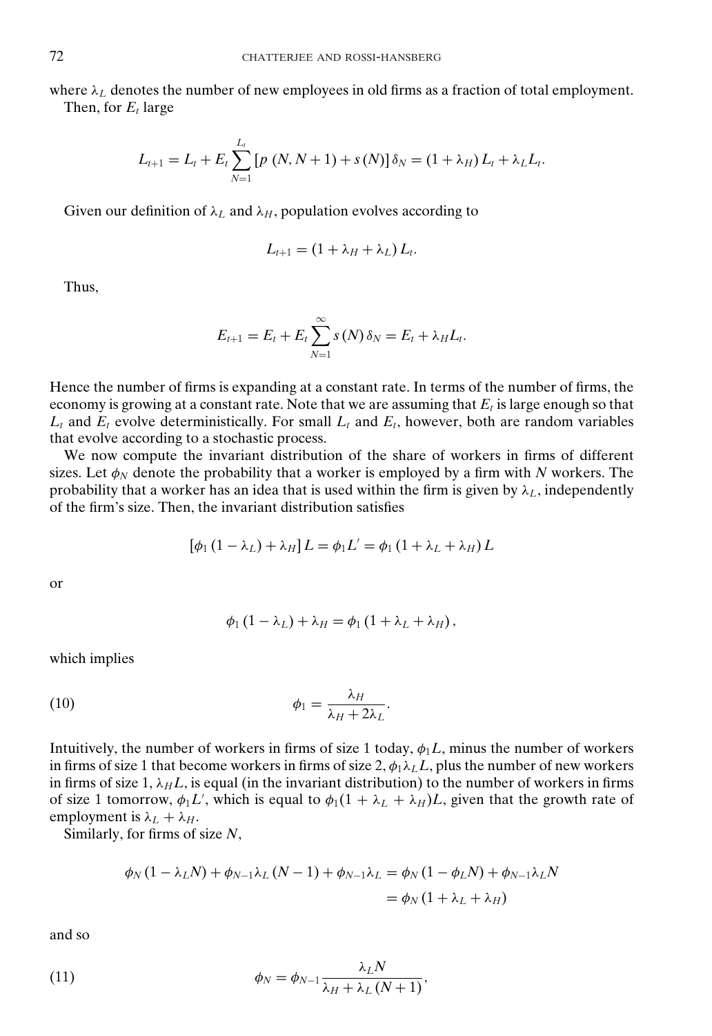where $\lambda_L$ denotes the number of new employees in old firms as a fraction of total employment.

Then, for $E_t$ large

$$L_{t+1} = L_t + E_t \sum_{N=1}^{L_t} [p(N, N+1) + s(N)] \delta_N = (1 + \lambda_H) L_t + \lambda_L L_t.$$

Given our definition of $\lambda_L$ and $\lambda_H$, population evolves according to

$$L_{t+1} = (1 + \lambda_H + \lambda_L) L_t.$$

Thus,

$$E_{t+1} = E_t + E_t \sum_{N=1}^{\infty} s(N) \delta_N = E_t + \lambda_H L_t.$$

Hence the number of firms is expanding at a constant rate. In terms of the number of firms, the economy is growing at a constant rate. Note that we are assuming that $E_t$ is large enough so that $L_t$ and $E_t$ evolve deterministically. For small $L_t$ and $E_t$, however, both are random variables that evolve according to a stochastic process.

We now compute the invariant distribution of the share of workers in firms of different sizes. Let $\phi_N$ denote the probability that a worker is employed by a firm with $N$ workers. The probability that a worker has an idea that is used within the firm is given by $\lambda_L$, independently of the firm's size. Then, the invariant distribution satisfies

$$[\phi_1 (1 - \lambda_L) + \lambda_H] L = \phi_1 L' = \phi_1 (1 + \lambda_L + \lambda_H) L$$

or

$$\phi_1 (1 - \lambda_L) + \lambda_H = \phi_1 (1 + \lambda_L + \lambda_H),$$

which implies

$$\phi_1 = \frac{\lambda_H}{\lambda_H + 2\lambda_L}. \tag{10}$$

Intuitively, the number of workers in firms of size 1 today, $\phi_1 L$, minus the number of workers in firms of size 1 that become workers in firms of size 2, $\phi_1 \lambda_L L$, plus the number of new workers in firms of size 1, $\lambda_H L$, is equal (in the invariant distribution) to the number of workers in firms of size 1 tomorrow, $\phi_1 L'$, which is equal to $\phi_1(1 + \lambda_L + \lambda_H)L$, given that the growth rate of employment is $\lambda_L + \lambda_H$.

Similarly, for firms of size $N$,

$$\begin{aligned}\phi_N (1 - \lambda_L N) + \phi_{N-1} \lambda_L (N-1) + \phi_{N-1} \lambda_L &= \phi_N (1 - \phi_L N) + \phi_{N-1} \lambda_L N \\ &= \phi_N (1 + \lambda_L + \lambda_H)\end{aligned}$$

and so

$$\phi_N = \phi_{N-1} \frac{\lambda_L N}{\lambda_H + \lambda_L (N+1)}, \tag{11}$$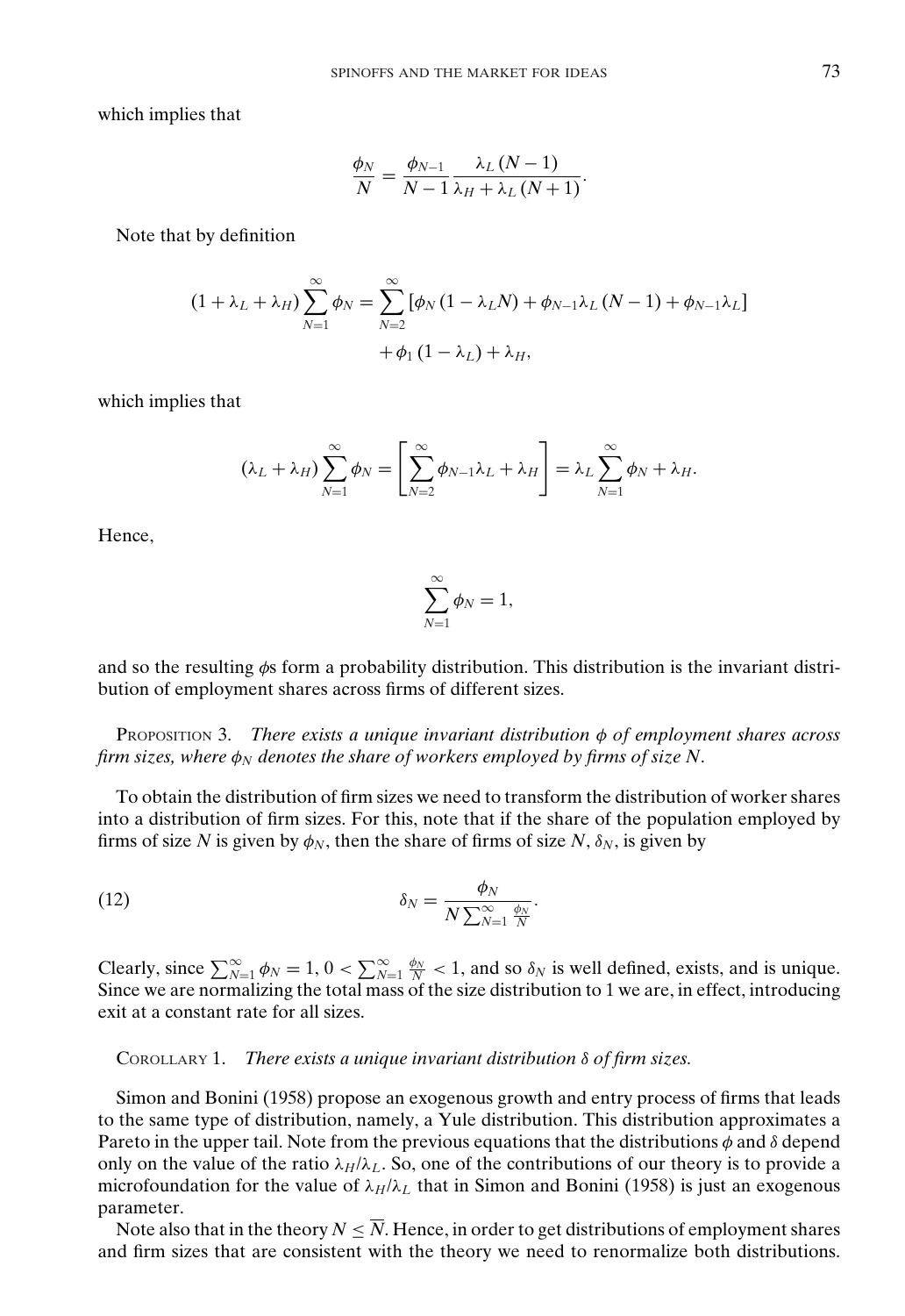which implies that

$$\frac{\phi_N}{N} = \frac{\phi_{N-1}}{N-1} \frac{\lambda_L (N-1)}{\lambda_H + \lambda_L (N+1)}.$$

Note that by definition

$$(1 + \lambda_L + \lambda_H) \sum_{N=1}^{\infty} \phi_N = \sum_{N=2}^{\infty} \left[ \phi_N (1 - \lambda_L N) + \phi_{N-1} \lambda_L (N-1) + \phi_{N-1} \lambda_L \right] + \phi_1 (1 - \lambda_L) + \lambda_H,$$

which implies that

$$(\lambda_L + \lambda_H) \sum_{N=1}^{\infty} \phi_N = \left[ \sum_{N=2}^{\infty} \phi_{N-1} \lambda_L + \lambda_H \right] = \lambda_L \sum_{N=1}^{\infty} \phi_N + \lambda_H.$$

Hence,

$$\sum_{N=1}^{\infty} \phi_N = 1,$$

and so the resulting $\phi$s form a probability distribution. This distribution is the invariant distribution of employment shares across firms of different sizes.

PROPOSITION 3. *There exists a unique invariant distribution $\phi$ of employment shares across firm sizes, where $\phi_N$ denotes the share of workers employed by firms of size $N$.*

To obtain the distribution of firm sizes we need to transform the distribution of worker shares into a distribution of firm sizes. For this, note that if the share of the population employed by firms of size $N$ is given by $\phi_N$, then the share of firms of size $N$, $\delta_N$, is given by

$$\delta_N = \frac{\phi_N}{N \sum_{N=1}^{\infty} \frac{\phi_N}{N}}. \tag{12}$$

Clearly, since $\sum_{N=1}^{\infty} \phi_N = 1$, $0 < \sum_{N=1}^{\infty} \frac{\phi_N}{N} < 1$, and so $\delta_N$ is well defined, exists, and is unique. Since we are normalizing the total mass of the size distribution to 1 we are, in effect, introducing exit at a constant rate for all sizes.

COROLLARY 1. *There exists a unique invariant distribution $\delta$ of firm sizes.*

Simon and Bonini (1958) propose an exogenous growth and entry process of firms that leads to the same type of distribution, namely, a Yule distribution. This distribution approximates a Pareto in the upper tail. Note from the previous equations that the distributions $\phi$ and $\delta$ depend only on the value of the ratio $\lambda_H/\lambda_L$. So, one of the contributions of our theory is to provide a microfoundation for the value of $\lambda_H/\lambda_L$ that in Simon and Bonini (1958) is just an exogenous parameter.

Note also that in the theory $N \leq \overline{N}$. Hence, in order to get distributions of employment shares and firm sizes that are consistent with the theory we need to renormalize both distributions.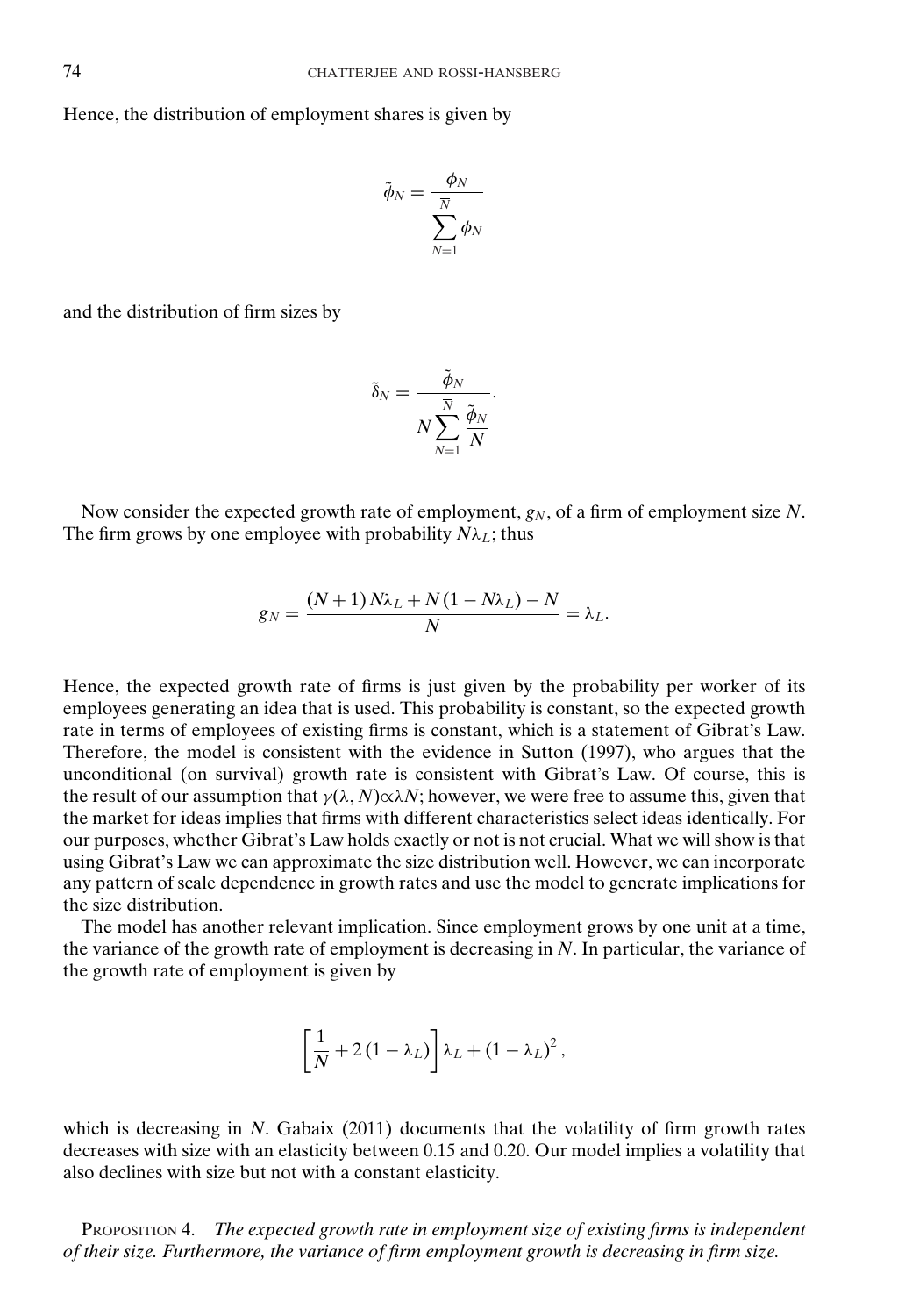Hence, the distribution of employment shares is given by

$$\tilde{\phi}_N = \frac{\phi_N}{\sum_{N=1}^{\overline{N}} \phi_N}$$

and the distribution of firm sizes by

$$\tilde{\delta}_N = \frac{\tilde{\phi}_N}{N \sum_{N=1}^{\overline{N}} \frac{\tilde{\phi}_N}{N}}.$$

Now consider the expected growth rate of employment, $g_N$, of a firm of employment size $N$. The firm grows by one employee with probability $N\lambda_L$; thus

$$g_N = \frac{(N+1)\,N\lambda_L + N\,(1 - N\lambda_L) - N}{N} = \lambda_L.$$

Hence, the expected growth rate of firms is just given by the probability per worker of its employees generating an idea that is used. This probability is constant, so the expected growth rate in terms of employees of existing firms is constant, which is a statement of Gibrat's Law. Therefore, the model is consistent with the evidence in Sutton (1997), who argues that the unconditional (on survival) growth rate is consistent with Gibrat's Law. Of course, this is the result of our assumption that $\gamma(\lambda, N) \propto \lambda N$; however, we were free to assume this, given that the market for ideas implies that firms with different characteristics select ideas identically. For our purposes, whether Gibrat's Law holds exactly or not is not crucial. What we will show is that using Gibrat's Law we can approximate the size distribution well. However, we can incorporate any pattern of scale dependence in growth rates and use the model to generate implications for the size distribution.

The model has another relevant implication. Since employment grows by one unit at a time, the variance of the growth rate of employment is decreasing in $N$. In particular, the variance of the growth rate of employment is given by

$$\left[\frac{1}{N} + 2\,(1 - \lambda_L)\right]\lambda_L + (1 - \lambda_L)^2,$$

which is decreasing in $N$. Gabaix (2011) documents that the volatility of firm growth rates decreases with size with an elasticity between 0.15 and 0.20. Our model implies a volatility that also declines with size but not with a constant elasticity.

PROPOSITION 4. *The expected growth rate in employment size of existing firms is independent of their size. Furthermore, the variance of firm employment growth is decreasing in firm size.*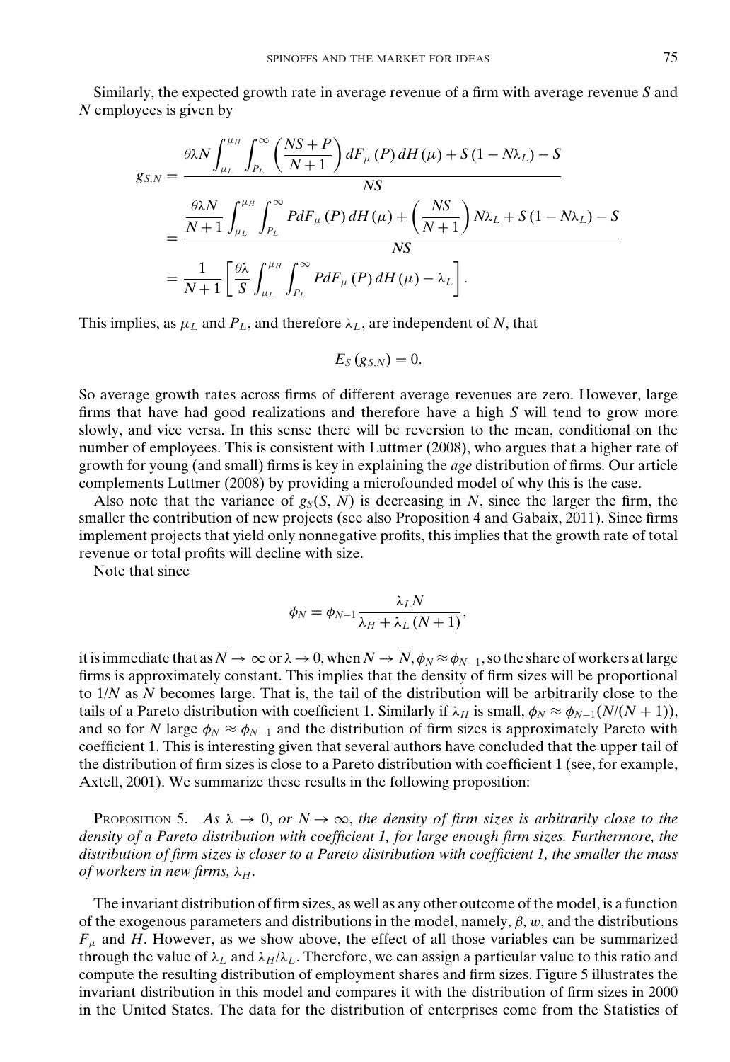Similarly, the expected growth rate in average revenue of a firm with average revenue $S$ and $N$ employees is given by

$$
\begin{aligned}
g_{S,N} &= \frac{\theta\lambda N \int_{\mu_L}^{\mu_H} \int_{P_L}^{\infty} \left(\frac{NS+P}{N+1}\right) dF_{\mu}(P)\, dH(\mu) + S(1 - N\lambda_L) - S}{NS} \\
&= \frac{\frac{\theta\lambda N}{N+1} \int_{\mu_L}^{\mu_H} \int_{P_L}^{\infty} P dF_{\mu}(P)\, dH(\mu) + \left(\frac{NS}{N+1}\right) N\lambda_L + S(1 - N\lambda_L) - S}{NS} \\
&= \frac{1}{N+1}\left[\frac{\theta\lambda}{S} \int_{\mu_L}^{\mu_H} \int_{P_L}^{\infty} P dF_{\mu}(P)\, dH(\mu) - \lambda_L\right].
\end{aligned}
$$

This implies, as $\mu_L$ and $P_L$, and therefore $\lambda_L$, are independent of $N$, that

$$
E_S(g_{S,N}) = 0.
$$

So average growth rates across firms of different average revenues are zero. However, large firms that have had good realizations and therefore have a high $S$ will tend to grow more slowly, and vice versa. In this sense there will be reversion to the mean, conditional on the number of employees. This is consistent with Luttmer (2008), who argues that a higher rate of growth for young (and small) firms is key in explaining the *age* distribution of firms. Our article complements Luttmer (2008) by providing a microfounded model of why this is the case.

Also note that the variance of $g_S(S, N)$ is decreasing in $N$, since the larger the firm, the smaller the contribution of new projects (see also Proposition 4 and Gabaix, 2011). Since firms implement projects that yield only nonnegative profits, this implies that the growth rate of total revenue or total profits will decline with size.

Note that since

$$
\phi_N = \phi_{N-1} \frac{\lambda_L N}{\lambda_H + \lambda_L (N+1)},
$$

it is immediate that as $\overline{N} \to \infty$ or $\lambda \to 0$, when $N \to \overline{N}$, $\phi_N \approx \phi_{N-1}$, so the share of workers at large firms is approximately constant. This implies that the density of firm sizes will be proportional to $1/N$ as $N$ becomes large. That is, the tail of the distribution will be arbitrarily close to the tails of a Pareto distribution with coefficient 1. Similarly if $\lambda_H$ is small, $\phi_N \approx \phi_{N-1}(N/(N+1))$, and so for $N$ large $\phi_N \approx \phi_{N-1}$ and the distribution of firm sizes is approximately Pareto with coefficient 1. This is interesting given that several authors have concluded that the upper tail of the distribution of firm sizes is close to a Pareto distribution with coefficient 1 (see, for example, Axtell, 2001). We summarize these results in the following proposition:

PROPOSITION 5. *As $\lambda \to 0$, or $\overline{N} \to \infty$, the density of firm sizes is arbitrarily close to the density of a Pareto distribution with coefficient 1, for large enough firm sizes. Furthermore, the distribution of firm sizes is closer to a Pareto distribution with coefficient 1, the smaller the mass of workers in new firms, $\lambda_H$.*

The invariant distribution of firm sizes, as well as any other outcome of the model, is a function of the exogenous parameters and distributions in the model, namely, $\beta$, $w$, and the distributions $F_\mu$ and $H$. However, as we show above, the effect of all those variables can be summarized through the value of $\lambda_L$ and $\lambda_H/\lambda_L$. Therefore, we can assign a particular value to this ratio and compute the resulting distribution of employment shares and firm sizes. Figure 5 illustrates the invariant distribution in this model and compares it with the distribution of firm sizes in 2000 in the United States. The data for the distribution of enterprises come from the Statistics of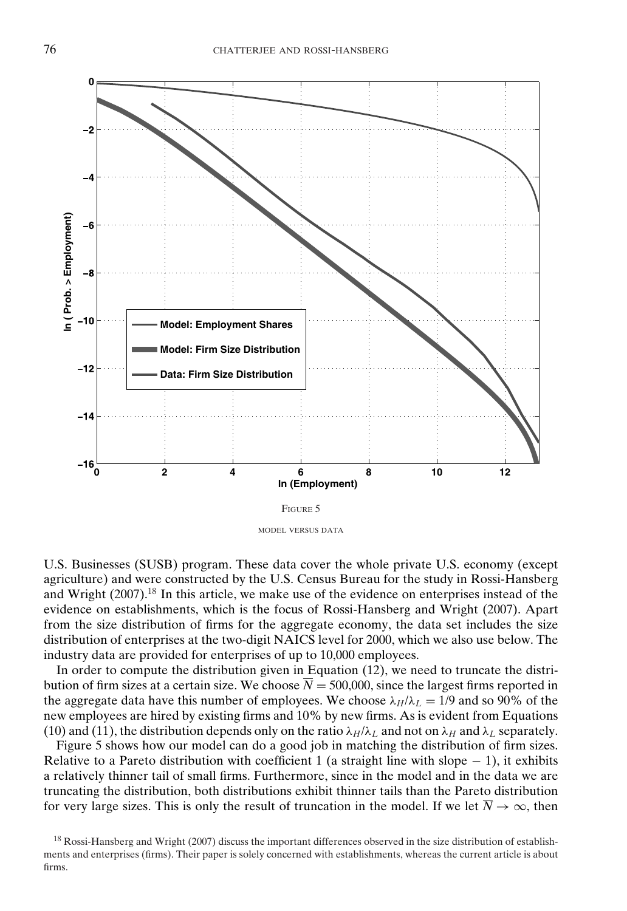FIGURE 5

MODEL VERSUS DATA

U.S. Businesses (SUSB) program. These data cover the whole private U.S. economy (except agriculture) and were constructed by the U.S. Census Bureau for the study in Rossi-Hansberg and Wright (2007).[18] In this article, we make use of the evidence on enterprises instead of the evidence on establishments, which is the focus of Rossi-Hansberg and Wright (2007). Apart from the size distribution of firms for the aggregate economy, the data set includes the size distribution of enterprises at the two-digit NAICS level for 2000, which we also use below. The industry data are provided for enterprises of up to 10,000 employees.

In order to compute the distribution given in Equation (12), we need to truncate the distribution of firm sizes at a certain size. We choose $\overline{N} = 500{,}000$, since the largest firms reported in the aggregate data have this number of employees. We choose $\lambda_H/\lambda_L = 1/9$ and so 90% of the new employees are hired by existing firms and 10% by new firms. As is evident from Equations (10) and (11), the distribution depends only on the ratio $\lambda_H/\lambda_L$ and not on $\lambda_H$ and $\lambda_L$ separately.

Figure 5 shows how our model can do a good job in matching the distribution of firm sizes. Relative to a Pareto distribution with coefficient 1 (a straight line with slope $-1$), it exhibits a relatively thinner tail of small firms. Furthermore, since in the model and in the data we are truncating the distribution, both distributions exhibit thinner tails than the Pareto distribution for very large sizes. This is only the result of truncation in the model. If we let $\overline{N} \to \infty$, then

[18] Rossi-Hansberg and Wright (2007) discuss the important differences observed in the size distribution of establishments and enterprises (firms). Their paper is solely concerned with establishments, whereas the current article is about firms.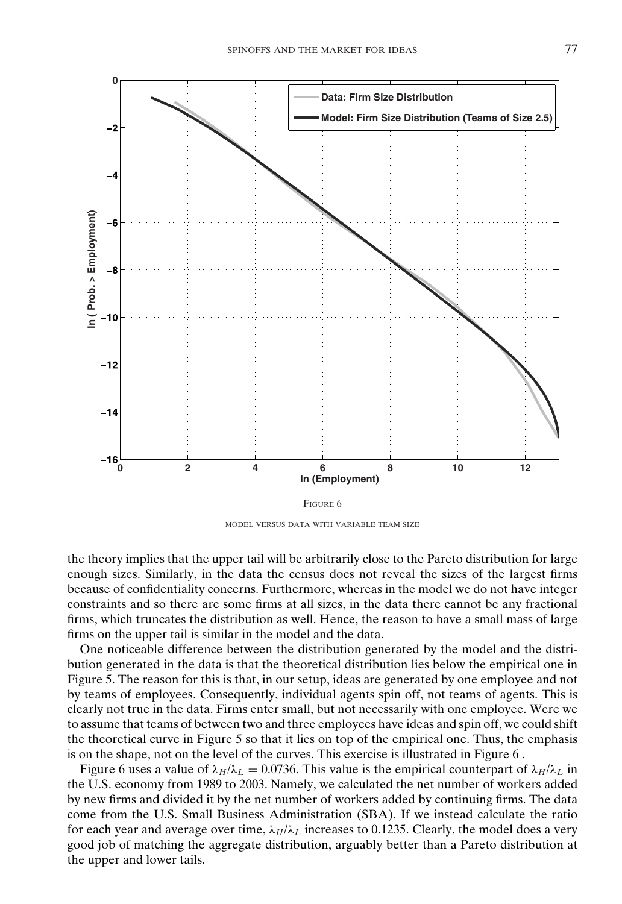Figure 6

MODEL VERSUS DATA WITH VARIABLE TEAM SIZE

the theory implies that the upper tail will be arbitrarily close to the Pareto distribution for large enough sizes. Similarly, in the data the census does not reveal the sizes of the largest firms because of confidentiality concerns. Furthermore, whereas in the model we do not have integer constraints and so there are some firms at all sizes, in the data there cannot be any fractional firms, which truncates the distribution as well. Hence, the reason to have a small mass of large firms on the upper tail is similar in the model and the data.

One noticeable difference between the distribution generated by the model and the distribution generated in the data is that the theoretical distribution lies below the empirical one in Figure 5. The reason for this is that, in our setup, ideas are generated by one employee and not by teams of employees. Consequently, individual agents spin off, not teams of agents. This is clearly not true in the data. Firms enter small, but not necessarily with one employee. Were we to assume that teams of between two and three employees have ideas and spin off, we could shift the theoretical curve in Figure 5 so that it lies on top of the empirical one. Thus, the emphasis is on the shape, not on the level of the curves. This exercise is illustrated in Figure 6 .

Figure 6 uses a value of $\lambda_H/\lambda_L = 0.0736$. This value is the empirical counterpart of $\lambda_H/\lambda_L$ in the U.S. economy from 1989 to 2003. Namely, we calculated the net number of workers added by new firms and divided it by the net number of workers added by continuing firms. The data come from the U.S. Small Business Administration (SBA). If we instead calculate the ratio for each year and average over time, $\lambda_H/\lambda_L$ increases to 0.1235. Clearly, the model does a very good job of matching the aggregate distribution, arguably better than a Pareto distribution at the upper and lower tails.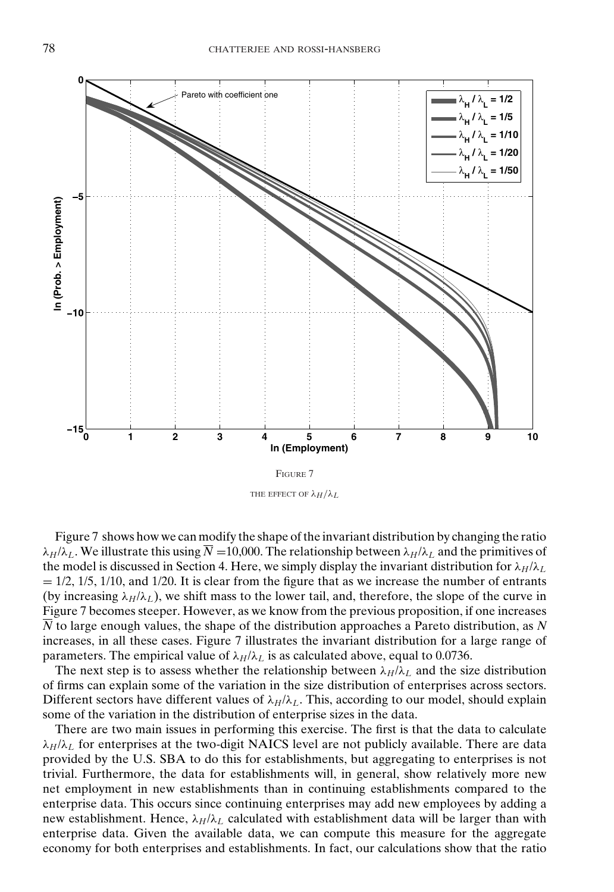FIGURE 7

THE EFFECT OF $\lambda_H/\lambda_L$

Figure 7 shows how we can modify the shape of the invariant distribution by changing the ratio $\lambda_H/\lambda_L$. We illustrate this using $\overline{N}$ =10,000. The relationship between $\lambda_H/\lambda_L$ and the primitives of the model is discussed in Section 4. Here, we simply display the invariant distribution for $\lambda_H/\lambda_L$ = 1/2, 1/5, 1/10, and 1/20. It is clear from the figure that as we increase the number of entrants (by increasing $\lambda_H/\lambda_L$), we shift mass to the lower tail, and, therefore, the slope of the curve in Figure 7 becomes steeper. However, as we know from the previous proposition, if one increases $\overline{N}$ to large enough values, the shape of the distribution approaches a Pareto distribution, as $N$ increases, in all these cases. Figure 7 illustrates the invariant distribution for a large range of parameters. The empirical value of $\lambda_H/\lambda_L$ is as calculated above, equal to 0.0736.

The next step is to assess whether the relationship between $\lambda_H/\lambda_L$ and the size distribution of firms can explain some of the variation in the size distribution of enterprises across sectors. Different sectors have different values of $\lambda_H/\lambda_L$. This, according to our model, should explain some of the variation in the distribution of enterprise sizes in the data.

There are two main issues in performing this exercise. The first is that the data to calculate $\lambda_H/\lambda_L$ for enterprises at the two-digit NAICS level are not publicly available. There are data provided by the U.S. SBA to do this for establishments, but aggregating to enterprises is not trivial. Furthermore, the data for establishments will, in general, show relatively more new net employment in new establishments than in continuing establishments compared to the enterprise data. This occurs since continuing enterprises may add new employees by adding a new establishment. Hence, $\lambda_H/\lambda_L$ calculated with establishment data will be larger than with enterprise data. Given the available data, we can compute this measure for the aggregate economy for both enterprises and establishments. In fact, our calculations show that the ratio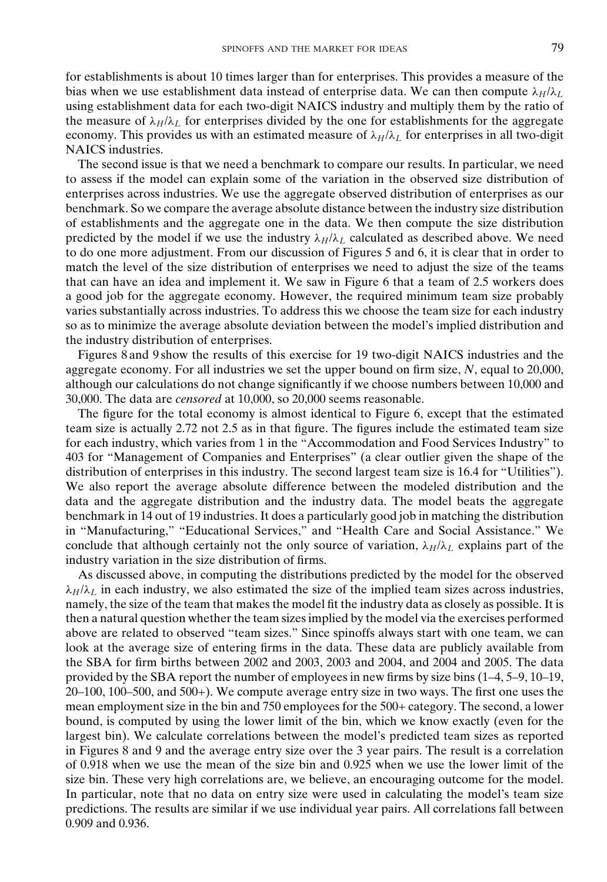for establishments is about 10 times larger than for enterprises. This provides a measure of the bias when we use establishment data instead of enterprise data. We can then compute $\lambda_H/\lambda_L$ using establishment data for each two-digit NAICS industry and multiply them by the ratio of the measure of $\lambda_H/\lambda_L$ for enterprises divided by the one for establishments for the aggregate economy. This provides us with an estimated measure of $\lambda_H/\lambda_L$ for enterprises in all two-digit NAICS industries.

The second issue is that we need a benchmark to compare our results. In particular, we need to assess if the model can explain some of the variation in the observed size distribution of enterprises across industries. We use the aggregate observed distribution of enterprises as our benchmark. So we compare the average absolute distance between the industry size distribution of establishments and the aggregate one in the data. We then compute the size distribution predicted by the model if we use the industry $\lambda_H/\lambda_L$ calculated as described above. We need to do one more adjustment. From our discussion of Figures 5 and 6, it is clear that in order to match the level of the size distribution of enterprises we need to adjust the size of the teams that can have an idea and implement it. We saw in Figure 6 that a team of 2.5 workers does a good job for the aggregate economy. However, the required minimum team size probably varies substantially across industries. To address this we choose the team size for each industry so as to minimize the average absolute deviation between the model's implied distribution and the industry distribution of enterprises.

Figures 8 and 9 show the results of this exercise for 19 two-digit NAICS industries and the aggregate economy. For all industries we set the upper bound on firm size, $N$, equal to 20,000, although our calculations do not change significantly if we choose numbers between 10,000 and 30,000. The data are *censored* at 10,000, so 20,000 seems reasonable.

The figure for the total economy is almost identical to Figure 6, except that the estimated team size is actually 2.72 not 2.5 as in that figure. The figures include the estimated team size for each industry, which varies from 1 in the "Accommodation and Food Services Industry" to 403 for "Management of Companies and Enterprises" (a clear outlier given the shape of the distribution of enterprises in this industry. The second largest team size is 16.4 for "Utilities"). We also report the average absolute difference between the modeled distribution and the data and the aggregate distribution and the industry data. The model beats the aggregate benchmark in 14 out of 19 industries. It does a particularly good job in matching the distribution in "Manufacturing," "Educational Services," and "Health Care and Social Assistance." We conclude that although certainly not the only source of variation, $\lambda_H/\lambda_L$ explains part of the industry variation in the size distribution of firms.

As discussed above, in computing the distributions predicted by the model for the observed $\lambda_H/\lambda_L$ in each industry, we also estimated the size of the implied team sizes across industries, namely, the size of the team that makes the model fit the industry data as closely as possible. It is then a natural question whether the team sizes implied by the model via the exercises performed above are related to observed "team sizes." Since spinoffs always start with one team, we can look at the average size of entering firms in the data. These data are publicly available from the SBA for firm births between 2002 and 2003, 2003 and 2004, and 2004 and 2005. The data provided by the SBA report the number of employees in new firms by size bins (1–4, 5–9, 10–19, 20–100, 100–500, and 500+). We compute average entry size in two ways. The first one uses the mean employment size in the bin and 750 employees for the 500+ category. The second, a lower bound, is computed by using the lower limit of the bin, which we know exactly (even for the largest bin). We calculate correlations between the model's predicted team sizes as reported in Figures 8 and 9 and the average entry size over the 3 year pairs. The result is a correlation of 0.918 when we use the mean of the size bin and 0.925 when we use the lower limit of the size bin. These very high correlations are, we believe, an encouraging outcome for the model. In particular, note that no data on entry size were used in calculating the model's team size predictions. The results are similar if we use individual year pairs. All correlations fall between 0.909 and 0.936.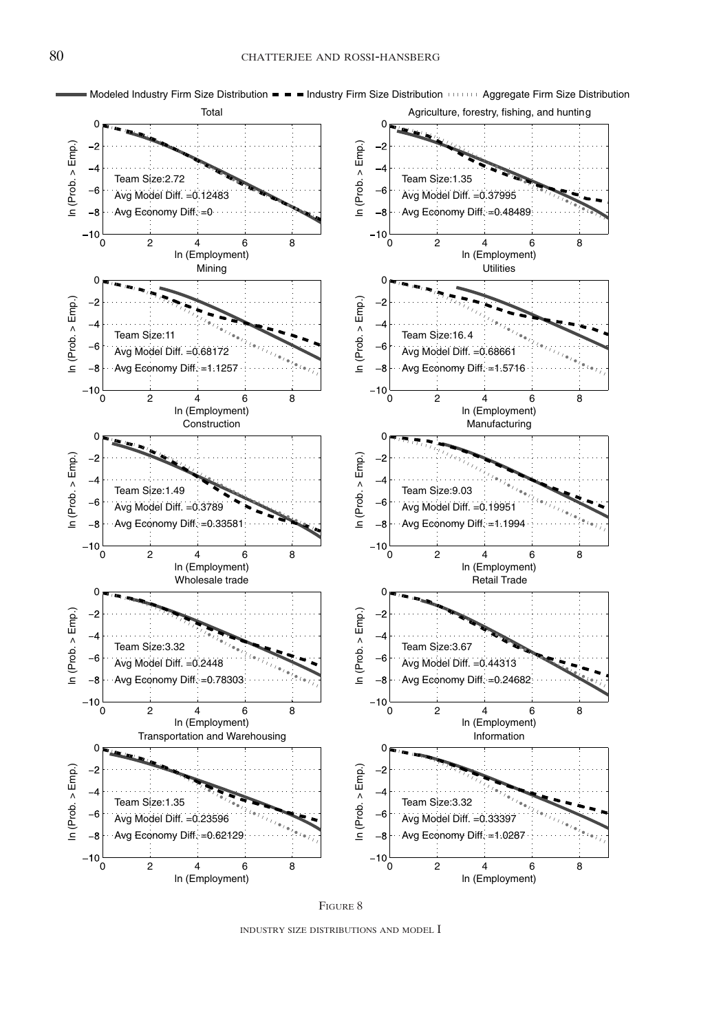FIGURE 8

INDUSTRY SIZE DISTRIBUTIONS AND MODEL I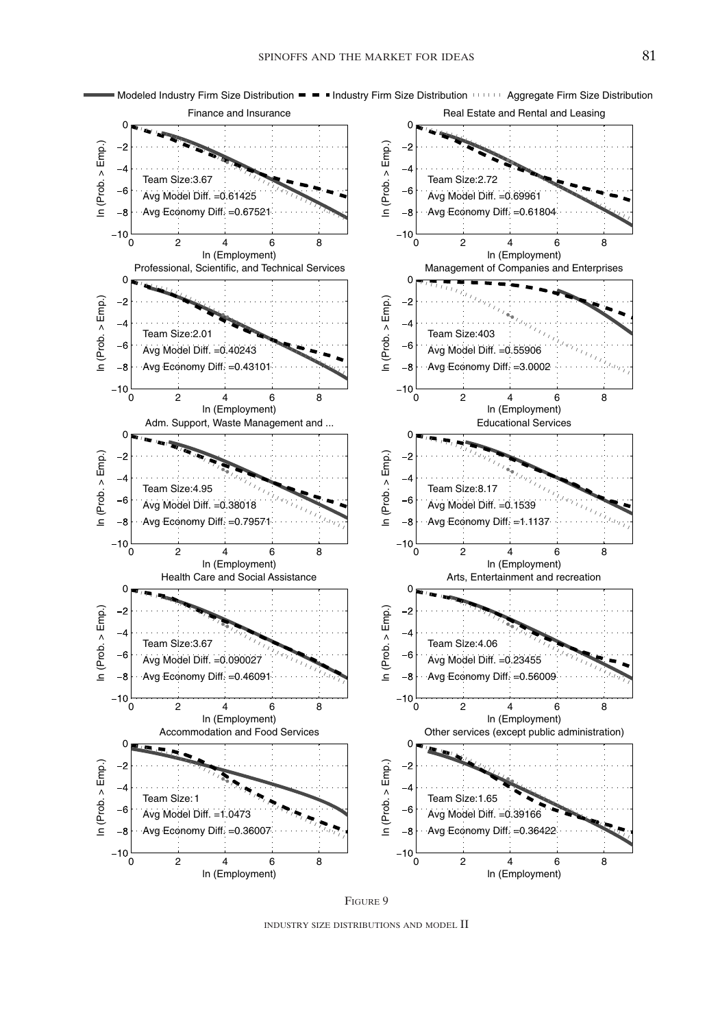FIGURE 9

INDUSTRY SIZE DISTRIBUTIONS AND MODEL II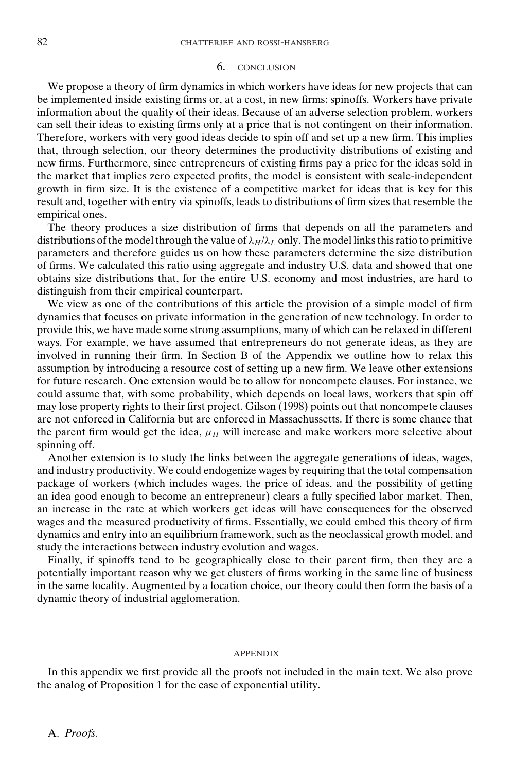## 6. CONCLUSION

We propose a theory of firm dynamics in which workers have ideas for new projects that can be implemented inside existing firms or, at a cost, in new firms: spinoffs. Workers have private information about the quality of their ideas. Because of an adverse selection problem, workers can sell their ideas to existing firms only at a price that is not contingent on their information. Therefore, workers with very good ideas decide to spin off and set up a new firm. This implies that, through selection, our theory determines the productivity distributions of existing and new firms. Furthermore, since entrepreneurs of existing firms pay a price for the ideas sold in the market that implies zero expected profits, the model is consistent with scale-independent growth in firm size. It is the existence of a competitive market for ideas that is key for this result and, together with entry via spinoffs, leads to distributions of firm sizes that resemble the empirical ones.

The theory produces a size distribution of firms that depends on all the parameters and distributions of the model through the value of $\lambda_H/\lambda_L$ only. The model links this ratio to primitive parameters and therefore guides us on how these parameters determine the size distribution of firms. We calculated this ratio using aggregate and industry U.S. data and showed that one obtains size distributions that, for the entire U.S. economy and most industries, are hard to distinguish from their empirical counterpart.

We view as one of the contributions of this article the provision of a simple model of firm dynamics that focuses on private information in the generation of new technology. In order to provide this, we have made some strong assumptions, many of which can be relaxed in different ways. For example, we have assumed that entrepreneurs do not generate ideas, as they are involved in running their firm. In Section B of the Appendix we outline how to relax this assumption by introducing a resource cost of setting up a new firm. We leave other extensions for future research. One extension would be to allow for noncompete clauses. For instance, we could assume that, with some probability, which depends on local laws, workers that spin off may lose property rights to their first project. Gilson (1998) points out that noncompete clauses are not enforced in California but are enforced in Massachussetts. If there is some chance that the parent firm would get the idea, $\mu_H$ will increase and make workers more selective about spinning off.

Another extension is to study the links between the aggregate generations of ideas, wages, and industry productivity. We could endogenize wages by requiring that the total compensation package of workers (which includes wages, the price of ideas, and the possibility of getting an idea good enough to become an entrepreneur) clears a fully specified labor market. Then, an increase in the rate at which workers get ideas will have consequences for the observed wages and the measured productivity of firms. Essentially, we could embed this theory of firm dynamics and entry into an equilibrium framework, such as the neoclassical growth model, and study the interactions between industry evolution and wages.

Finally, if spinoffs tend to be geographically close to their parent firm, then they are a potentially important reason why we get clusters of firms working in the same line of business in the same locality. Augmented by a location choice, our theory could then form the basis of a dynamic theory of industrial agglomeration.

## APPENDIX

In this appendix we first provide all the proofs not included in the main text. We also prove the analog of Proposition 1 for the case of exponential utility.

### A. *Proofs.*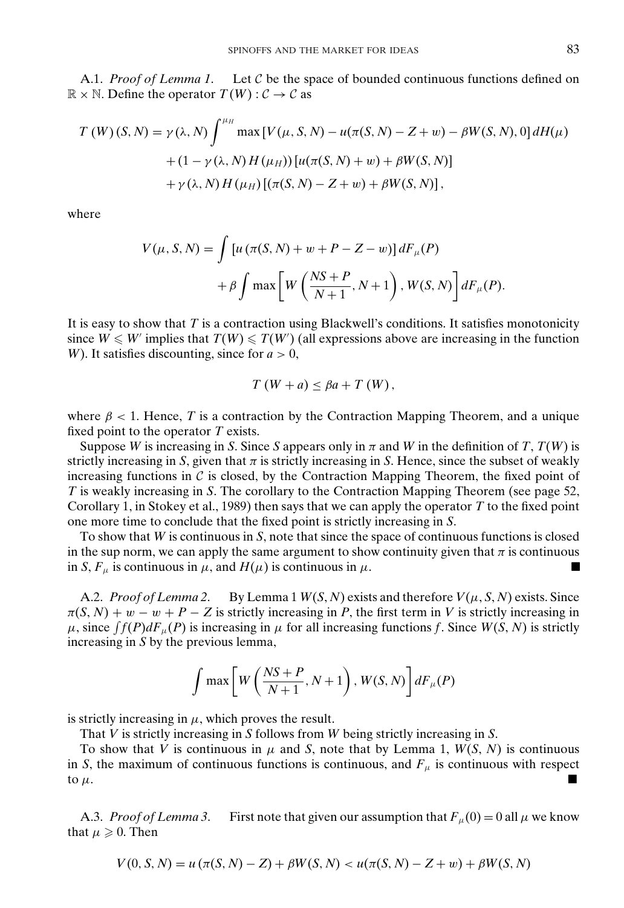A.1. *Proof of Lemma 1.* Let $\mathcal{C}$ be the space of bounded continuous functions defined on $\mathbb{R} \times \mathbb{N}$. Define the operator $T(W) : \mathcal{C} \to \mathcal{C}$ as

$$
\begin{aligned}
T(W)(S, N) = {} & \gamma(\lambda, N) \int^{\mu_H} \max\left[V(\mu, S, N) - u(\pi(S, N) - Z + w) - \beta W(S, N), 0\right] dH(\mu) \\
& + (1 - \gamma(\lambda, N) H(\mu_H)) \left[u(\pi(S, N) + w) + \beta W(S, N)\right] \\
& + \gamma(\lambda, N) H(\mu_H) \left[(\pi(S, N) - Z + w) + \beta W(S, N)\right],
\end{aligned}
$$

where

$$
\begin{aligned}
V(\mu, S, N) = {} & \int \left[u\left(\pi(S, N) + w + P - Z - w\right)\right] dF_\mu(P) \\
& + \beta \int \max\left[W\left(\frac{NS + P}{N + 1}, N + 1\right), W(S, N)\right] dF_\mu(P).
\end{aligned}
$$

It is easy to show that $T$ is a contraction using Blackwell's conditions. It satisfies monotonicity since $W \leqslant W'$ implies that $T(W) \leqslant T(W')$ (all expressions above are increasing in the function $W$). It satisfies discounting, since for $a > 0$,

$$
T(W + a) \leq \beta a + T(W),
$$

where $\beta < 1$. Hence, $T$ is a contraction by the Contraction Mapping Theorem, and a unique fixed point to the operator $T$ exists.

Suppose $W$ is increasing in $S$. Since $S$ appears only in $\pi$ and $W$ in the definition of $T$, $T(W)$ is strictly increasing in $S$, given that $\pi$ is strictly increasing in $S$. Hence, since the subset of weakly increasing functions in $\mathcal{C}$ is closed, by the Contraction Mapping Theorem, the fixed point of $T$ is weakly increasing in $S$. The corollary to the Contraction Mapping Theorem (see page 52, Corollary 1, in Stokey et al., 1989) then says that we can apply the operator $T$ to the fixed point one more time to conclude that the fixed point is strictly increasing in $S$.

To show that $W$ is continuous in $S$, note that since the space of continuous functions is closed in the sup norm, we can apply the same argument to show continuity given that $\pi$ is continuous in $S$, $F_\mu$ is continuous in $\mu$, and $H(\mu)$ is continuous in $\mu$. ■

A.2. *Proof of Lemma 2.* By Lemma 1 $W(S, N)$ exists and therefore $V(\mu, S, N)$ exists. Since $\pi(S, N) + w - w + P - Z$ is strictly increasing in $P$, the first term in $V$ is strictly increasing in $\mu$, since $\int f(P) dF_\mu(P)$ is increasing in $\mu$ for all increasing functions $f$. Since $W(S, N)$ is strictly increasing in $S$ by the previous lemma,

$$
\int \max\left[W\left(\frac{NS + P}{N + 1}, N + 1\right), W(S, N)\right] dF_\mu(P)
$$

is strictly increasing in $\mu$, which proves the result.

That $V$ is strictly increasing in $S$ follows from $W$ being strictly increasing in $S$.

To show that $V$ is continuous in $\mu$ and $S$, note that by Lemma 1, $W(S, N)$ is continuous in $S$, the maximum of continuous functions is continuous, and $F_\mu$ is continuous with respect to $\mu$. ■

A.3. *Proof of Lemma 3.* First note that given our assumption that $F_\mu(0) = 0$ all $\mu$ we know that $\mu \geqslant 0$. Then

$$
V(0, S, N) = u\left(\pi(S, N) - Z\right) + \beta W(S, N) < u(\pi(S, N) - Z + w) + \beta W(S, N)
$$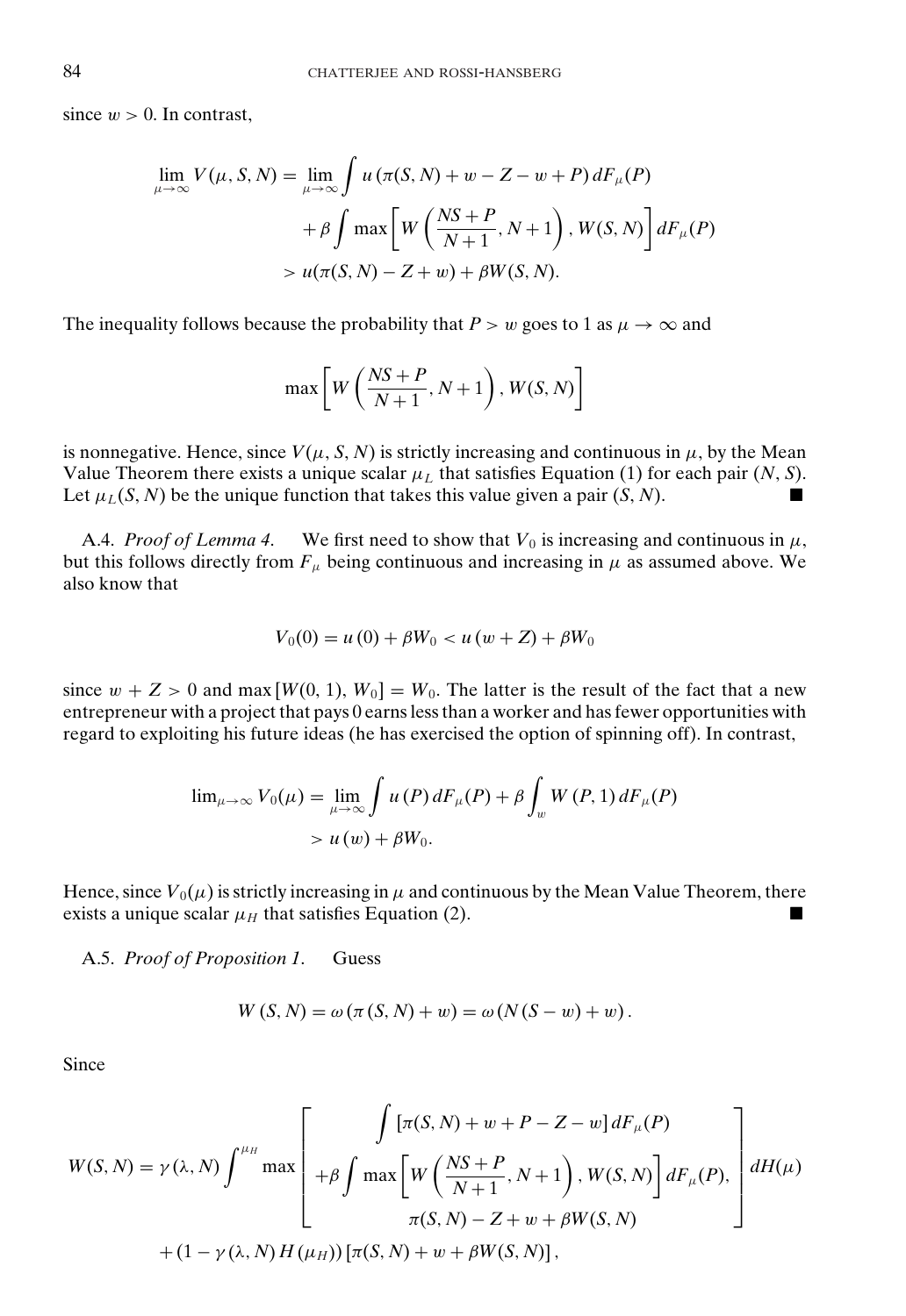since $w > 0$. In contrast,

$$\lim_{\mu \to \infty} V(\mu, S, N) = \lim_{\mu \to \infty} \int u\left(\pi(S, N) + w - Z - w + P\right) dF_{\mu}(P)$$
$$+ \beta \int \max\left[W\left(\frac{NS + P}{N+1}, N+1\right), W(S, N)\right] dF_{\mu}(P)$$
$$> u(\pi(S, N) - Z + w) + \beta W(S, N).$$

The inequality follows because the probability that $P > w$ goes to 1 as $\mu \to \infty$ and

$$\max\left[W\left(\frac{NS + P}{N+1}, N+1\right), W(S, N)\right]$$

is nonnegative. Hence, since $V(\mu, S, N)$ is strictly increasing and continuous in $\mu$, by the Mean Value Theorem there exists a unique scalar $\mu_L$ that satisfies Equation (1) for each pair $(N, S)$. Let $\mu_L(S, N)$ be the unique function that takes this value given a pair $(S, N)$. ■

A.4. *Proof of Lemma 4.* We first need to show that $V_0$ is increasing and continuous in $\mu$, but this follows directly from $F_{\mu}$ being continuous and increasing in $\mu$ as assumed above. We also know that

$$V_0(0) = u\left(0\right) + \beta W_0 < u\left(w + Z\right) + \beta W_0$$

since $w + Z > 0$ and $\max\left[W(0, 1), W_0\right] = W_0$. The latter is the result of the fact that a new entrepreneur with a project that pays 0 earns less than a worker and has fewer opportunities with regard to exploiting his future ideas (he has exercised the option of spinning off). In contrast,

$$\lim_{\mu \to \infty} V_0(\mu) = \lim_{\mu \to \infty} \int u\left(P\right) dF_{\mu}(P) + \beta \int_{w} W\left(P, 1\right) dF_{\mu}(P)$$
$$> u\left(w\right) + \beta W_0.$$

Hence, since $V_0(\mu)$ is strictly increasing in $\mu$ and continuous by the Mean Value Theorem, there exists a unique scalar $\mu_H$ that satisfies Equation (2). ■

A.5. *Proof of Proposition 1.* Guess

$$W\left(S, N\right) = \omega\left(\pi\left(S, N\right) + w\right) = \omega\left(N\left(S - w\right) + w\right).$$

Since

$$W(S, N) = \gamma\left(\lambda, N\right) \int^{\mu_H} \max\left[\begin{array}{c} \int\left[\pi(S, N) + w + P - Z - w\right] dF_{\mu}(P) \\ + \beta \int \max\left[W\left(\frac{NS + P}{N+1}, N+1\right), W(S, N)\right] dF_{\mu}(P), \\ \pi(S, N) - Z + w + \beta W(S, N) \end{array}\right] dH(\mu)$$
$$+ \left(1 - \gamma\left(\lambda, N\right) H\left(\mu_H\right)\right)\left[\pi(S, N) + w + \beta W(S, N)\right],$$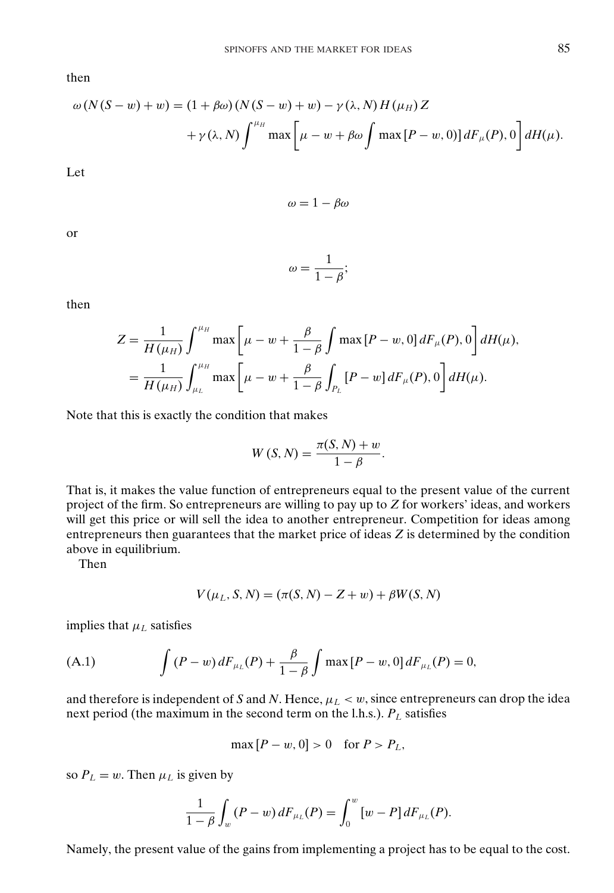then

$$\omega\left(N\left(S-w\right)+w\right)=\left(1+\beta\omega\right)\left(N\left(S-w\right)+w\right)-\gamma\left(\lambda,N\right)H\left(\mu_{H}\right)Z$$
$$+\gamma\left(\lambda,N\right)\int^{\mu_{H}}\max\left[\mu-w+\beta\omega\int\max\left[P-w,0\right)\right]dF_{\mu}(P),0\right]dH(\mu).$$

Let

$$\omega=1-\beta\omega$$

or

$$\omega=\frac{1}{1-\beta};$$

then

$$\begin{aligned} Z&=\frac{1}{H\left(\mu_{H}\right)}\int^{\mu_{H}}\max\left[\mu-w+\frac{\beta}{1-\beta}\int\max\left[P-w,0\right]dF_{\mu}(P),0\right]dH(\mu),\\ &=\frac{1}{H\left(\mu_{H}\right)}\int_{\mu_{L}}^{\mu_{H}}\max\left[\mu-w+\frac{\beta}{1-\beta}\int_{P_{L}}\left[P-w\right]dF_{\mu}(P),0\right]dH(\mu). \end{aligned}$$

Note that this is exactly the condition that makes

$$W\left(S,N\right)=\frac{\pi(S,N)+w}{1-\beta}.$$

That is, it makes the value function of entrepreneurs equal to the present value of the current project of the firm. So entrepreneurs are willing to pay up to $Z$ for workers' ideas, and workers will get this price or will sell the idea to another entrepreneur. Competition for ideas among entrepreneurs then guarantees that the market price of ideas $Z$ is determined by the condition above in equilibrium.

Then

$$V(\mu_{L},S,N)=(\pi(S,N)-Z+w)+\beta W(S,N)$$

implies that $\mu_L$ satisfies

$$\int(P-w)\,dF_{\mu_{L}}(P)+\frac{\beta}{1-\beta}\int\max\left[P-w,0\right]dF_{\mu_{L}}(P)=0, \tag{A.1}$$

and therefore is independent of $S$ and $N$. Hence, $\mu_L < w$, since entrepreneurs can drop the idea next period (the maximum in the second term on the l.h.s.). $P_L$ satisfies

$$\max\left[P-w,0\right]>0\quad\text{for } P>P_{L},$$

so $P_L = w$. Then $\mu_L$ is given by

$$\frac{1}{1-\beta}\int_{w}(P-w)\,dF_{\mu_{L}}(P)=\int_{0}^{w}\left[w-P\right]dF_{\mu_{L}}(P).$$

Namely, the present value of the gains from implementing a project has to be equal to the cost.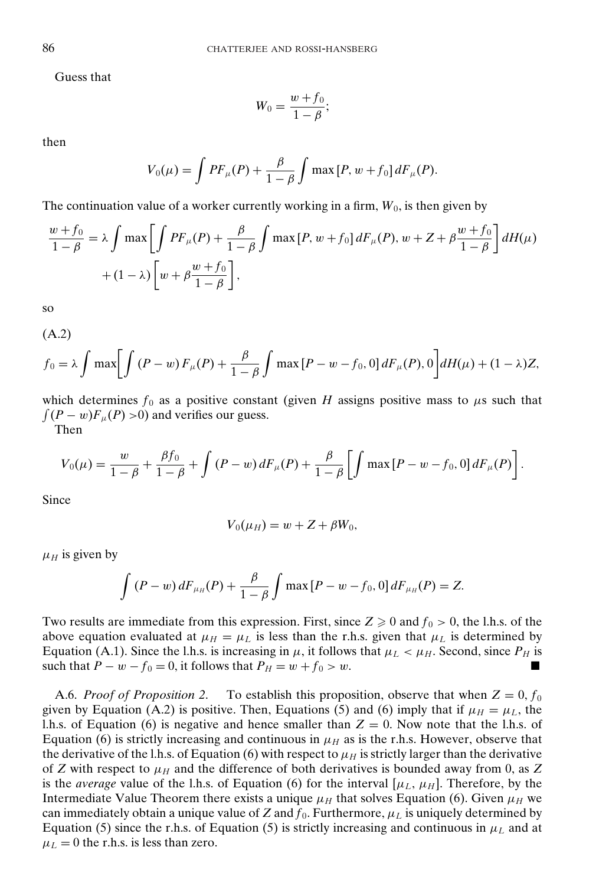Guess that

$$W_0 = \frac{w + f_0}{1 - \beta};$$

then

$$V_0(\mu) = \int PF_\mu(P) + \frac{\beta}{1-\beta} \int \max[P, w + f_0]\, dF_\mu(P).$$

The continuation value of a worker currently working in a firm, $W_0$, is then given by

$$\frac{w + f_0}{1-\beta} = \lambda \int \max\left[\int PF_\mu(P) + \frac{\beta}{1-\beta}\int \max[P, w+f_0]\, dF_\mu(P),\, w + Z + \beta\frac{w+f_0}{1-\beta}\right] dH(\mu)$$
$$+ (1-\lambda)\left[w + \beta\frac{w+f_0}{1-\beta}\right],$$

so

(A.2)

$$f_0 = \lambda \int \max\left[\int (P - w)\, F_\mu(P) + \frac{\beta}{1-\beta}\int \max[P - w - f_0, 0]\, dF_\mu(P), 0\right] dH(\mu) + (1-\lambda)Z,$$

which determines $f_0$ as a positive constant (given $H$ assigns positive mass to $\mu$s such that $\int (P - w)F_\mu(P) > 0$) and verifies our guess.

Then

$$V_0(\mu) = \frac{w}{1-\beta} + \frac{\beta f_0}{1-\beta} + \int (P - w)\, dF_\mu(P) + \frac{\beta}{1-\beta}\left[\int \max[P - w - f_0, 0]\, dF_\mu(P)\right].$$

Since

$$V_0(\mu_H) = w + Z + \beta W_0,$$

$\mu_H$ is given by

$$\int (P - w)\, dF_{\mu_H}(P) + \frac{\beta}{1-\beta}\int \max[P - w - f_0, 0]\, dF_{\mu_H}(P) = Z.$$

Two results are immediate from this expression. First, since $Z \geqslant 0$ and $f_0 > 0$, the l.h.s. of the above equation evaluated at $\mu_H = \mu_L$ is less than the r.h.s. given that $\mu_L$ is determined by Equation (A.1). Since the l.h.s. is increasing in $\mu$, it follows that $\mu_L < \mu_H$. Second, since $P_H$ is such that $P - w - f_0 = 0$, it follows that $P_H = w + f_0 > w$. ■

A.6. *Proof of Proposition 2.* To establish this proposition, observe that when $Z = 0$, $f_0$ given by Equation (A.2) is positive. Then, Equations (5) and (6) imply that if $\mu_H = \mu_L$, the l.h.s. of Equation (6) is negative and hence smaller than $Z = 0$. Now note that the l.h.s. of Equation (6) is strictly increasing and continuous in $\mu_H$ as is the r.h.s. However, observe that the derivative of the l.h.s. of Equation (6) with respect to $\mu_H$ is strictly larger than the derivative of $Z$ with respect to $\mu_H$ and the difference of both derivatives is bounded away from 0, as $Z$ is the *average* value of the l.h.s. of Equation (6) for the interval $[\mu_L, \mu_H]$. Therefore, by the Intermediate Value Theorem there exists a unique $\mu_H$ that solves Equation (6). Given $\mu_H$ we can immediately obtain a unique value of $Z$ and $f_0$. Furthermore, $\mu_L$ is uniquely determined by Equation (5) since the r.h.s. of Equation (5) is strictly increasing and continuous in $\mu_L$ and at $\mu_L = 0$ the r.h.s. is less than zero.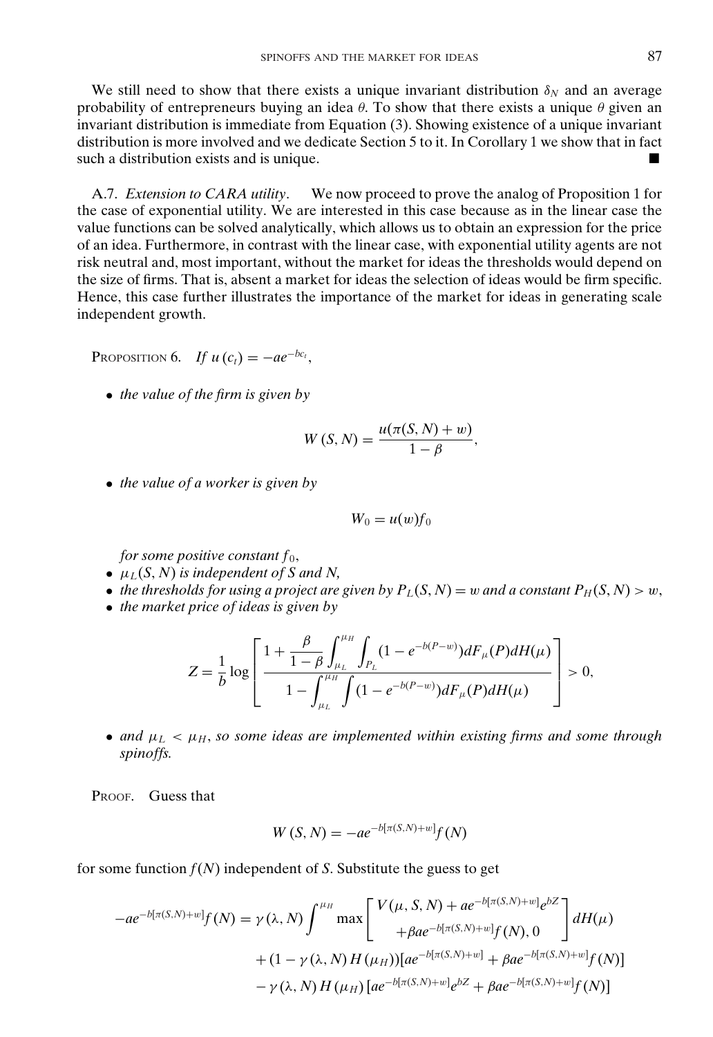We still need to show that there exists a unique invariant distribution $\delta_N$ and an average probability of entrepreneurs buying an idea $\theta$. To show that there exists a unique $\theta$ given an invariant distribution is immediate from Equation (3). Showing existence of a unique invariant distribution is more involved and we dedicate Section 5 to it. In Corollary 1 we show that in fact such a distribution exists and is unique. ■

A.7. *Extension to CARA utility*. We now proceed to prove the analog of Proposition 1 for the case of exponential utility. We are interested in this case because as in the linear case the value functions can be solved analytically, which allows us to obtain an expression for the price of an idea. Furthermore, in contrast with the linear case, with exponential utility agents are not risk neutral and, most important, without the market for ideas the thresholds would depend on the size of firms. That is, absent a market for ideas the selection of ideas would be firm specific. Hence, this case further illustrates the importance of the market for ideas in generating scale independent growth.

PROPOSITION 6. *If* $u(c_t) = -ae^{-bc_t}$,

- *the value of the firm is given by*

$$W(S, N) = \frac{u(\pi(S, N) + w)}{1 - \beta},$$

- *the value of a worker is given by*

$$W_0 = u(w) f_0$$

  *for some positive constant* $f_0$,
- $\mu_L(S, N)$ *is independent of* $S$ *and* $N$,
- *the thresholds for using a project are given by* $P_L(S, N) = w$ *and a constant* $P_H(S, N) > w$,
- *the market price of ideas is given by*

$$Z = \frac{1}{b} \log \left[ \frac{1 + \dfrac{\beta}{1-\beta} \displaystyle\int_{\mu_L}^{\mu_H} \int_{P_L} (1 - e^{-b(P-w)}) dF_\mu(P) dH(\mu)}{1 - \displaystyle\int_{\mu_L}^{\mu_H} \int (1 - e^{-b(P-w)}) dF_\mu(P) dH(\mu)} \right] > 0,$$

- *and* $\mu_L < \mu_H$, *so some ideas are implemented within existing firms and some through spinoffs.*

PROOF. Guess that

$$W(S, N) = -ae^{-b[\pi(S,N)+w]} f(N)$$

for some function $f(N)$ independent of $S$. Substitute the guess to get

$$\begin{aligned}
-ae^{-b[\pi(S,N)+w]} f(N) = {} & \gamma(\lambda, N) \int^{\mu_H} \max \begin{bmatrix} V(\mu, S, N) + ae^{-b[\pi(S,N)+w]} e^{bZ} \\ +\beta ae^{-b[\pi(S,N)+w]} f(N), 0 \end{bmatrix} dH(\mu) \\
& + (1 - \gamma(\lambda, N) H(\mu_H))[ae^{-b[\pi(S,N)+w]} + \beta ae^{-b[\pi(S,N)+w]} f(N)] \\
& - \gamma(\lambda, N) H(\mu_H) [ae^{-b[\pi(S,N)+w]} e^{bZ} + \beta ae^{-b[\pi(S,N)+w]} f(N)]
\end{aligned}$$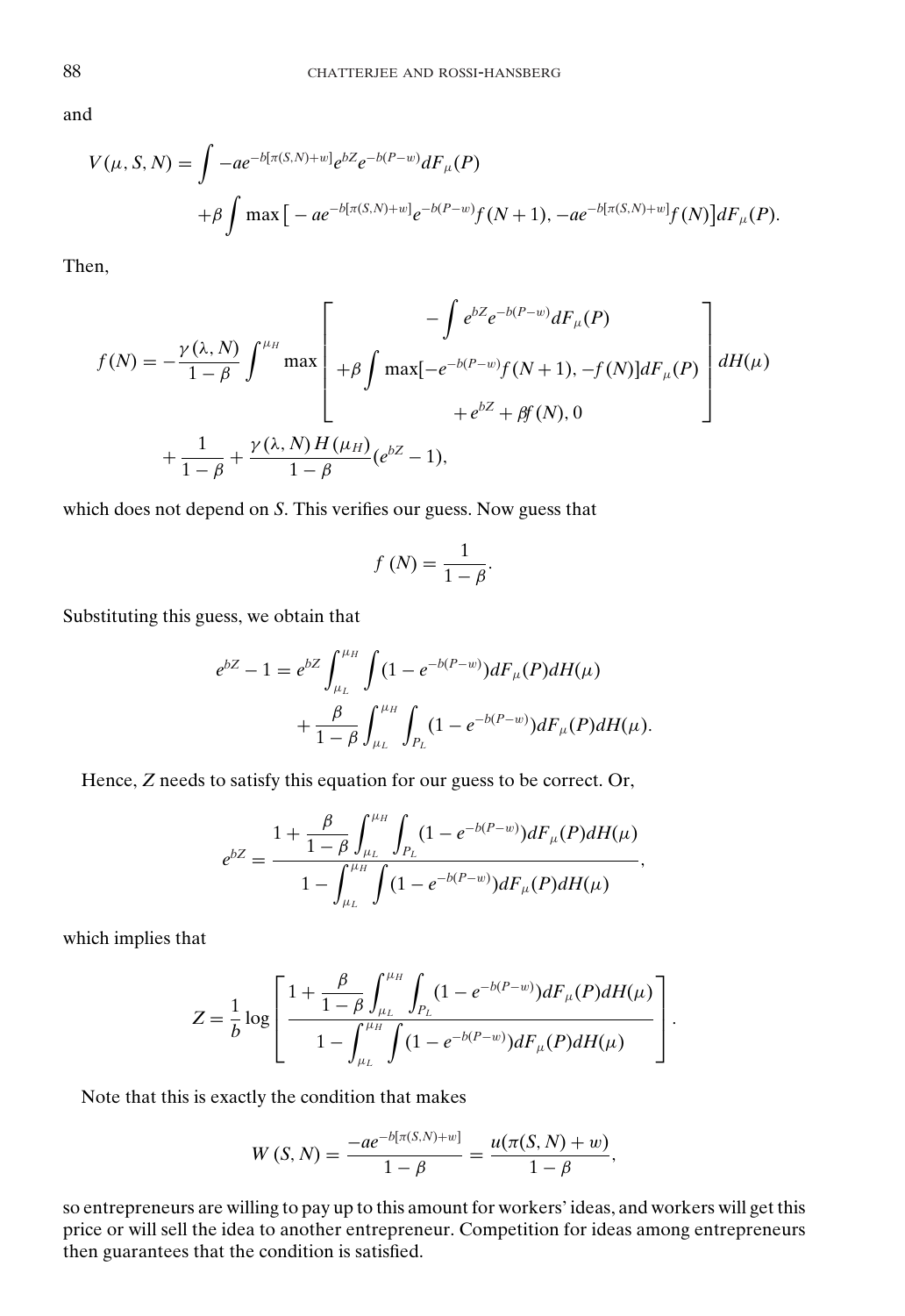and

$$
V(\mu, S, N) = \int -ae^{-b[\pi(S,N)+w]}e^{bZ}e^{-b(P-w)}dF_{\mu}(P)
$$
$$
+\beta \int \max\left[-ae^{-b[\pi(S,N)+w]}e^{-b(P-w)}f(N+1), -ae^{-b[\pi(S,N)+w]}f(N)\right]dF_{\mu}(P).
$$

Then,

$$
f(N) = -\frac{\gamma(\lambda, N)}{1-\beta}\int^{\mu_H} \max\left[\begin{array}{c} -\displaystyle\int e^{bZ}e^{-b(P-w)}dF_{\mu}(P) \\ +\beta \displaystyle\int \max[-e^{-b(P-w)}f(N+1), -f(N)]dF_{\mu}(P) \\ +e^{bZ} + \beta f(N), 0 \end{array}\right] dH(\mu)
$$
$$
+\frac{1}{1-\beta} + \frac{\gamma(\lambda, N)\, H(\mu_H)}{1-\beta}(e^{bZ}-1),
$$

which does not depend on $S$. This verifies our guess. Now guess that

$$
f(N) = \frac{1}{1-\beta}.
$$

Substituting this guess, we obtain that

$$
e^{bZ} - 1 = e^{bZ}\int_{\mu_L}^{\mu_H}\int (1 - e^{-b(P-w)})dF_{\mu}(P)dH(\mu)
$$
$$
+\frac{\beta}{1-\beta}\int_{\mu_L}^{\mu_H}\int_{P_L}(1 - e^{-b(P-w)})dF_{\mu}(P)dH(\mu).
$$

Hence, $Z$ needs to satisfy this equation for our guess to be correct. Or,

$$
e^{bZ} = \frac{1 + \dfrac{\beta}{1-\beta}\displaystyle\int_{\mu_L}^{\mu_H}\int_{P_L}(1 - e^{-b(P-w)})dF_{\mu}(P)dH(\mu)}{1 - \displaystyle\int_{\mu_L}^{\mu_H}\int (1 - e^{-b(P-w)})dF_{\mu}(P)dH(\mu)},
$$

which implies that

$$
Z = \frac{1}{b}\log\left[\frac{1 + \dfrac{\beta}{1-\beta}\displaystyle\int_{\mu_L}^{\mu_H}\int_{P_L}(1 - e^{-b(P-w)})dF_{\mu}(P)dH(\mu)}{1 - \displaystyle\int_{\mu_L}^{\mu_H}\int (1 - e^{-b(P-w)})dF_{\mu}(P)dH(\mu)}\right].
$$

Note that this is exactly the condition that makes

$$
W(S, N) = \frac{-ae^{-b[\pi(S,N)+w]}}{1-\beta} = \frac{u(\pi(S,N)+w)}{1-\beta},
$$

so entrepreneurs are willing to pay up to this amount for workers' ideas, and workers will get this price or will sell the idea to another entrepreneur. Competition for ideas among entrepreneurs then guarantees that the condition is satisfied.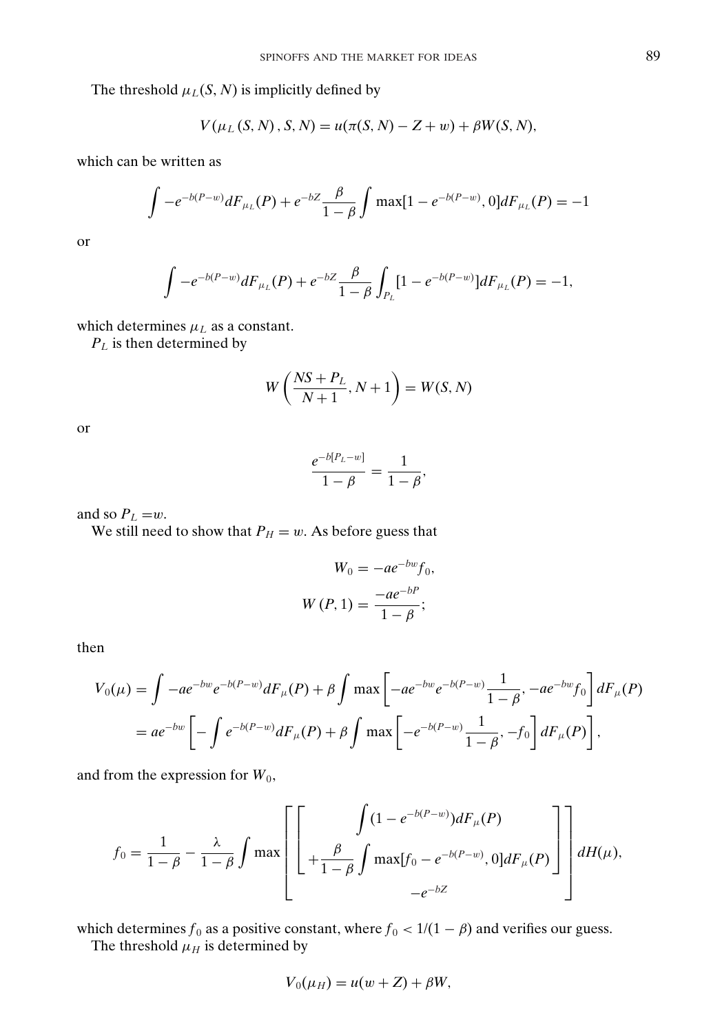The threshold $\mu_L(S, N)$ is implicitly defined by

$$V(\mu_L(S, N), S, N) = u(\pi(S, N) - Z + w) + \beta W(S, N),$$

which can be written as

$$\int -e^{-b(P-w)} dF_{\mu_L}(P) + e^{-bZ} \frac{\beta}{1-\beta} \int \max[1 - e^{-b(P-w)}, 0] dF_{\mu_L}(P) = -1$$

or

$$\int -e^{-b(P-w)} dF_{\mu_L}(P) + e^{-bZ} \frac{\beta}{1-\beta} \int_{P_L} [1 - e^{-b(P-w)}] dF_{\mu_L}(P) = -1,$$

which determines $\mu_L$ as a constant.

$P_L$ is then determined by

$$W\left(\frac{NS + P_L}{N+1}, N+1\right) = W(S, N)$$

or

$$\frac{e^{-b[P_L - w]}}{1-\beta} = \frac{1}{1-\beta},$$

and so $P_L = w$.

We still need to show that $P_H = w$. As before guess that

$$W_0 = -ae^{-bw} f_0,$$
$$W(P, 1) = \frac{-ae^{-bP}}{1-\beta};$$

then

$$\begin{aligned} V_0(\mu) &= \int -ae^{-bw} e^{-b(P-w)} dF_\mu(P) + \beta \int \max\left[-ae^{-bw} e^{-b(P-w)} \frac{1}{1-\beta}, -ae^{-bw} f_0\right] dF_\mu(P) \\ &= ae^{-bw}\left[-\int e^{-b(P-w)} dF_\mu(P) + \beta \int \max\left[-e^{-b(P-w)} \frac{1}{1-\beta}, -f_0\right] dF_\mu(P)\right], \end{aligned}$$

and from the expression for $W_0$,

$$f_0 = \frac{1}{1-\beta} - \frac{\lambda}{1-\beta} \int \max \left[ \begin{bmatrix} \int (1 - e^{-b(P-w)}) dF_\mu(P) \\ + \frac{\beta}{1-\beta} \int \max[f_0 - e^{-b(P-w)}, 0] dF_\mu(P) \end{bmatrix} \atop -e^{-bZ} \right] dH(\mu),$$

which determines $f_0$ as a positive constant, where $f_0 < 1/(1-\beta)$ and verifies our guess.

The threshold $\mu_H$ is determined by

$$V_0(\mu_H) = u(w + Z) + \beta W,$$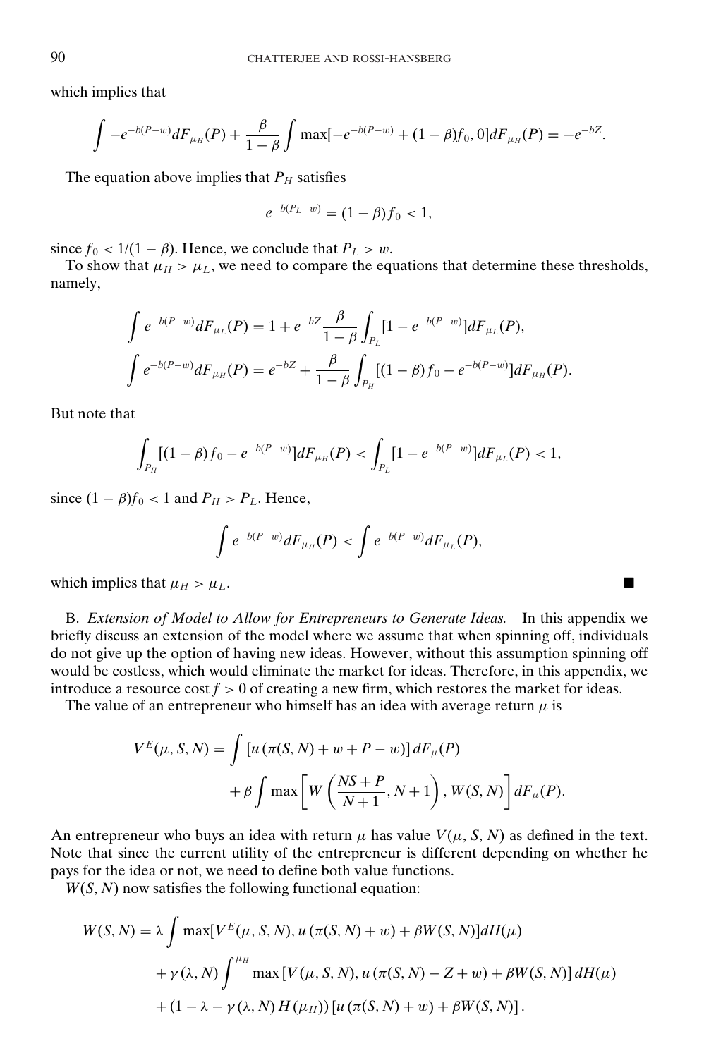which implies that

$$\int -e^{-b(P-w)} dF_{\mu_H}(P) + \frac{\beta}{1-\beta} \int \max[-e^{-b(P-w)} + (1-\beta) f_0, 0] dF_{\mu_H}(P) = -e^{-bZ}.$$

The equation above implies that $P_H$ satisfies

$$e^{-b(P_L - w)} = (1-\beta) f_0 < 1,$$

since $f_0 < 1/(1-\beta)$. Hence, we conclude that $P_L > w$.

To show that $\mu_H > \mu_L$, we need to compare the equations that determine these thresholds, namely,

$$\int e^{-b(P-w)} dF_{\mu_L}(P) = 1 + e^{-bZ} \frac{\beta}{1-\beta} \int_{P_L} [1 - e^{-b(P-w)}] dF_{\mu_L}(P),$$

$$\int e^{-b(P-w)} dF_{\mu_H}(P) = e^{-bZ} + \frac{\beta}{1-\beta} \int_{P_H} [(1-\beta) f_0 - e^{-b(P-w)}] dF_{\mu_H}(P).$$

But note that

$$\int_{P_H} [(1-\beta) f_0 - e^{-b(P-w)}] dF_{\mu_H}(P) < \int_{P_L} [1 - e^{-b(P-w)}] dF_{\mu_L}(P) < 1,$$

since $(1-\beta) f_0 < 1$ and $P_H > P_L$. Hence,

$$\int e^{-b(P-w)} dF_{\mu_H}(P) < \int e^{-b(P-w)} dF_{\mu_L}(P),$$

which implies that $\mu_H > \mu_L$. ∎

B. *Extension of Model to Allow for Entrepreneurs to Generate Ideas.* In this appendix we briefly discuss an extension of the model where we assume that when spinning off, individuals do not give up the option of having new ideas. However, without this assumption spinning off would be costless, which would eliminate the market for ideas. Therefore, in this appendix, we introduce a resource cost $f > 0$ of creating a new firm, which restores the market for ideas.

The value of an entrepreneur who himself has an idea with average return $\mu$ is

$$V^E(\mu, S, N) = \int [u(\pi(S, N) + w + P - w)] dF_\mu(P)$$
$$+ \beta \int \max\left[W\left(\frac{NS + P}{N+1}, N+1\right), W(S, N)\right] dF_\mu(P).$$

An entrepreneur who buys an idea with return $\mu$ has value $V(\mu, S, N)$ as defined in the text. Note that since the current utility of the entrepreneur is different depending on whether he pays for the idea or not, we need to define both value functions.

$W(S, N)$ now satisfies the following functional equation:

$$W(S, N) = \lambda \int \max[V^E(\mu, S, N), u(\pi(S, N) + w) + \beta W(S, N)] dH(\mu)$$
$$+ \gamma(\lambda, N) \int^{\mu_H} \max[V(\mu, S, N), u(\pi(S, N) - Z + w) + \beta W(S, N)] dH(\mu)$$
$$+ (1 - \lambda - \gamma(\lambda, N) H(\mu_H)) [u(\pi(S, N) + w) + \beta W(S, N)].$$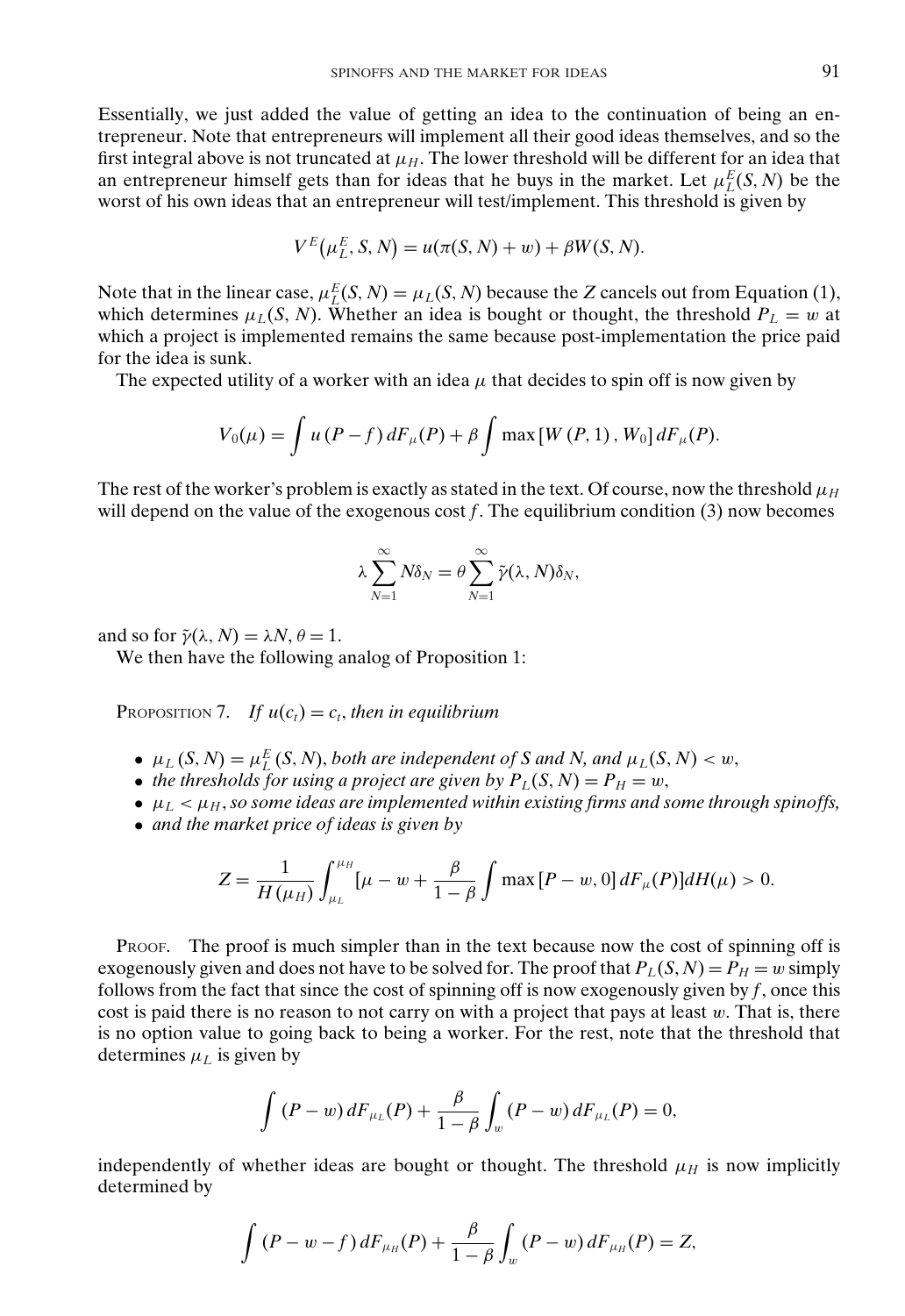Essentially, we just added the value of getting an idea to the continuation of being an entrepreneur. Note that entrepreneurs will implement all their good ideas themselves, and so the first integral above is not truncated at $\mu_H$. The lower threshold will be different for an idea that an entrepreneur himself gets than for ideas that he buys in the market. Let $\mu_L^E(S, N)$ be the worst of his own ideas that an entrepreneur will test/implement. This threshold is given by

$$V^E\left(\mu_L^E, S, N\right) = u(\pi(S, N) + w) + \beta W(S, N).$$

Note that in the linear case, $\mu_L^E(S, N) = \mu_L(S, N)$ because the $Z$ cancels out from Equation (1), which determines $\mu_L(S, N)$. Whether an idea is bought or thought, the threshold $P_L = w$ at which a project is implemented remains the same because post-implementation the price paid for the idea is sunk.

The expected utility of a worker with an idea $\mu$ that decides to spin off is now given by

$$V_0(\mu) = \int u\left(P - f\right) dF_\mu(P) + \beta \int \max\left[W\left(P, 1\right), W_0\right] dF_\mu(P).$$

The rest of the worker's problem is exactly as stated in the text. Of course, now the threshold $\mu_H$ will depend on the value of the exogenous cost $f$. The equilibrium condition (3) now becomes

$$\lambda \sum_{N=1}^{\infty} N \delta_N = \theta \sum_{N=1}^{\infty} \tilde{\gamma}(\lambda, N) \delta_N,$$

and so for $\tilde{\gamma}(\lambda, N) = \lambda N$, $\theta = 1$.

We then have the following analog of Proposition 1:

Proposition 7. *If $u(c_t) = c_t$, then in equilibrium*

- *$\mu_L\left(S, N\right) = \mu_L^E\left(S, N\right)$, both are independent of $S$ and $N$, and $\mu_L(S, N) < w$,*
- *the thresholds for using a project are given by $P_L(S, N) = P_H = w$,*
- *$\mu_L < \mu_H$, so some ideas are implemented within existing firms and some through spinoffs,*
- *and the market price of ideas is given by*

$$Z = \frac{1}{H\left(\mu_H\right)} \int_{\mu_L}^{\mu_H} \left[\mu - w + \frac{\beta}{1-\beta} \int \max\left[P - w, 0\right] dF_\mu(P)\right] dH(\mu) > 0.$$

Proof. The proof is much simpler than in the text because now the cost of spinning off is exogenously given and does not have to be solved for. The proof that $P_L(S, N) = P_H = w$ simply follows from the fact that since the cost of spinning off is now exogenously given by $f$, once this cost is paid there is no reason to not carry on with a project that pays at least $w$. That is, there is no option value to going back to being a worker. For the rest, note that the threshold that determines $\mu_L$ is given by

$$\int \left(P - w\right) dF_{\mu_L}(P) + \frac{\beta}{1-\beta} \int_w \left(P - w\right) dF_{\mu_L}(P) = 0,$$

independently of whether ideas are bought or thought. The threshold $\mu_H$ is now implicitly determined by

$$\int \left(P - w - f\right) dF_{\mu_H}(P) + \frac{\beta}{1-\beta} \int_w \left(P - w\right) dF_{\mu_H}(P) = Z,$$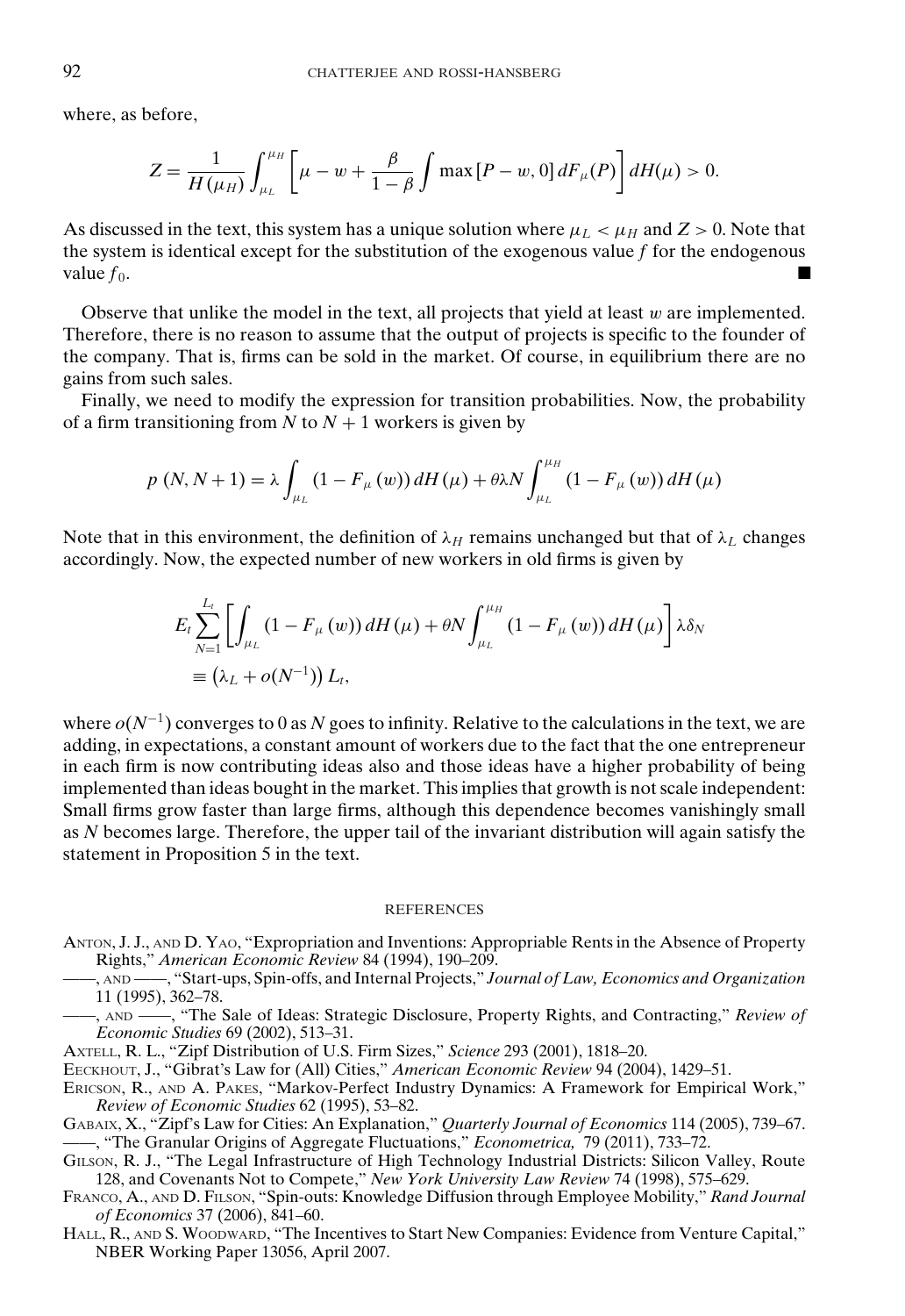where, as before,

$$Z = \frac{1}{H(\mu_H)} \int_{\mu_L}^{\mu_H} \left[ \mu - w + \frac{\beta}{1-\beta} \int \max[P - w, 0]\, dF_\mu(P) \right] dH(\mu) > 0.$$

As discussed in the text, this system has a unique solution where $\mu_L < \mu_H$ and $Z > 0$. Note that the system is identical except for the substitution of the exogenous value $f$ for the endogenous value $f_0$. ∎

Observe that unlike the model in the text, all projects that yield at least $w$ are implemented. Therefore, there is no reason to assume that the output of projects is specific to the founder of the company. That is, firms can be sold in the market. Of course, in equilibrium there are no gains from such sales.

Finally, we need to modify the expression for transition probabilities. Now, the probability of a firm transitioning from $N$ to $N+1$ workers is given by

$$p(N, N+1) = \lambda \int_{\mu_L} (1 - F_\mu(w))\, dH(\mu) + \theta\lambda N \int_{\mu_L}^{\mu_H} (1 - F_\mu(w))\, dH(\mu)$$

Note that in this environment, the definition of $\lambda_H$ remains unchanged but that of $\lambda_L$ changes accordingly. Now, the expected number of new workers in old firms is given by

$$E_t \sum_{N=1}^{L_t} \left[ \int_{\mu_L} (1 - F_\mu(w))\, dH(\mu) + \theta N \int_{\mu_L}^{\mu_H} (1 - F_\mu(w))\, dH(\mu) \right] \lambda \delta_N$$
$$\equiv \left( \lambda_L + o(N^{-1}) \right) L_t,$$

where $o(N^{-1})$ converges to 0 as $N$ goes to infinity. Relative to the calculations in the text, we are adding, in expectations, a constant amount of workers due to the fact that the one entrepreneur in each firm is now contributing ideas also and those ideas have a higher probability of being implemented than ideas bought in the market. This implies that growth is not scale independent: Small firms grow faster than large firms, although this dependence becomes vanishingly small as $N$ becomes large. Therefore, the upper tail of the invariant distribution will again satisfy the statement in Proposition 5 in the text.

## REFERENCES

Anton, J. J., and D. Yao, "Expropriation and Inventions: Appropriable Rents in the Absence of Property Rights," *American Economic Review* 84 (1994), 190–209.

——, and ——, "Start-ups, Spin-offs, and Internal Projects," *Journal of Law, Economics and Organization* 11 (1995), 362–78.

——, and ——, "The Sale of Ideas: Strategic Disclosure, Property Rights, and Contracting," *Review of Economic Studies* 69 (2002), 513–31.

Axtell, R. L., "Zipf Distribution of U.S. Firm Sizes," *Science* 293 (2001), 1818–20.

Eeckhout, J., "Gibrat's Law for (All) Cities," *American Economic Review* 94 (2004), 1429–51.

Ericson, R., and A. Pakes, "Markov-Perfect Industry Dynamics: A Framework for Empirical Work," *Review of Economic Studies* 62 (1995), 53–82.

Gabaix, X., "Zipf's Law for Cities: An Explanation," *Quarterly Journal of Economics* 114 (2005), 739–67.

——, "The Granular Origins of Aggregate Fluctuations," *Econometrica,* 79 (2011), 733–72.

Gilson, R. J., "The Legal Infrastructure of High Technology Industrial Districts: Silicon Valley, Route 128, and Covenants Not to Compete," *New York University Law Review* 74 (1998), 575–629.

Franco, A., and D. Filson, "Spin-outs: Knowledge Diffusion through Employee Mobility," *Rand Journal of Economics* 37 (2006), 841–60.

Hall, R., and S. Woodward, "The Incentives to Start New Companies: Evidence from Venture Capital," NBER Working Paper 13056, April 2007.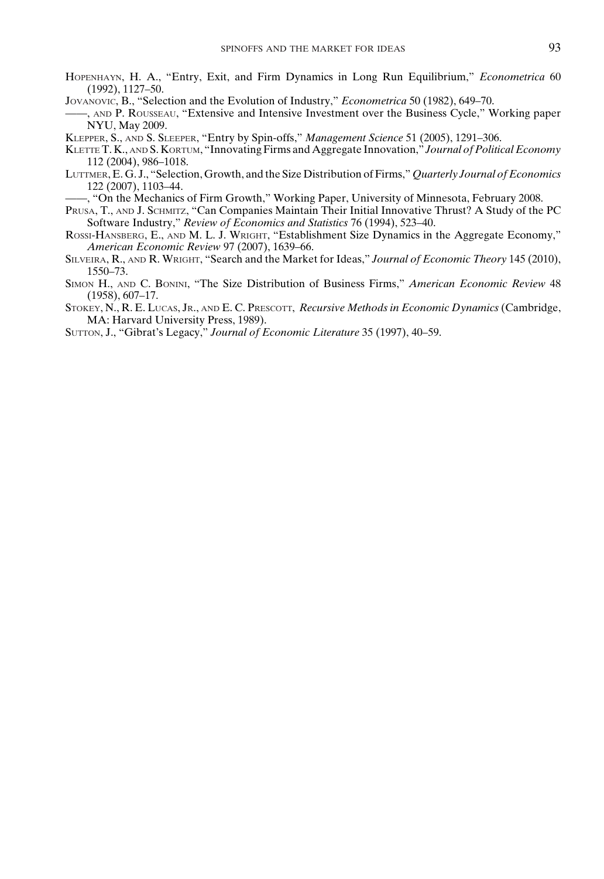Hopenhayn, H. A., "Entry, Exit, and Firm Dynamics in Long Run Equilibrium," *Econometrica* 60 (1992), 1127–50.

Jovanovic, B., "Selection and the Evolution of Industry," *Econometrica* 50 (1982), 649–70.

——, and P. Rousseau, "Extensive and Intensive Investment over the Business Cycle," Working paper NYU, May 2009.

Klepper, S., and S. Sleeper, "Entry by Spin-offs," *Management Science* 51 (2005), 1291–306.

Klette T. K., and S. Kortum, "Innovating Firms and Aggregate Innovation," *Journal of Political Economy* 112 (2004), 986–1018.

Luttmer, E. G. J., "Selection, Growth, and the Size Distribution of Firms," *Quarterly Journal of Economics* 122 (2007), 1103–44.

——, "On the Mechanics of Firm Growth," Working Paper, University of Minnesota, February 2008.

Prusa, T., and J. Schmitz, "Can Companies Maintain Their Initial Innovative Thrust? A Study of the PC Software Industry," *Review of Economics and Statistics* 76 (1994), 523–40.

Rossi-Hansberg, E., and M. L. J. Wright, "Establishment Size Dynamics in the Aggregate Economy," *American Economic Review* 97 (2007), 1639–66.

Silveira, R., and R. Wright, "Search and the Market for Ideas," *Journal of Economic Theory* 145 (2010), 1550–73.

Simon H., and C. Bonini, "The Size Distribution of Business Firms," *American Economic Review* 48 (1958), 607–17.

Stokey, N., R. E. Lucas, Jr., and E. C. Prescott, *Recursive Methods in Economic Dynamics* (Cambridge, MA: Harvard University Press, 1989).

Sutton, J., "Gibrat's Legacy," *Journal of Economic Literature* 35 (1997), 40–59.